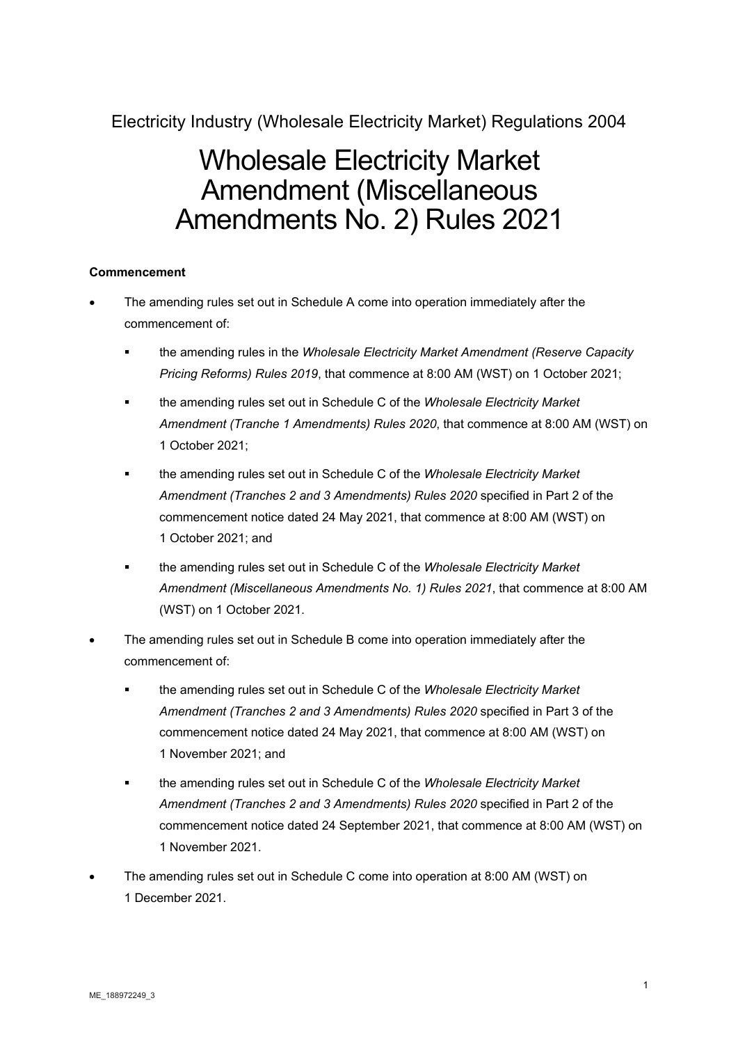Electricity Industry (Wholesale Electricity Market) Regulations 2004

# Wholesale Electricity Market Amendment (Miscellaneous Amendments No. 2) Rules 2021

**Commencement**

- The amending rules set out in Schedule A come into operation immediately after the commencement of:
  - the amending rules in the *Wholesale Electricity Market Amendment (Reserve Capacity Pricing Reforms) Rules 2019*, that commence at 8:00 AM (WST) on 1 October 2021;
  - the amending rules set out in Schedule C of the *Wholesale Electricity Market Amendment (Tranche 1 Amendments) Rules 2020*, that commence at 8:00 AM (WST) on 1 October 2021;
  - the amending rules set out in Schedule C of the *Wholesale Electricity Market Amendment (Tranches 2 and 3 Amendments) Rules 2020* specified in Part 2 of the commencement notice dated 24 May 2021, that commence at 8:00 AM (WST) on 1 October 2021; and
  - the amending rules set out in Schedule C of the *Wholesale Electricity Market Amendment (Miscellaneous Amendments No. 1) Rules 2021*, that commence at 8:00 AM (WST) on 1 October 2021.
- The amending rules set out in Schedule B come into operation immediately after the commencement of:
  - the amending rules set out in Schedule C of the *Wholesale Electricity Market Amendment (Tranches 2 and 3 Amendments) Rules 2020* specified in Part 3 of the commencement notice dated 24 May 2021, that commence at 8:00 AM (WST) on 1 November 2021; and
  - the amending rules set out in Schedule C of the *Wholesale Electricity Market Amendment (Tranches 2 and 3 Amendments) Rules 2020* specified in Part 2 of the commencement notice dated 24 September 2021, that commence at 8:00 AM (WST) on 1 November 2021.
- The amending rules set out in Schedule C come into operation at 8:00 AM (WST) on 1 December 2021.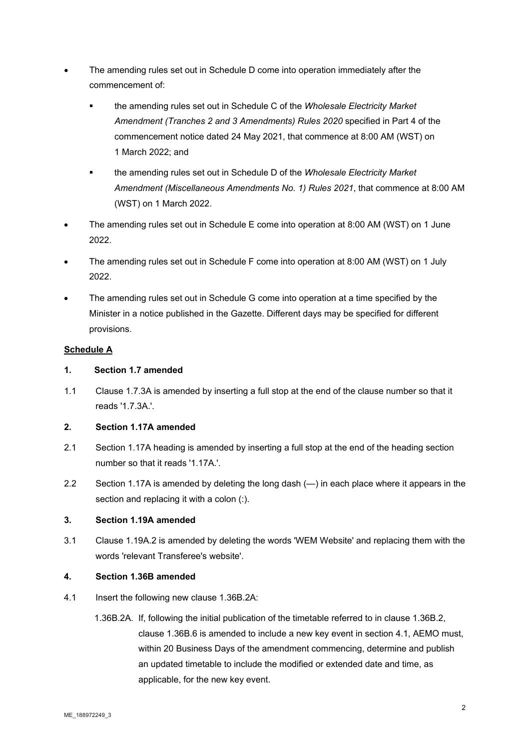- The amending rules set out in Schedule D come into operation immediately after the commencement of:
  - the amending rules set out in Schedule C of the *Wholesale Electricity Market Amendment (Tranches 2 and 3 Amendments) Rules 2020* specified in Part 4 of the commencement notice dated 24 May 2021, that commence at 8:00 AM (WST) on 1 March 2022; and
  - the amending rules set out in Schedule D of the *Wholesale Electricity Market Amendment (Miscellaneous Amendments No. 1) Rules 2021*, that commence at 8:00 AM (WST) on 1 March 2022.
- The amending rules set out in Schedule E come into operation at 8:00 AM (WST) on 1 June 2022.
- The amending rules set out in Schedule F come into operation at 8:00 AM (WST) on 1 July 2022.
- The amending rules set out in Schedule G come into operation at a time specified by the Minister in a notice published in the Gazette. Different days may be specified for different provisions.

**Schedule A**

**1. Section 1.7 amended**

1.1 Clause 1.7.3A is amended by inserting a full stop at the end of the clause number so that it reads '1.7.3A.'.

**2. Section 1.17A amended**

2.1 Section 1.17A heading is amended by inserting a full stop at the end of the heading section number so that it reads '1.17A.'.

2.2 Section 1.17A is amended by deleting the long dash (—) in each place where it appears in the section and replacing it with a colon (:).

**3. Section 1.19A amended**

3.1 Clause 1.19A.2 is amended by deleting the words 'WEM Website' and replacing them with the words 'relevant Transferee's website'.

**4. Section 1.36B amended**

4.1 Insert the following new clause 1.36B.2A:

> 1.36B.2A. If, following the initial publication of the timetable referred to in clause 1.36B.2, clause 1.36B.6 is amended to include a new key event in section 4.1, AEMO must, within 20 Business Days of the amendment commencing, determine and publish an updated timetable to include the modified or extended date and time, as applicable, for the new key event.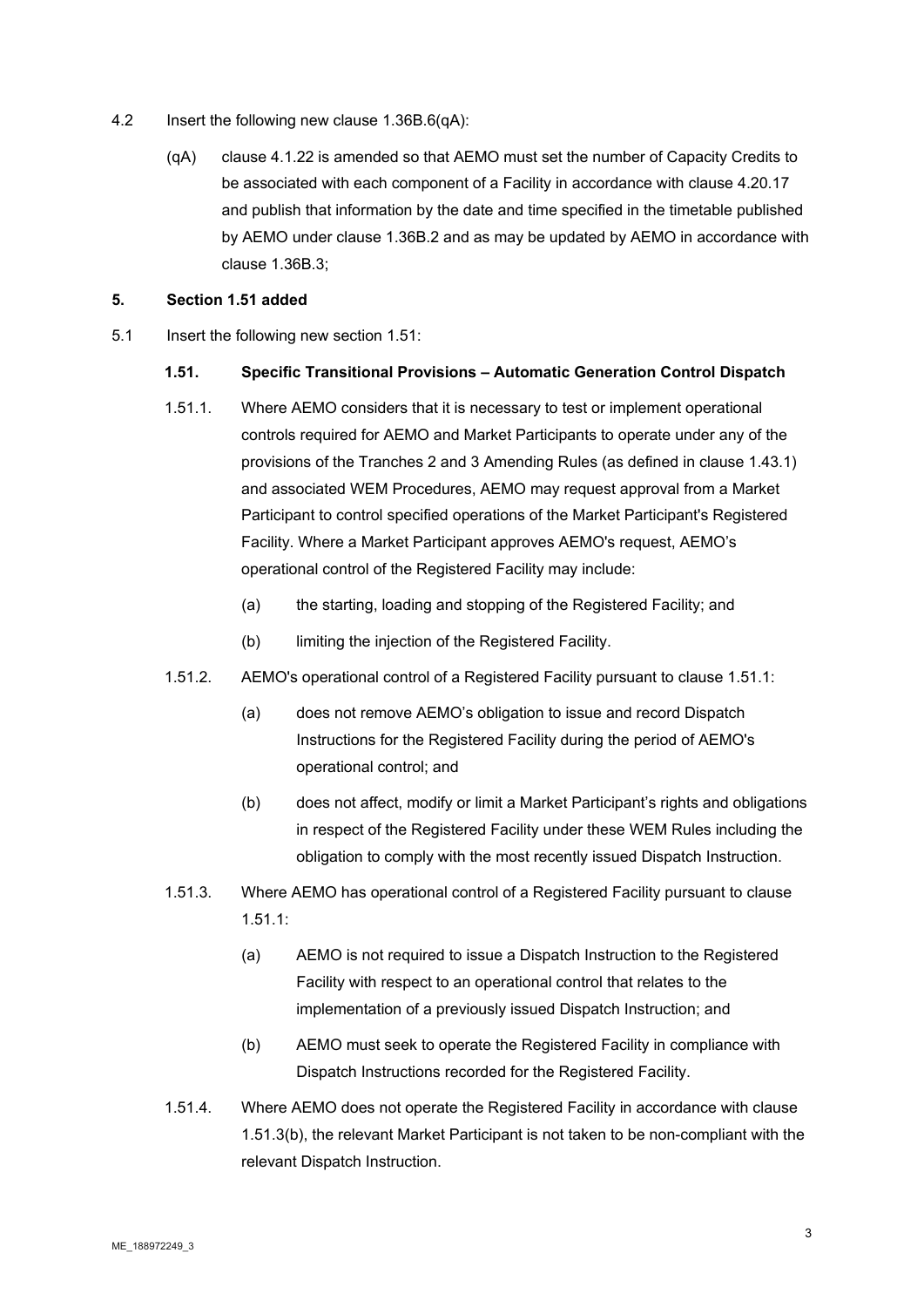4.2 Insert the following new clause 1.36B.6(qA):

(qA) clause 4.1.22 is amended so that AEMO must set the number of Capacity Credits to be associated with each component of a Facility in accordance with clause 4.20.17 and publish that information by the date and time specified in the timetable published by AEMO under clause 1.36B.2 and as may be updated by AEMO in accordance with clause 1.36B.3;

**5. Section 1.51 added**

5.1 Insert the following new section 1.51:

**1.51. Specific Transitional Provisions – Automatic Generation Control Dispatch**

1.51.1. Where AEMO considers that it is necessary to test or implement operational controls required for AEMO and Market Participants to operate under any of the provisions of the Tranches 2 and 3 Amending Rules (as defined in clause 1.43.1) and associated WEM Procedures, AEMO may request approval from a Market Participant to control specified operations of the Market Participant's Registered Facility. Where a Market Participant approves AEMO's request, AEMO's operational control of the Registered Facility may include:

(a) the starting, loading and stopping of the Registered Facility; and

(b) limiting the injection of the Registered Facility.

1.51.2. AEMO's operational control of a Registered Facility pursuant to clause 1.51.1:

(a) does not remove AEMO's obligation to issue and record Dispatch Instructions for the Registered Facility during the period of AEMO's operational control; and

(b) does not affect, modify or limit a Market Participant's rights and obligations in respect of the Registered Facility under these WEM Rules including the obligation to comply with the most recently issued Dispatch Instruction.

1.51.3. Where AEMO has operational control of a Registered Facility pursuant to clause 1.51.1:

(a) AEMO is not required to issue a Dispatch Instruction to the Registered Facility with respect to an operational control that relates to the implementation of a previously issued Dispatch Instruction; and

(b) AEMO must seek to operate the Registered Facility in compliance with Dispatch Instructions recorded for the Registered Facility.

1.51.4. Where AEMO does not operate the Registered Facility in accordance with clause 1.51.3(b), the relevant Market Participant is not taken to be non-compliant with the relevant Dispatch Instruction.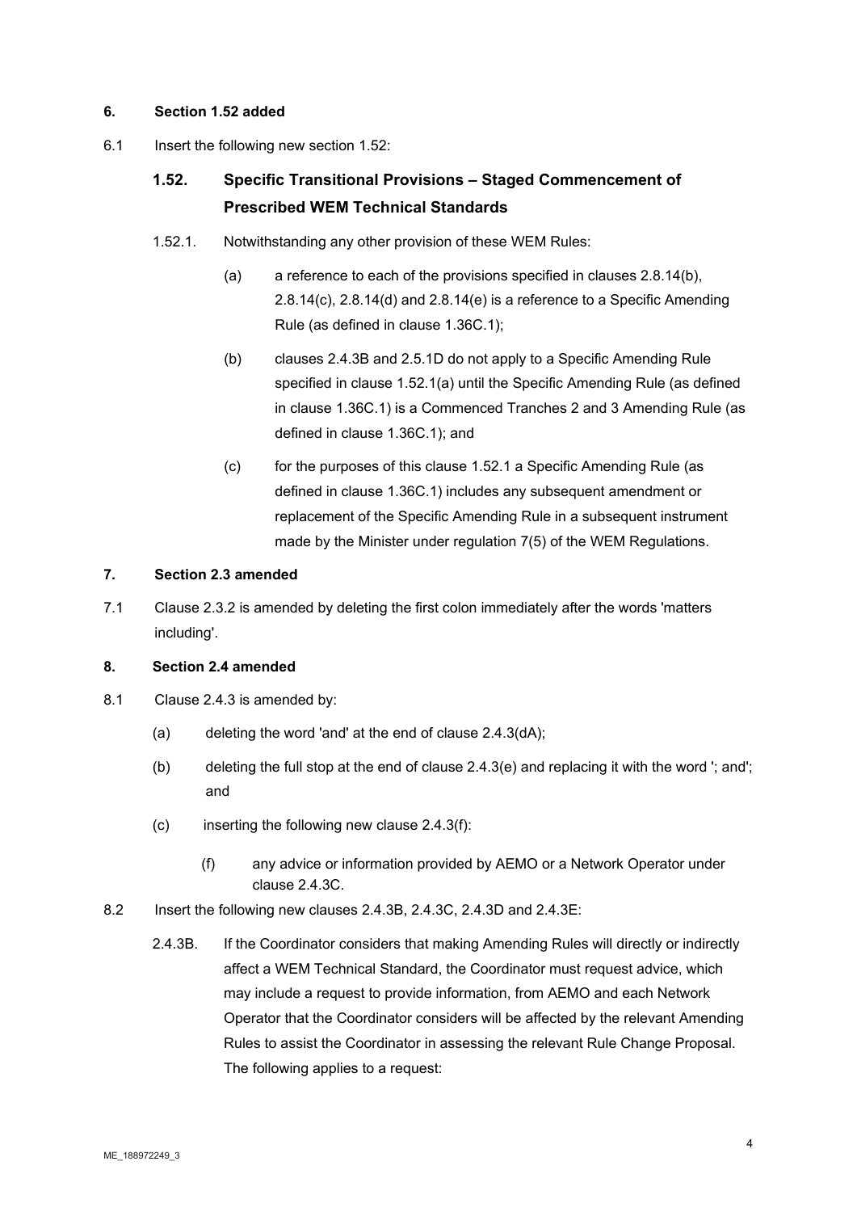**6. Section 1.52 added**

6.1 Insert the following new section 1.52:

## 1.52. Specific Transitional Provisions – Staged Commencement of Prescribed WEM Technical Standards

1.52.1. Notwithstanding any other provision of these WEM Rules:

(a) a reference to each of the provisions specified in clauses 2.8.14(b), 2.8.14(c), 2.8.14(d) and 2.8.14(e) is a reference to a Specific Amending Rule (as defined in clause 1.36C.1);

(b) clauses 2.4.3B and 2.5.1D do not apply to a Specific Amending Rule specified in clause 1.52.1(a) until the Specific Amending Rule (as defined in clause 1.36C.1) is a Commenced Tranches 2 and 3 Amending Rule (as defined in clause 1.36C.1); and

(c) for the purposes of this clause 1.52.1 a Specific Amending Rule (as defined in clause 1.36C.1) includes any subsequent amendment or replacement of the Specific Amending Rule in a subsequent instrument made by the Minister under regulation 7(5) of the WEM Regulations.

**7. Section 2.3 amended**

7.1 Clause 2.3.2 is amended by deleting the first colon immediately after the words 'matters including'.

**8. Section 2.4 amended**

8.1 Clause 2.4.3 is amended by:

(a) deleting the word 'and' at the end of clause 2.4.3(dA);

(b) deleting the full stop at the end of clause 2.4.3(e) and replacing it with the word '; and'; and

(c) inserting the following new clause 2.4.3(f):

(f) any advice or information provided by AEMO or a Network Operator under clause 2.4.3C.

8.2 Insert the following new clauses 2.4.3B, 2.4.3C, 2.4.3D and 2.4.3E:

2.4.3B. If the Coordinator considers that making Amending Rules will directly or indirectly affect a WEM Technical Standard, the Coordinator must request advice, which may include a request to provide information, from AEMO and each Network Operator that the Coordinator considers will be affected by the relevant Amending Rules to assist the Coordinator in assessing the relevant Rule Change Proposal. The following applies to a request: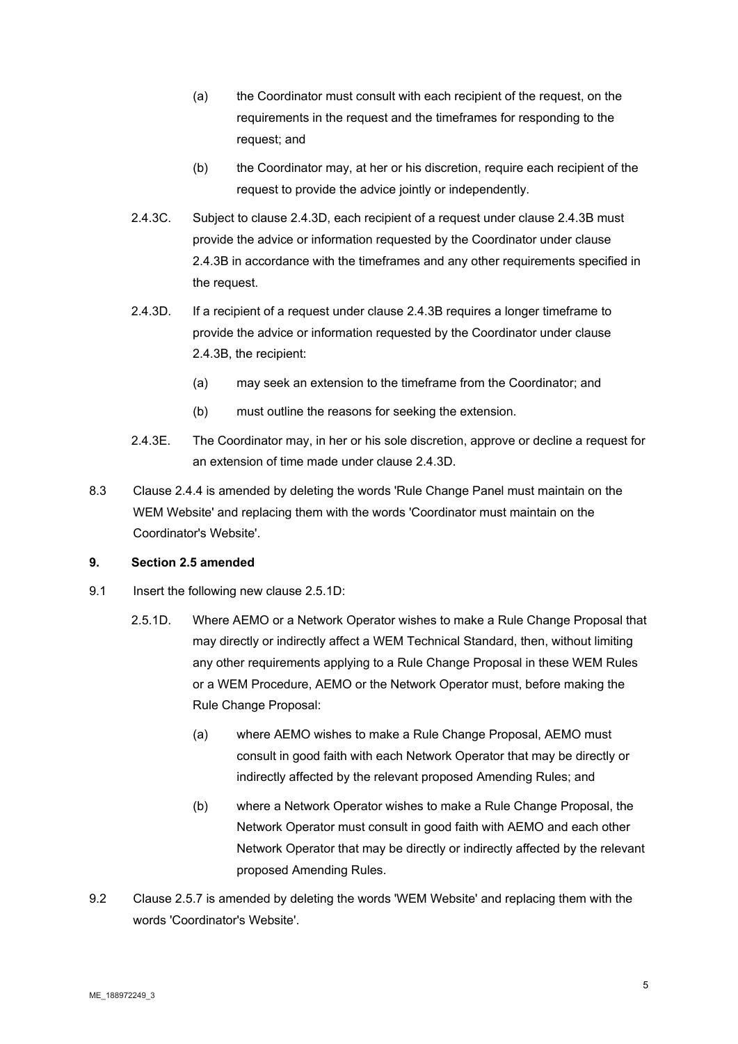(a) the Coordinator must consult with each recipient of the request, on the requirements in the request and the timeframes for responding to the request; and

(b) the Coordinator may, at her or his discretion, require each recipient of the request to provide the advice jointly or independently.

2.4.3C. Subject to clause 2.4.3D, each recipient of a request under clause 2.4.3B must provide the advice or information requested by the Coordinator under clause 2.4.3B in accordance with the timeframes and any other requirements specified in the request.

2.4.3D. If a recipient of a request under clause 2.4.3B requires a longer timeframe to provide the advice or information requested by the Coordinator under clause 2.4.3B, the recipient:

(a) may seek an extension to the timeframe from the Coordinator; and

(b) must outline the reasons for seeking the extension.

2.4.3E. The Coordinator may, in her or his sole discretion, approve or decline a request for an extension of time made under clause 2.4.3D.

8.3 Clause 2.4.4 is amended by deleting the words 'Rule Change Panel must maintain on the WEM Website' and replacing them with the words 'Coordinator must maintain on the Coordinator's Website'.

**9. Section 2.5 amended**

9.1 Insert the following new clause 2.5.1D:

2.5.1D. Where AEMO or a Network Operator wishes to make a Rule Change Proposal that may directly or indirectly affect a WEM Technical Standard, then, without limiting any other requirements applying to a Rule Change Proposal in these WEM Rules or a WEM Procedure, AEMO or the Network Operator must, before making the Rule Change Proposal:

(a) where AEMO wishes to make a Rule Change Proposal, AEMO must consult in good faith with each Network Operator that may be directly or indirectly affected by the relevant proposed Amending Rules; and

(b) where a Network Operator wishes to make a Rule Change Proposal, the Network Operator must consult in good faith with AEMO and each other Network Operator that may be directly or indirectly affected by the relevant proposed Amending Rules.

9.2 Clause 2.5.7 is amended by deleting the words 'WEM Website' and replacing them with the words 'Coordinator's Website'.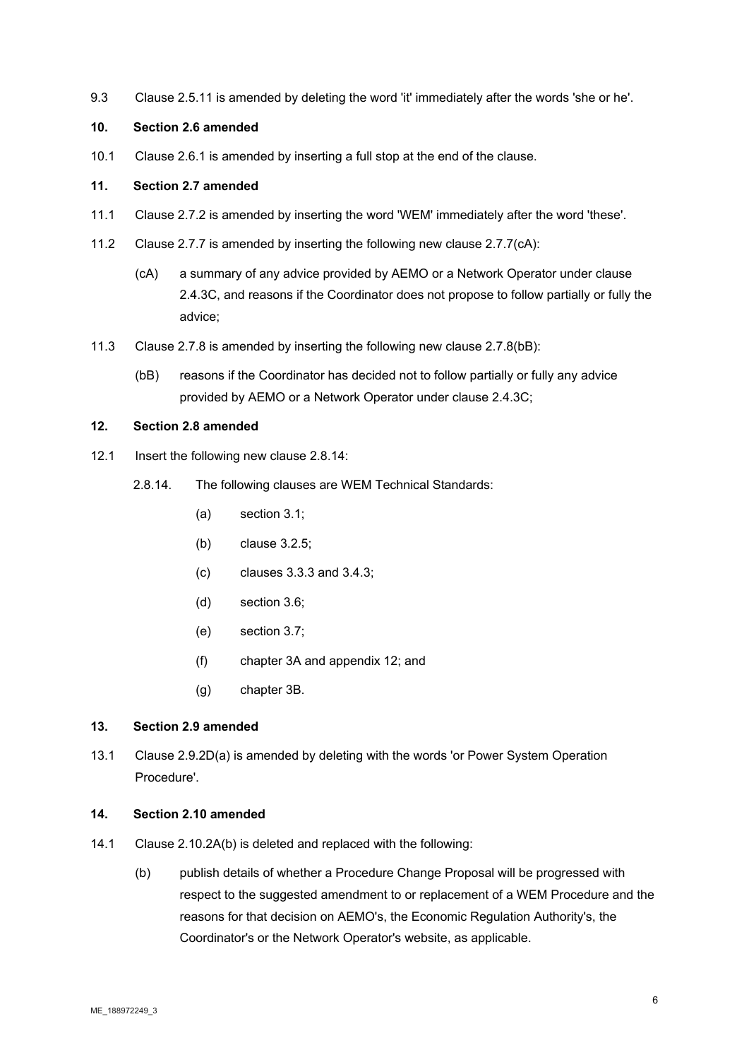9.3 Clause 2.5.11 is amended by deleting the word 'it' immediately after the words 'she or he'.

**10. Section 2.6 amended**

10.1 Clause 2.6.1 is amended by inserting a full stop at the end of the clause.

**11. Section 2.7 amended**

11.1 Clause 2.7.2 is amended by inserting the word 'WEM' immediately after the word 'these'.

11.2 Clause 2.7.7 is amended by inserting the following new clause 2.7.7(cA):

> (cA) a summary of any advice provided by AEMO or a Network Operator under clause 2.4.3C, and reasons if the Coordinator does not propose to follow partially or fully the advice;

11.3 Clause 2.7.8 is amended by inserting the following new clause 2.7.8(bB):

> (bB) reasons if the Coordinator has decided not to follow partially or fully any advice provided by AEMO or a Network Operator under clause 2.4.3C;

**12. Section 2.8 amended**

12.1 Insert the following new clause 2.8.14:

> 2.8.14. The following clauses are WEM Technical Standards:
>
> (a) section 3.1;
>
> (b) clause 3.2.5;
>
> (c) clauses 3.3.3 and 3.4.3;
>
> (d) section 3.6;
>
> (e) section 3.7;
>
> (f) chapter 3A and appendix 12; and
>
> (g) chapter 3B.

**13. Section 2.9 amended**

13.1 Clause 2.9.2D(a) is amended by deleting with the words 'or Power System Operation Procedure'.

**14. Section 2.10 amended**

14.1 Clause 2.10.2A(b) is deleted and replaced with the following:

> (b) publish details of whether a Procedure Change Proposal will be progressed with respect to the suggested amendment to or replacement of a WEM Procedure and the reasons for that decision on AEMO's, the Economic Regulation Authority's, the Coordinator's or the Network Operator's website, as applicable.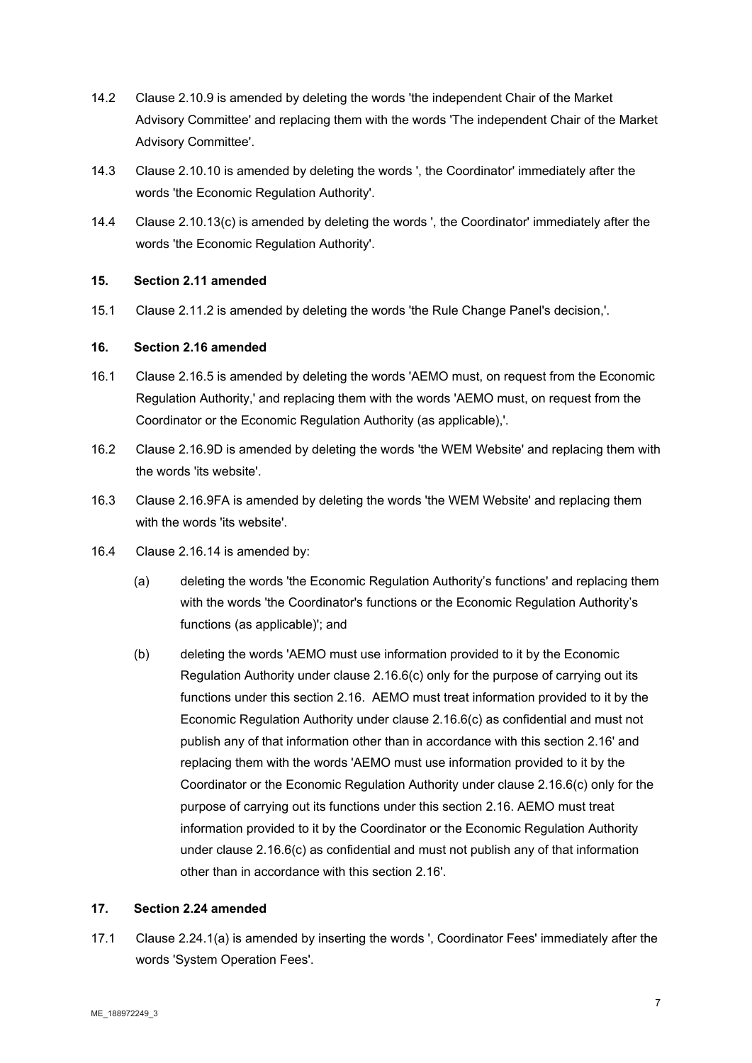14.2 Clause 2.10.9 is amended by deleting the words 'the independent Chair of the Market Advisory Committee' and replacing them with the words 'The independent Chair of the Market Advisory Committee'.

14.3 Clause 2.10.10 is amended by deleting the words ', the Coordinator' immediately after the words 'the Economic Regulation Authority'.

14.4 Clause 2.10.13(c) is amended by deleting the words ', the Coordinator' immediately after the words 'the Economic Regulation Authority'.

**15. Section 2.11 amended**

15.1 Clause 2.11.2 is amended by deleting the words 'the Rule Change Panel's decision,'.

**16. Section 2.16 amended**

16.1 Clause 2.16.5 is amended by deleting the words 'AEMO must, on request from the Economic Regulation Authority,' and replacing them with the words 'AEMO must, on request from the Coordinator or the Economic Regulation Authority (as applicable),'.

16.2 Clause 2.16.9D is amended by deleting the words 'the WEM Website' and replacing them with the words 'its website'.

16.3 Clause 2.16.9FA is amended by deleting the words 'the WEM Website' and replacing them with the words 'its website'.

16.4 Clause 2.16.14 is amended by:

(a) deleting the words 'the Economic Regulation Authority's functions' and replacing them with the words 'the Coordinator's functions or the Economic Regulation Authority's functions (as applicable)'; and

(b) deleting the words 'AEMO must use information provided to it by the Economic Regulation Authority under clause 2.16.6(c) only for the purpose of carrying out its functions under this section 2.16. AEMO must treat information provided to it by the Economic Regulation Authority under clause 2.16.6(c) as confidential and must not publish any of that information other than in accordance with this section 2.16' and replacing them with the words 'AEMO must use information provided to it by the Coordinator or the Economic Regulation Authority under clause 2.16.6(c) only for the purpose of carrying out its functions under this section 2.16. AEMO must treat information provided to it by the Coordinator or the Economic Regulation Authority under clause 2.16.6(c) as confidential and must not publish any of that information other than in accordance with this section 2.16'.

**17. Section 2.24 amended**

17.1 Clause 2.24.1(a) is amended by inserting the words ', Coordinator Fees' immediately after the words 'System Operation Fees'.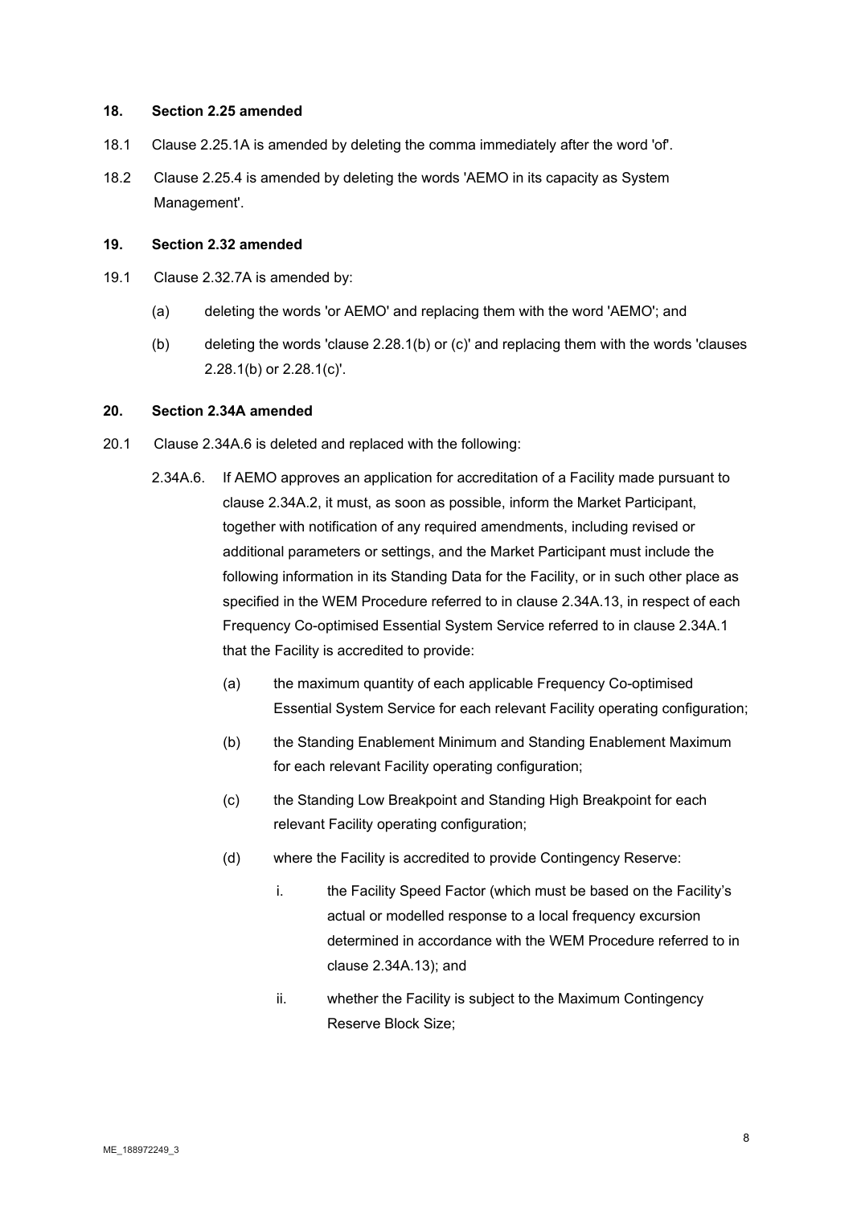**18. Section 2.25 amended**

18.1 Clause 2.25.1A is amended by deleting the comma immediately after the word 'of'.

18.2 Clause 2.25.4 is amended by deleting the words 'AEMO in its capacity as System Management'.

**19. Section 2.32 amended**

19.1 Clause 2.32.7A is amended by:

(a) deleting the words 'or AEMO' and replacing them with the word 'AEMO'; and

(b) deleting the words 'clause 2.28.1(b) or (c)' and replacing them with the words 'clauses 2.28.1(b) or 2.28.1(c)'.

**20. Section 2.34A amended**

20.1 Clause 2.34A.6 is deleted and replaced with the following:

2.34A.6. If AEMO approves an application for accreditation of a Facility made pursuant to clause 2.34A.2, it must, as soon as possible, inform the Market Participant, together with notification of any required amendments, including revised or additional parameters or settings, and the Market Participant must include the following information in its Standing Data for the Facility, or in such other place as specified in the WEM Procedure referred to in clause 2.34A.13, in respect of each Frequency Co-optimised Essential System Service referred to in clause 2.34A.1 that the Facility is accredited to provide:

(a) the maximum quantity of each applicable Frequency Co-optimised Essential System Service for each relevant Facility operating configuration;

(b) the Standing Enablement Minimum and Standing Enablement Maximum for each relevant Facility operating configuration;

(c) the Standing Low Breakpoint and Standing High Breakpoint for each relevant Facility operating configuration;

(d) where the Facility is accredited to provide Contingency Reserve:

i. the Facility Speed Factor (which must be based on the Facility's actual or modelled response to a local frequency excursion determined in accordance with the WEM Procedure referred to in clause 2.34A.13); and

ii. whether the Facility is subject to the Maximum Contingency Reserve Block Size;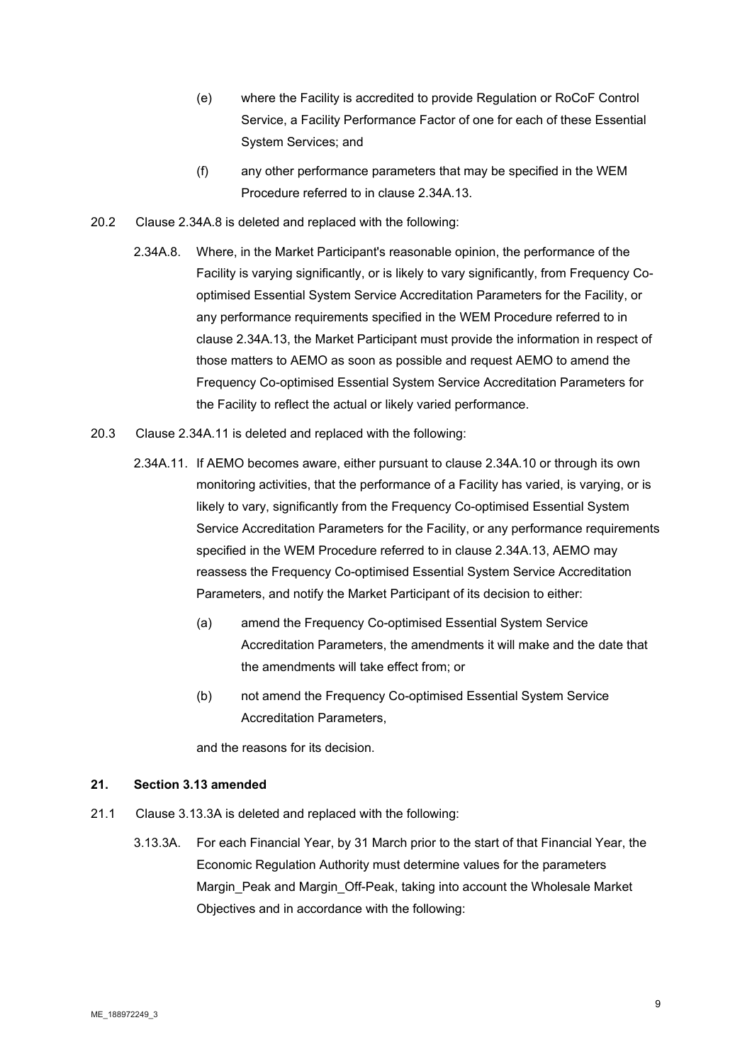(e) where the Facility is accredited to provide Regulation or RoCoF Control Service, a Facility Performance Factor of one for each of these Essential System Services; and

(f) any other performance parameters that may be specified in the WEM Procedure referred to in clause 2.34A.13.

20.2 Clause 2.34A.8 is deleted and replaced with the following:

2.34A.8. Where, in the Market Participant's reasonable opinion, the performance of the Facility is varying significantly, or is likely to vary significantly, from Frequency Co-optimised Essential System Service Accreditation Parameters for the Facility, or any performance requirements specified in the WEM Procedure referred to in clause 2.34A.13, the Market Participant must provide the information in respect of those matters to AEMO as soon as possible and request AEMO to amend the Frequency Co-optimised Essential System Service Accreditation Parameters for the Facility to reflect the actual or likely varied performance.

20.3 Clause 2.34A.11 is deleted and replaced with the following:

2.34A.11. If AEMO becomes aware, either pursuant to clause 2.34A.10 or through its own monitoring activities, that the performance of a Facility has varied, is varying, or is likely to vary, significantly from the Frequency Co-optimised Essential System Service Accreditation Parameters for the Facility, or any performance requirements specified in the WEM Procedure referred to in clause 2.34A.13, AEMO may reassess the Frequency Co-optimised Essential System Service Accreditation Parameters, and notify the Market Participant of its decision to either:

(a) amend the Frequency Co-optimised Essential System Service Accreditation Parameters, the amendments it will make and the date that the amendments will take effect from; or

(b) not amend the Frequency Co-optimised Essential System Service Accreditation Parameters,

and the reasons for its decision.

## 21. Section 3.13 amended

21.1 Clause 3.13.3A is deleted and replaced with the following:

3.13.3A. For each Financial Year, by 31 March prior to the start of that Financial Year, the Economic Regulation Authority must determine values for the parameters Margin_Peak and Margin_Off-Peak, taking into account the Wholesale Market Objectives and in accordance with the following: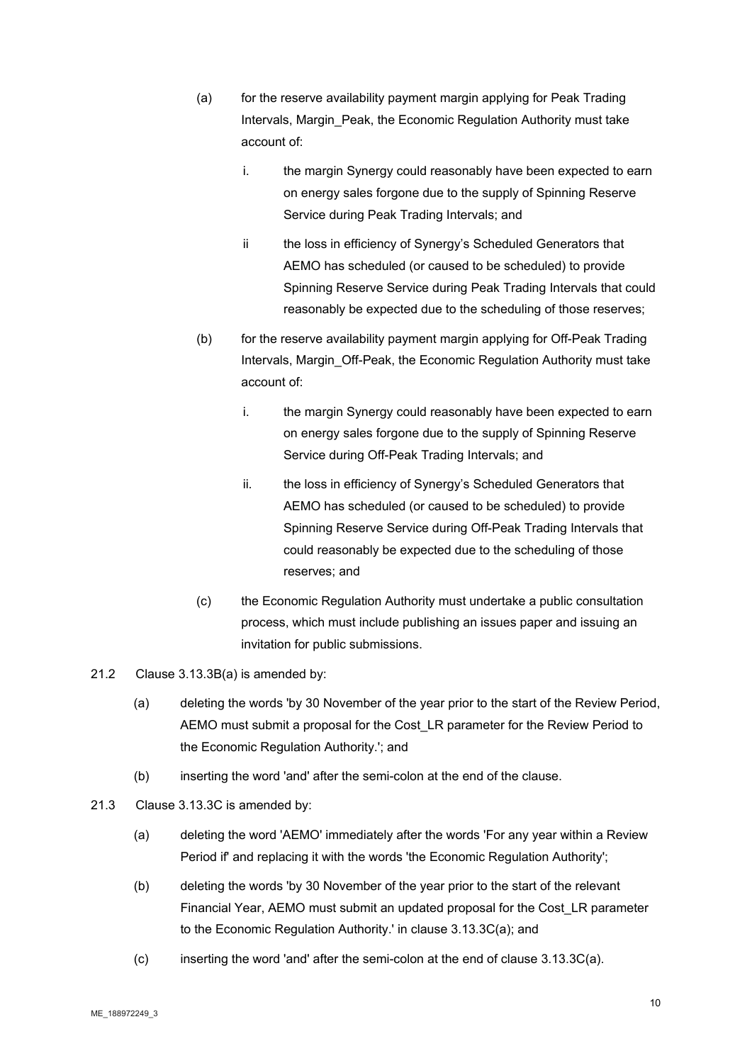(a) for the reserve availability payment margin applying for Peak Trading Intervals, Margin_Peak, the Economic Regulation Authority must take account of:

   i. the margin Synergy could reasonably have been expected to earn on energy sales forgone due to the supply of Spinning Reserve Service during Peak Trading Intervals; and

   ii the loss in efficiency of Synergy's Scheduled Generators that AEMO has scheduled (or caused to be scheduled) to provide Spinning Reserve Service during Peak Trading Intervals that could reasonably be expected due to the scheduling of those reserves;

(b) for the reserve availability payment margin applying for Off-Peak Trading Intervals, Margin_Off-Peak, the Economic Regulation Authority must take account of:

   i. the margin Synergy could reasonably have been expected to earn on energy sales forgone due to the supply of Spinning Reserve Service during Off-Peak Trading Intervals; and

   ii. the loss in efficiency of Synergy's Scheduled Generators that AEMO has scheduled (or caused to be scheduled) to provide Spinning Reserve Service during Off-Peak Trading Intervals that could reasonably be expected due to the scheduling of those reserves; and

(c) the Economic Regulation Authority must undertake a public consultation process, which must include publishing an issues paper and issuing an invitation for public submissions.

21.2 Clause 3.13.3B(a) is amended by:

   (a) deleting the words 'by 30 November of the year prior to the start of the Review Period, AEMO must submit a proposal for the Cost_LR parameter for the Review Period to the Economic Regulation Authority.'; and

   (b) inserting the word 'and' after the semi-colon at the end of the clause.

21.3 Clause 3.13.3C is amended by:

   (a) deleting the word 'AEMO' immediately after the words 'For any year within a Review Period if' and replacing it with the words 'the Economic Regulation Authority';

   (b) deleting the words 'by 30 November of the year prior to the start of the relevant Financial Year, AEMO must submit an updated proposal for the Cost_LR parameter to the Economic Regulation Authority.' in clause 3.13.3C(a); and

   (c) inserting the word 'and' after the semi-colon at the end of clause 3.13.3C(a).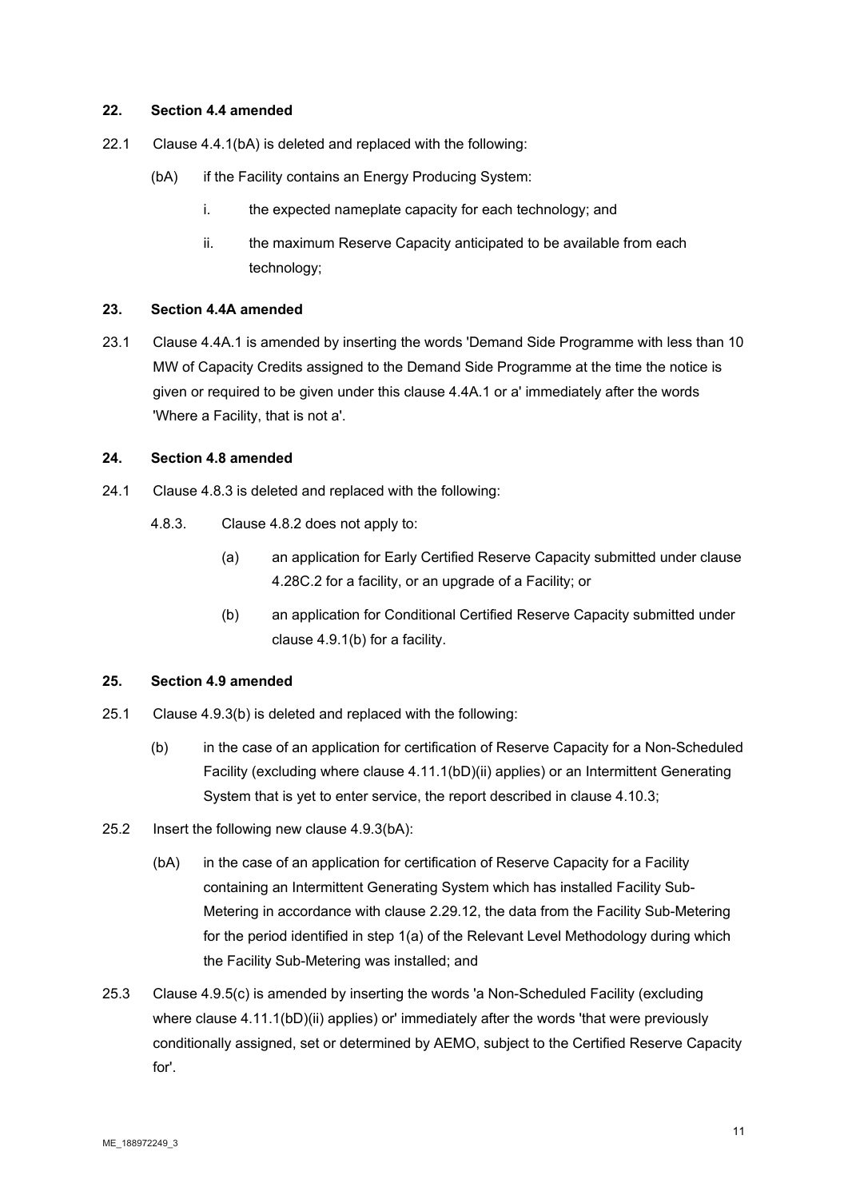### 22. Section 4.4 amended

22.1 Clause 4.4.1(bA) is deleted and replaced with the following:

(bA) if the Facility contains an Energy Producing System:

i. the expected nameplate capacity for each technology; and

ii. the maximum Reserve Capacity anticipated to be available from each technology;

### 23. Section 4.4A amended

23.1 Clause 4.4A.1 is amended by inserting the words 'Demand Side Programme with less than 10 MW of Capacity Credits assigned to the Demand Side Programme at the time the notice is given or required to be given under this clause 4.4A.1 or a' immediately after the words 'Where a Facility, that is not a'.

### 24. Section 4.8 amended

24.1 Clause 4.8.3 is deleted and replaced with the following:

4.8.3. Clause 4.8.2 does not apply to:

(a) an application for Early Certified Reserve Capacity submitted under clause 4.28C.2 for a facility, or an upgrade of a Facility; or

(b) an application for Conditional Certified Reserve Capacity submitted under clause 4.9.1(b) for a facility.

### 25. Section 4.9 amended

25.1 Clause 4.9.3(b) is deleted and replaced with the following:

(b) in the case of an application for certification of Reserve Capacity for a Non-Scheduled Facility (excluding where clause 4.11.1(bD)(ii) applies) or an Intermittent Generating System that is yet to enter service, the report described in clause 4.10.3;

25.2 Insert the following new clause 4.9.3(bA):

(bA) in the case of an application for certification of Reserve Capacity for a Facility containing an Intermittent Generating System which has installed Facility Sub-Metering in accordance with clause 2.29.12, the data from the Facility Sub-Metering for the period identified in step 1(a) of the Relevant Level Methodology during which the Facility Sub-Metering was installed; and

25.3 Clause 4.9.5(c) is amended by inserting the words 'a Non-Scheduled Facility (excluding where clause 4.11.1(bD)(ii) applies) or' immediately after the words 'that were previously conditionally assigned, set or determined by AEMO, subject to the Certified Reserve Capacity for'.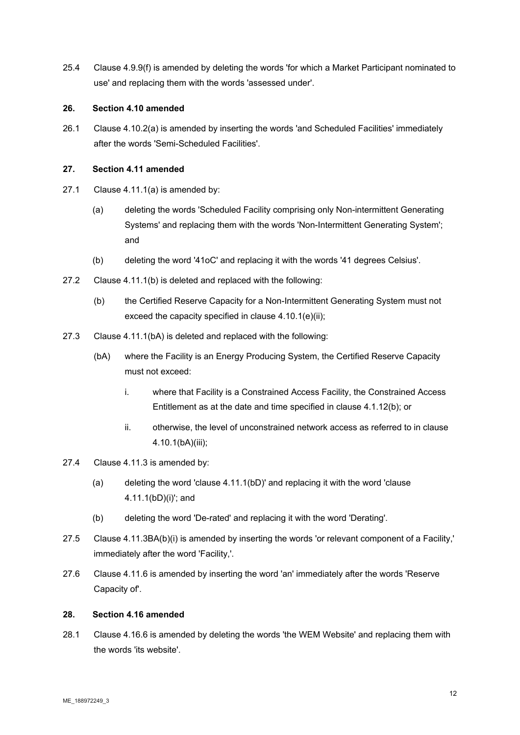25.4 Clause 4.9.9(f) is amended by deleting the words 'for which a Market Participant nominated to use' and replacing them with the words 'assessed under'.

**26. Section 4.10 amended**

26.1 Clause 4.10.2(a) is amended by inserting the words 'and Scheduled Facilities' immediately after the words 'Semi-Scheduled Facilities'.

**27. Section 4.11 amended**

27.1 Clause 4.11.1(a) is amended by:

(a) deleting the words 'Scheduled Facility comprising only Non-intermittent Generating Systems' and replacing them with the words 'Non-Intermittent Generating System'; and

(b) deleting the word '41oC' and replacing it with the words '41 degrees Celsius'.

27.2 Clause 4.11.1(b) is deleted and replaced with the following:

(b) the Certified Reserve Capacity for a Non-Intermittent Generating System must not exceed the capacity specified in clause 4.10.1(e)(ii);

27.3 Clause 4.11.1(bA) is deleted and replaced with the following:

(bA) where the Facility is an Energy Producing System, the Certified Reserve Capacity must not exceed:

i. where that Facility is a Constrained Access Facility, the Constrained Access Entitlement as at the date and time specified in clause 4.1.12(b); or

ii. otherwise, the level of unconstrained network access as referred to in clause 4.10.1(bA)(iii);

27.4 Clause 4.11.3 is amended by:

(a) deleting the word 'clause 4.11.1(bD)' and replacing it with the word 'clause 4.11.1(bD)(i)'; and

(b) deleting the word 'De-rated' and replacing it with the word 'Derating'.

27.5 Clause 4.11.3BA(b)(i) is amended by inserting the words 'or relevant component of a Facility,' immediately after the word 'Facility,'.

27.6 Clause 4.11.6 is amended by inserting the word 'an' immediately after the words 'Reserve Capacity of'.

**28. Section 4.16 amended**

28.1 Clause 4.16.6 is amended by deleting the words 'the WEM Website' and replacing them with the words 'its website'.

ME_188972249_3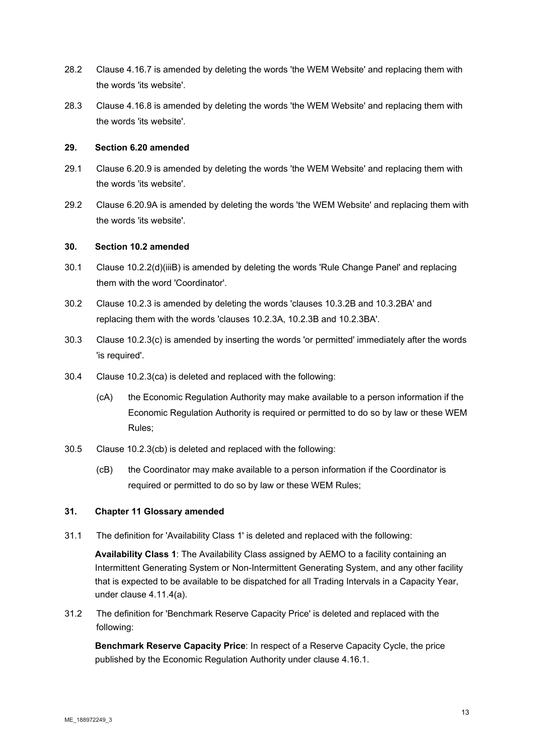28.2 Clause 4.16.7 is amended by deleting the words 'the WEM Website' and replacing them with the words 'its website'.

28.3 Clause 4.16.8 is amended by deleting the words 'the WEM Website' and replacing them with the words 'its website'.

**29. Section 6.20 amended**

29.1 Clause 6.20.9 is amended by deleting the words 'the WEM Website' and replacing them with the words 'its website'.

29.2 Clause 6.20.9A is amended by deleting the words 'the WEM Website' and replacing them with the words 'its website'.

**30. Section 10.2 amended**

30.1 Clause 10.2.2(d)(iiiB) is amended by deleting the words 'Rule Change Panel' and replacing them with the word 'Coordinator'.

30.2 Clause 10.2.3 is amended by deleting the words 'clauses 10.3.2B and 10.3.2BA' and replacing them with the words 'clauses 10.2.3A, 10.2.3B and 10.2.3BA'.

30.3 Clause 10.2.3(c) is amended by inserting the words 'or permitted' immediately after the words 'is required'.

30.4 Clause 10.2.3(ca) is deleted and replaced with the following:

(cA) the Economic Regulation Authority may make available to a person information if the Economic Regulation Authority is required or permitted to do so by law or these WEM Rules;

30.5 Clause 10.2.3(cb) is deleted and replaced with the following:

(cB) the Coordinator may make available to a person information if the Coordinator is required or permitted to do so by law or these WEM Rules;

**31. Chapter 11 Glossary amended**

31.1 The definition for 'Availability Class 1' is deleted and replaced with the following:

**Availability Class 1**: The Availability Class assigned by AEMO to a facility containing an Intermittent Generating System or Non-Intermittent Generating System, and any other facility that is expected to be available to be dispatched for all Trading Intervals in a Capacity Year, under clause 4.11.4(a).

31.2 The definition for 'Benchmark Reserve Capacity Price' is deleted and replaced with the following:

**Benchmark Reserve Capacity Price**: In respect of a Reserve Capacity Cycle, the price published by the Economic Regulation Authority under clause 4.16.1.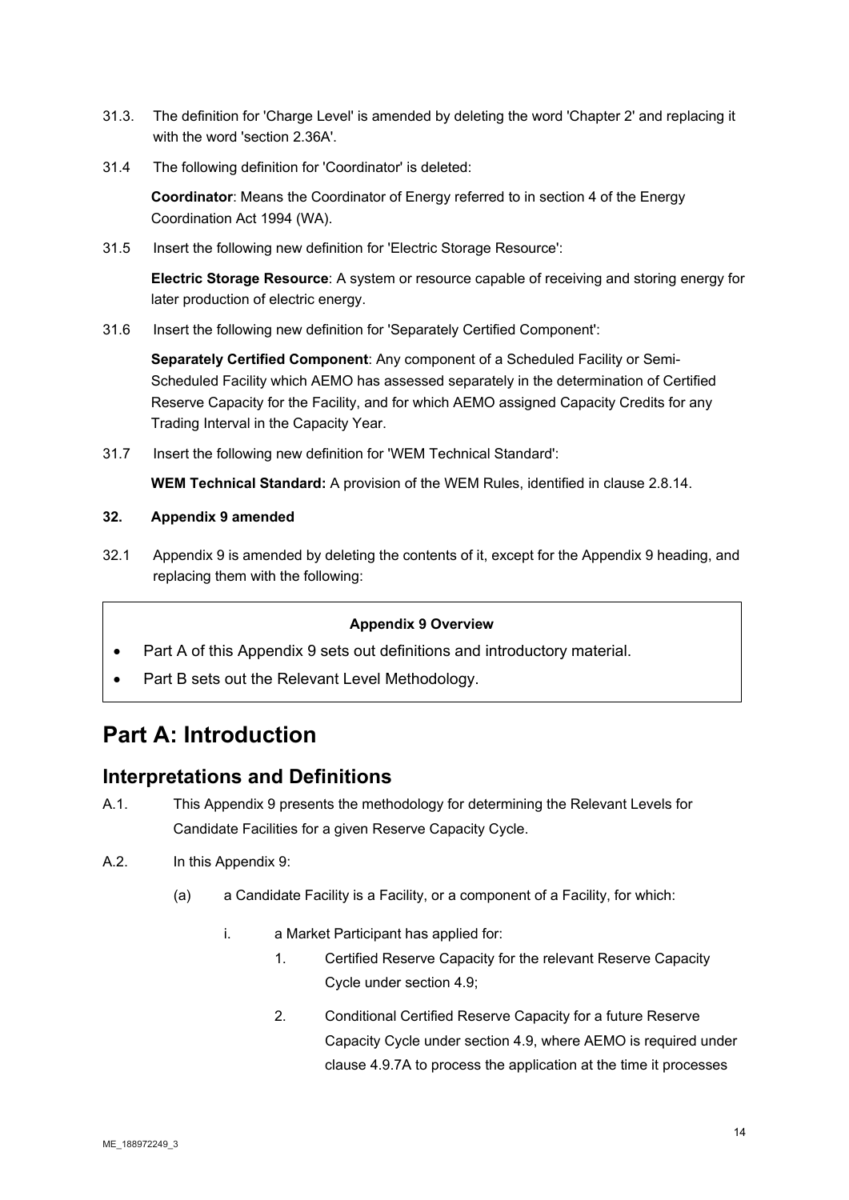31.3. The definition for 'Charge Level' is amended by deleting the word 'Chapter 2' and replacing it with the word 'section 2.36A'.

31.4 The following definition for 'Coordinator' is deleted:

**Coordinator**: Means the Coordinator of Energy referred to in section 4 of the Energy Coordination Act 1994 (WA).

31.5 Insert the following new definition for 'Electric Storage Resource':

**Electric Storage Resource**: A system or resource capable of receiving and storing energy for later production of electric energy.

31.6 Insert the following new definition for 'Separately Certified Component':

**Separately Certified Component**: Any component of a Scheduled Facility or Semi-Scheduled Facility which AEMO has assessed separately in the determination of Certified Reserve Capacity for the Facility, and for which AEMO assigned Capacity Credits for any Trading Interval in the Capacity Year.

31.7 Insert the following new definition for 'WEM Technical Standard':

**WEM Technical Standard:** A provision of the WEM Rules, identified in clause 2.8.14.

**32. Appendix 9 amended**

32.1 Appendix 9 is amended by deleting the contents of it, except for the Appendix 9 heading, and replacing them with the following:

**Appendix 9 Overview**

- Part A of this Appendix 9 sets out definitions and introductory material.
- Part B sets out the Relevant Level Methodology.

# Part A: Introduction

## Interpretations and Definitions

A.1. This Appendix 9 presents the methodology for determining the Relevant Levels for Candidate Facilities for a given Reserve Capacity Cycle.

A.2. In this Appendix 9:

(a) a Candidate Facility is a Facility, or a component of a Facility, for which:

i. a Market Participant has applied for:

1. Certified Reserve Capacity for the relevant Reserve Capacity Cycle under section 4.9;

2. Conditional Certified Reserve Capacity for a future Reserve Capacity Cycle under section 4.9, where AEMO is required under clause 4.9.7A to process the application at the time it processes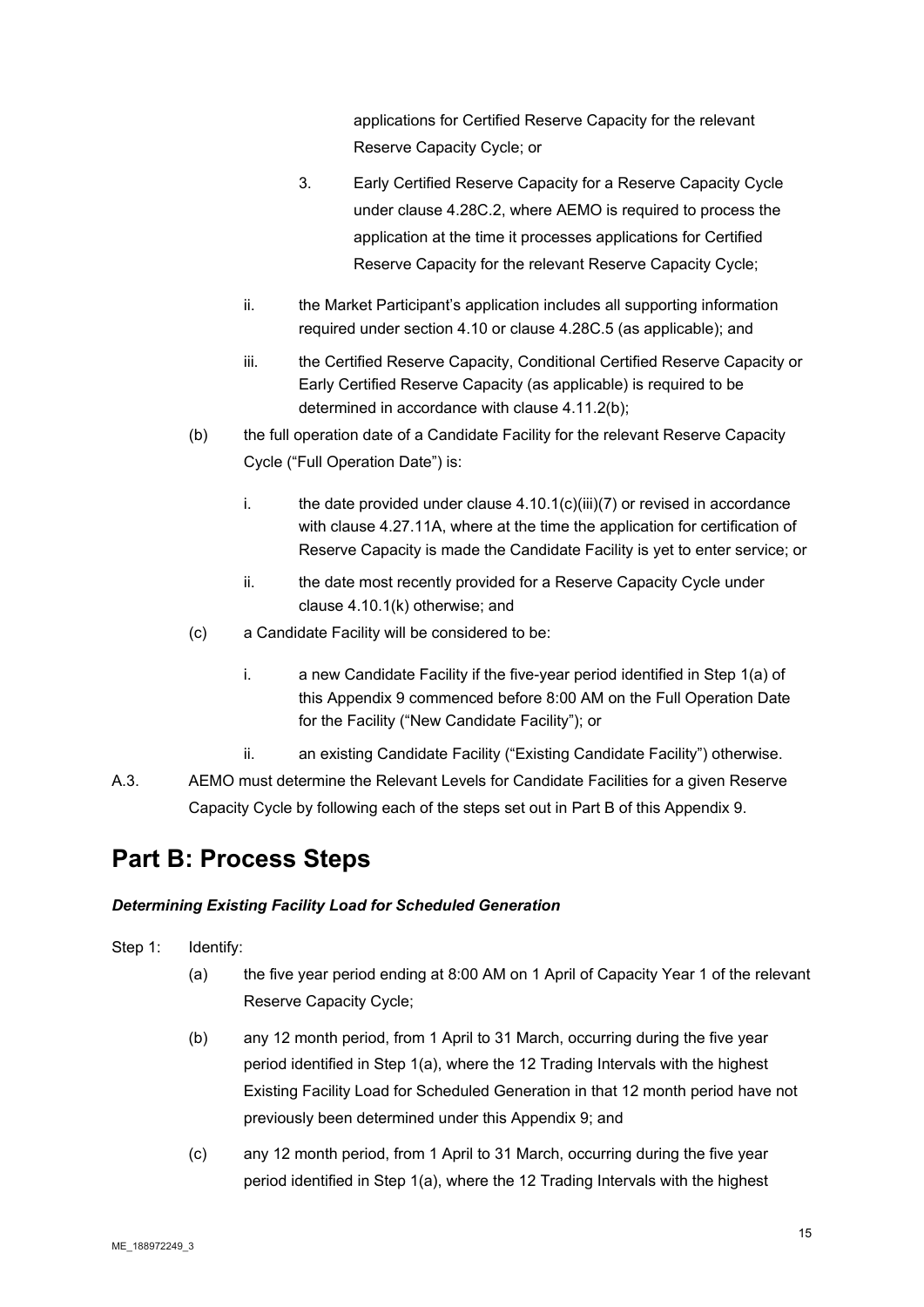applications for Certified Reserve Capacity for the relevant Reserve Capacity Cycle; or

3. Early Certified Reserve Capacity for a Reserve Capacity Cycle under clause 4.28C.2, where AEMO is required to process the application at the time it processes applications for Certified Reserve Capacity for the relevant Reserve Capacity Cycle;

ii. the Market Participant's application includes all supporting information required under section 4.10 or clause 4.28C.5 (as applicable); and

iii. the Certified Reserve Capacity, Conditional Certified Reserve Capacity or Early Certified Reserve Capacity (as applicable) is required to be determined in accordance with clause 4.11.2(b);

(b) the full operation date of a Candidate Facility for the relevant Reserve Capacity Cycle ("Full Operation Date") is:

i. the date provided under clause 4.10.1(c)(iii)(7) or revised in accordance with clause 4.27.11A, where at the time the application for certification of Reserve Capacity is made the Candidate Facility is yet to enter service; or

ii. the date most recently provided for a Reserve Capacity Cycle under clause 4.10.1(k) otherwise; and

(c) a Candidate Facility will be considered to be:

i. a new Candidate Facility if the five-year period identified in Step 1(a) of this Appendix 9 commenced before 8:00 AM on the Full Operation Date for the Facility ("New Candidate Facility"); or

ii. an existing Candidate Facility ("Existing Candidate Facility") otherwise.

A.3. AEMO must determine the Relevant Levels for Candidate Facilities for a given Reserve Capacity Cycle by following each of the steps set out in Part B of this Appendix 9.

# Part B: Process Steps

***Determining Existing Facility Load for Scheduled Generation***

Step 1: Identify:

(a) the five year period ending at 8:00 AM on 1 April of Capacity Year 1 of the relevant Reserve Capacity Cycle;

(b) any 12 month period, from 1 April to 31 March, occurring during the five year period identified in Step 1(a), where the 12 Trading Intervals with the highest Existing Facility Load for Scheduled Generation in that 12 month period have not previously been determined under this Appendix 9; and

(c) any 12 month period, from 1 April to 31 March, occurring during the five year period identified in Step 1(a), where the 12 Trading Intervals with the highest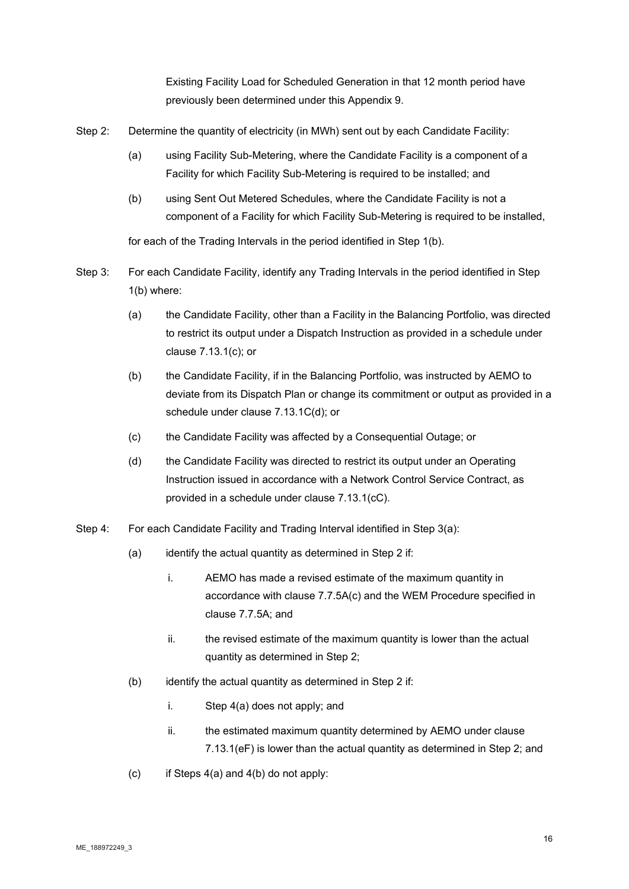Existing Facility Load for Scheduled Generation in that 12 month period have previously been determined under this Appendix 9.

Step 2: Determine the quantity of electricity (in MWh) sent out by each Candidate Facility:

(a) using Facility Sub-Metering, where the Candidate Facility is a component of a Facility for which Facility Sub-Metering is required to be installed; and

(b) using Sent Out Metered Schedules, where the Candidate Facility is not a component of a Facility for which Facility Sub-Metering is required to be installed,

for each of the Trading Intervals in the period identified in Step 1(b).

Step 3: For each Candidate Facility, identify any Trading Intervals in the period identified in Step 1(b) where:

(a) the Candidate Facility, other than a Facility in the Balancing Portfolio, was directed to restrict its output under a Dispatch Instruction as provided in a schedule under clause 7.13.1(c); or

(b) the Candidate Facility, if in the Balancing Portfolio, was instructed by AEMO to deviate from its Dispatch Plan or change its commitment or output as provided in a schedule under clause 7.13.1C(d); or

(c) the Candidate Facility was affected by a Consequential Outage; or

(d) the Candidate Facility was directed to restrict its output under an Operating Instruction issued in accordance with a Network Control Service Contract, as provided in a schedule under clause 7.13.1(cC).

Step 4: For each Candidate Facility and Trading Interval identified in Step 3(a):

(a) identify the actual quantity as determined in Step 2 if:

i. AEMO has made a revised estimate of the maximum quantity in accordance with clause 7.7.5A(c) and the WEM Procedure specified in clause 7.7.5A; and

ii. the revised estimate of the maximum quantity is lower than the actual quantity as determined in Step 2;

(b) identify the actual quantity as determined in Step 2 if:

i. Step 4(a) does not apply; and

ii. the estimated maximum quantity determined by AEMO under clause 7.13.1(eF) is lower than the actual quantity as determined in Step 2; and

(c) if Steps 4(a) and 4(b) do not apply: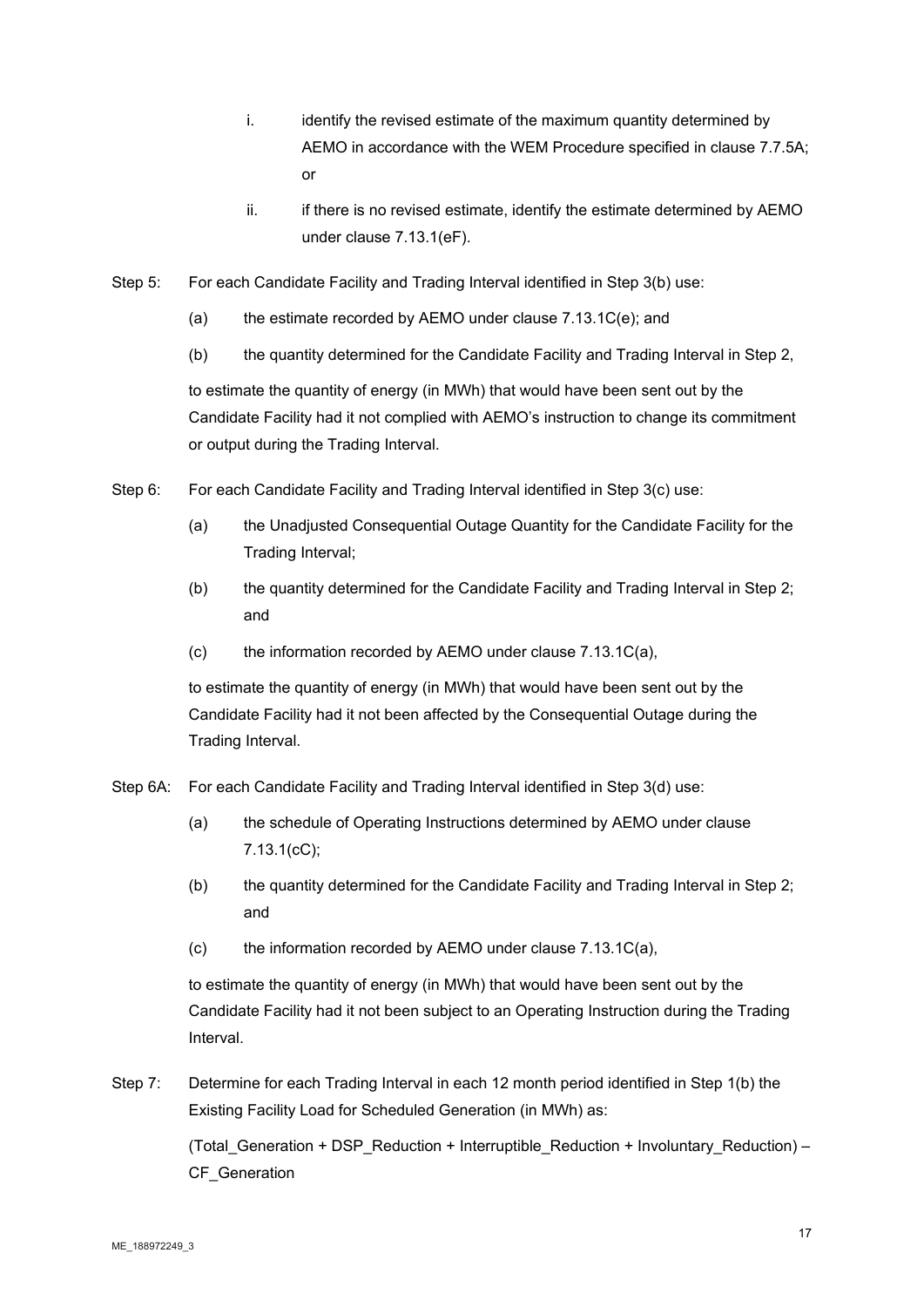i. identify the revised estimate of the maximum quantity determined by AEMO in accordance with the WEM Procedure specified in clause 7.7.5A; or

ii. if there is no revised estimate, identify the estimate determined by AEMO under clause 7.13.1(eF).

Step 5: For each Candidate Facility and Trading Interval identified in Step 3(b) use:

(a) the estimate recorded by AEMO under clause 7.13.1C(e); and

(b) the quantity determined for the Candidate Facility and Trading Interval in Step 2,

to estimate the quantity of energy (in MWh) that would have been sent out by the Candidate Facility had it not complied with AEMO's instruction to change its commitment or output during the Trading Interval.

Step 6: For each Candidate Facility and Trading Interval identified in Step 3(c) use:

(a) the Unadjusted Consequential Outage Quantity for the Candidate Facility for the Trading Interval;

(b) the quantity determined for the Candidate Facility and Trading Interval in Step 2; and

(c) the information recorded by AEMO under clause 7.13.1C(a),

to estimate the quantity of energy (in MWh) that would have been sent out by the Candidate Facility had it not been affected by the Consequential Outage during the Trading Interval.

Step 6A: For each Candidate Facility and Trading Interval identified in Step 3(d) use:

(a) the schedule of Operating Instructions determined by AEMO under clause 7.13.1(cC);

(b) the quantity determined for the Candidate Facility and Trading Interval in Step 2; and

(c) the information recorded by AEMO under clause 7.13.1C(a),

to estimate the quantity of energy (in MWh) that would have been sent out by the Candidate Facility had it not been subject to an Operating Instruction during the Trading Interval.

Step 7: Determine for each Trading Interval in each 12 month period identified in Step 1(b) the Existing Facility Load for Scheduled Generation (in MWh) as:

(Total_Generation + DSP_Reduction + Interruptible_Reduction + Involuntary_Reduction) – CF_Generation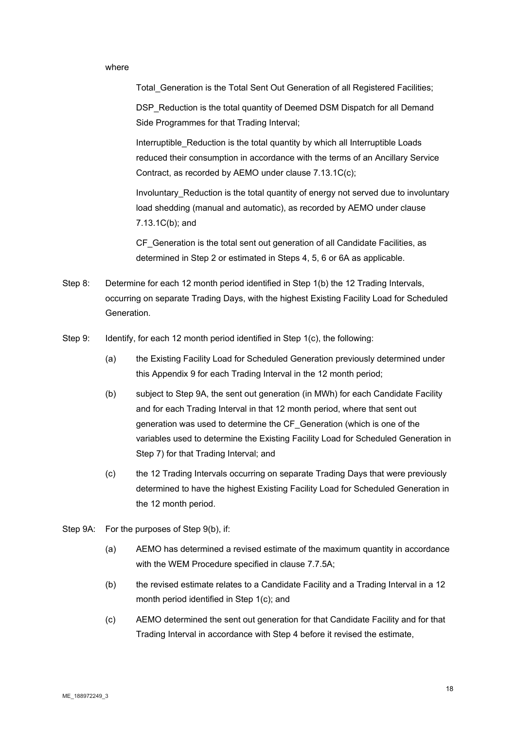where

Total_Generation is the Total Sent Out Generation of all Registered Facilities;

DSP_Reduction is the total quantity of Deemed DSM Dispatch for all Demand Side Programmes for that Trading Interval;

Interruptible_Reduction is the total quantity by which all Interruptible Loads reduced their consumption in accordance with the terms of an Ancillary Service Contract, as recorded by AEMO under clause 7.13.1C(c);

Involuntary_Reduction is the total quantity of energy not served due to involuntary load shedding (manual and automatic), as recorded by AEMO under clause 7.13.1C(b); and

CF_Generation is the total sent out generation of all Candidate Facilities, as determined in Step 2 or estimated in Steps 4, 5, 6 or 6A as applicable.

Step 8: Determine for each 12 month period identified in Step 1(b) the 12 Trading Intervals, occurring on separate Trading Days, with the highest Existing Facility Load for Scheduled Generation.

Step 9: Identify, for each 12 month period identified in Step 1(c), the following:

(a) the Existing Facility Load for Scheduled Generation previously determined under this Appendix 9 for each Trading Interval in the 12 month period;

(b) subject to Step 9A, the sent out generation (in MWh) for each Candidate Facility and for each Trading Interval in that 12 month period, where that sent out generation was used to determine the CF_Generation (which is one of the variables used to determine the Existing Facility Load for Scheduled Generation in Step 7) for that Trading Interval; and

(c) the 12 Trading Intervals occurring on separate Trading Days that were previously determined to have the highest Existing Facility Load for Scheduled Generation in the 12 month period.

Step 9A: For the purposes of Step 9(b), if:

(a) AEMO has determined a revised estimate of the maximum quantity in accordance with the WEM Procedure specified in clause 7.7.5A;

(b) the revised estimate relates to a Candidate Facility and a Trading Interval in a 12 month period identified in Step 1(c); and

(c) AEMO determined the sent out generation for that Candidate Facility and for that Trading Interval in accordance with Step 4 before it revised the estimate,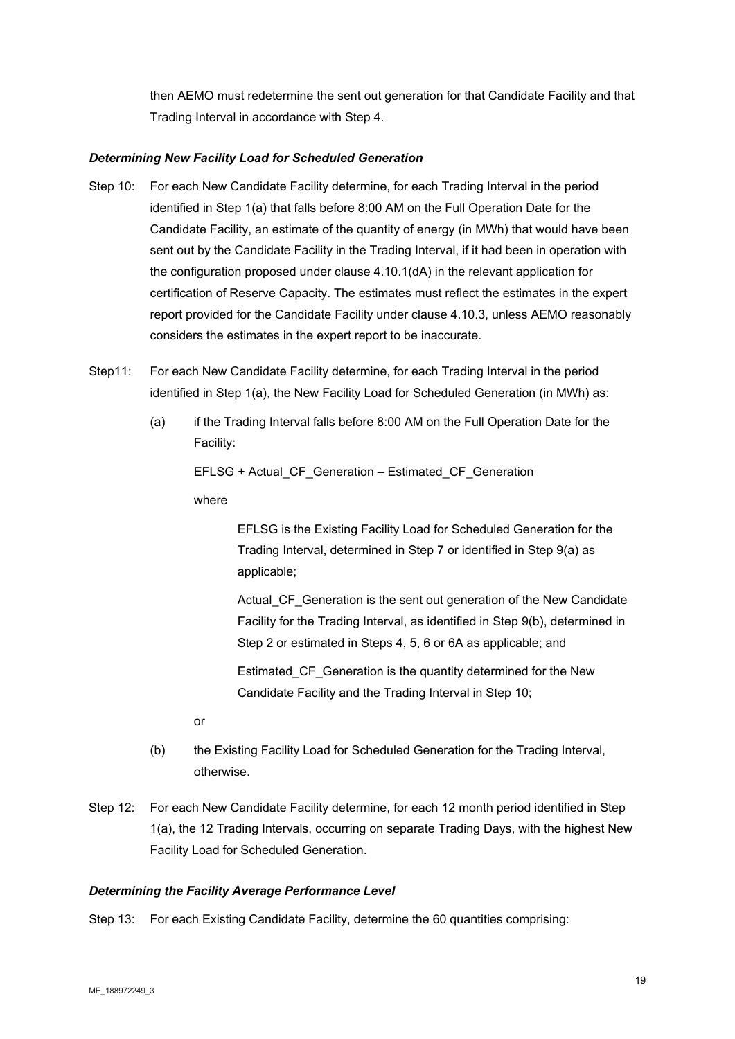then AEMO must redetermine the sent out generation for that Candidate Facility and that Trading Interval in accordance with Step 4.

***Determining New Facility Load for Scheduled Generation***

Step 10: For each New Candidate Facility determine, for each Trading Interval in the period identified in Step 1(a) that falls before 8:00 AM on the Full Operation Date for the Candidate Facility, an estimate of the quantity of energy (in MWh) that would have been sent out by the Candidate Facility in the Trading Interval, if it had been in operation with the configuration proposed under clause 4.10.1(dA) in the relevant application for certification of Reserve Capacity. The estimates must reflect the estimates in the expert report provided for the Candidate Facility under clause 4.10.3, unless AEMO reasonably considers the estimates in the expert report to be inaccurate.

Step11: For each New Candidate Facility determine, for each Trading Interval in the period identified in Step 1(a), the New Facility Load for Scheduled Generation (in MWh) as:

(a) if the Trading Interval falls before 8:00 AM on the Full Operation Date for the Facility:

EFLSG + Actual_CF_Generation – Estimated_CF_Generation

where

EFLSG is the Existing Facility Load for Scheduled Generation for the Trading Interval, determined in Step 7 or identified in Step 9(a) as applicable;

Actual_CF_Generation is the sent out generation of the New Candidate Facility for the Trading Interval, as identified in Step 9(b), determined in Step 2 or estimated in Steps 4, 5, 6 or 6A as applicable; and

Estimated_CF_Generation is the quantity determined for the New Candidate Facility and the Trading Interval in Step 10;

or

(b) the Existing Facility Load for Scheduled Generation for the Trading Interval, otherwise.

Step 12: For each New Candidate Facility determine, for each 12 month period identified in Step 1(a), the 12 Trading Intervals, occurring on separate Trading Days, with the highest New Facility Load for Scheduled Generation.

***Determining the Facility Average Performance Level***

Step 13: For each Existing Candidate Facility, determine the 60 quantities comprising: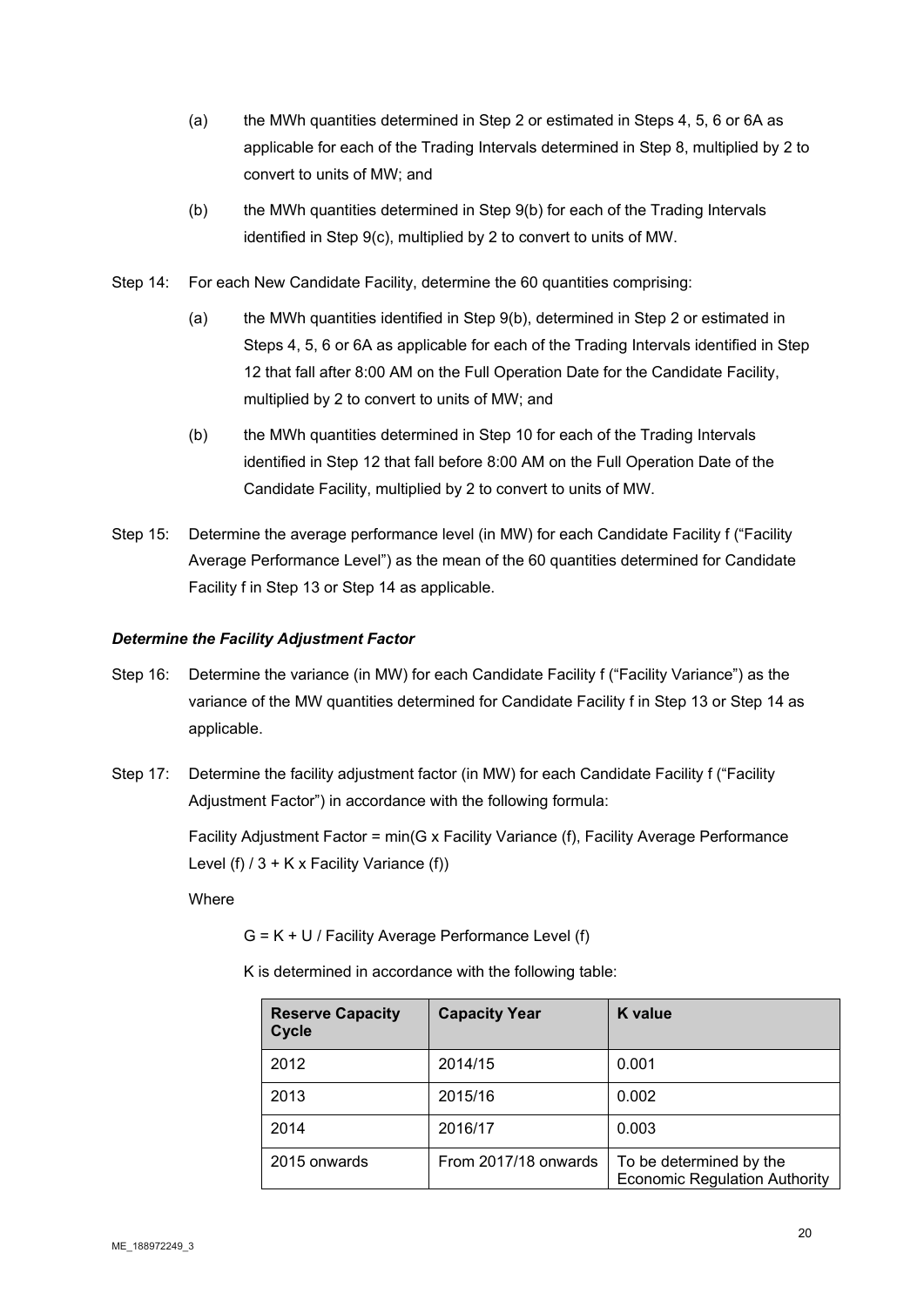(a) the MWh quantities determined in Step 2 or estimated in Steps 4, 5, 6 or 6A as applicable for each of the Trading Intervals determined in Step 8, multiplied by 2 to convert to units of MW; and

(b) the MWh quantities determined in Step 9(b) for each of the Trading Intervals identified in Step 9(c), multiplied by 2 to convert to units of MW.

Step 14: For each New Candidate Facility, determine the 60 quantities comprising:

(a) the MWh quantities identified in Step 9(b), determined in Step 2 or estimated in Steps 4, 5, 6 or 6A as applicable for each of the Trading Intervals identified in Step 12 that fall after 8:00 AM on the Full Operation Date for the Candidate Facility, multiplied by 2 to convert to units of MW; and

(b) the MWh quantities determined in Step 10 for each of the Trading Intervals identified in Step 12 that fall before 8:00 AM on the Full Operation Date of the Candidate Facility, multiplied by 2 to convert to units of MW.

Step 15: Determine the average performance level (in MW) for each Candidate Facility f ("Facility Average Performance Level") as the mean of the 60 quantities determined for Candidate Facility f in Step 13 or Step 14 as applicable.

***Determine the Facility Adjustment Factor***

Step 16: Determine the variance (in MW) for each Candidate Facility f ("Facility Variance") as the variance of the MW quantities determined for Candidate Facility f in Step 13 or Step 14 as applicable.

Step 17: Determine the facility adjustment factor (in MW) for each Candidate Facility f ("Facility Adjustment Factor") in accordance with the following formula:

Facility Adjustment Factor = min(G x Facility Variance (f), Facility Average Performance Level (f) / 3 + K x Facility Variance (f))

Where

G = K + U / Facility Average Performance Level (f)

K is determined in accordance with the following table:

| Reserve Capacity Cycle | Capacity Year | K value |
|---|---|---|
| 2012 | 2014/15 | 0.001 |
| 2013 | 2015/16 | 0.002 |
| 2014 | 2016/17 | 0.003 |
| 2015 onwards | From 2017/18 onwards | To be determined by the Economic Regulation Authority |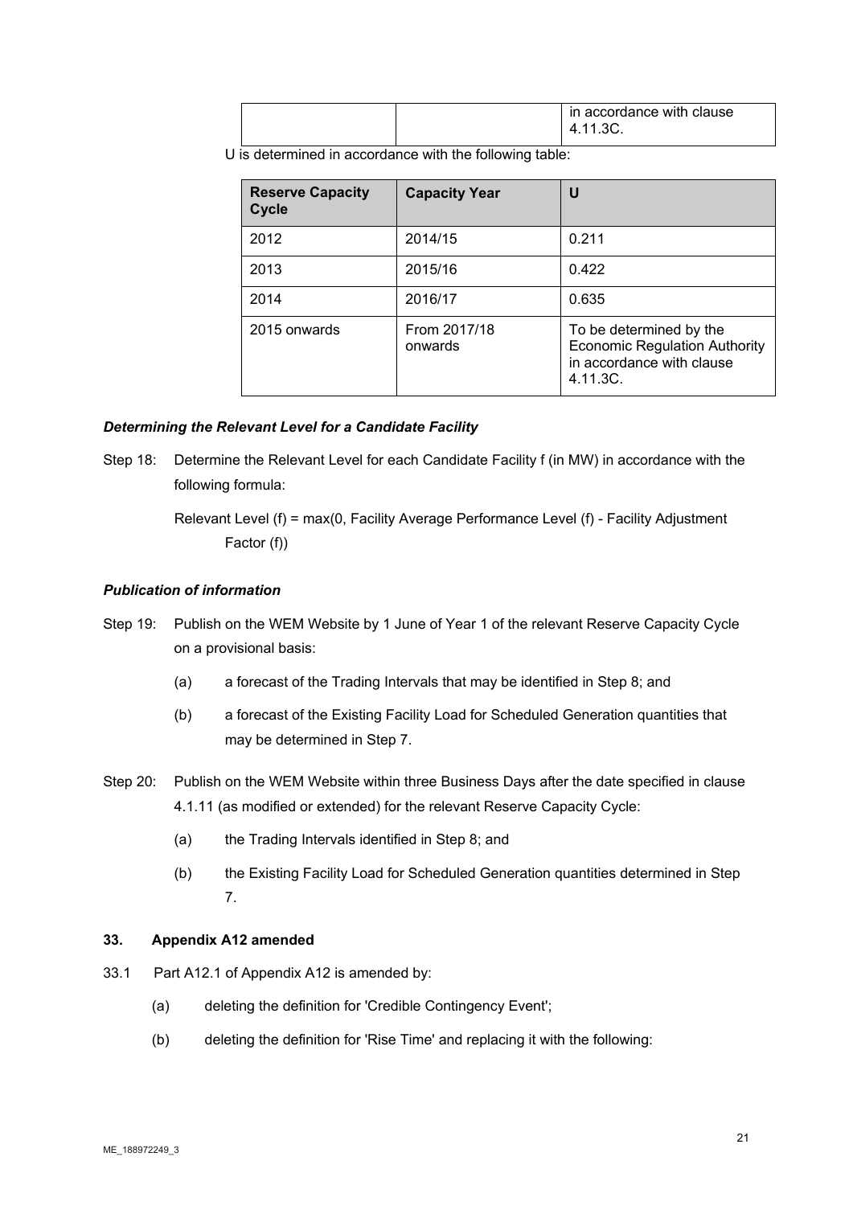| | | in accordance with clause 4.11.3C. |
|---|---|---|

U is determined in accordance with the following table:

| Reserve Capacity Cycle | Capacity Year | U |
|---|---|---|
| 2012 | 2014/15 | 0.211 |
| 2013 | 2015/16 | 0.422 |
| 2014 | 2016/17 | 0.635 |
| 2015 onwards | From 2017/18 onwards | To be determined by the Economic Regulation Authority in accordance with clause 4.11.3C. |

***Determining the Relevant Level for a Candidate Facility***

Step 18: Determine the Relevant Level for each Candidate Facility f (in MW) in accordance with the following formula:

Relevant Level (f) = max(0, Facility Average Performance Level (f) - Facility Adjustment Factor (f))

***Publication of information***

Step 19: Publish on the WEM Website by 1 June of Year 1 of the relevant Reserve Capacity Cycle on a provisional basis:

(a) a forecast of the Trading Intervals that may be identified in Step 8; and

(b) a forecast of the Existing Facility Load for Scheduled Generation quantities that may be determined in Step 7.

Step 20: Publish on the WEM Website within three Business Days after the date specified in clause 4.1.11 (as modified or extended) for the relevant Reserve Capacity Cycle:

(a) the Trading Intervals identified in Step 8; and

(b) the Existing Facility Load for Scheduled Generation quantities determined in Step 7.

**33. Appendix A12 amended**

33.1 Part A12.1 of Appendix A12 is amended by:

(a) deleting the definition for 'Credible Contingency Event';

(b) deleting the definition for 'Rise Time' and replacing it with the following: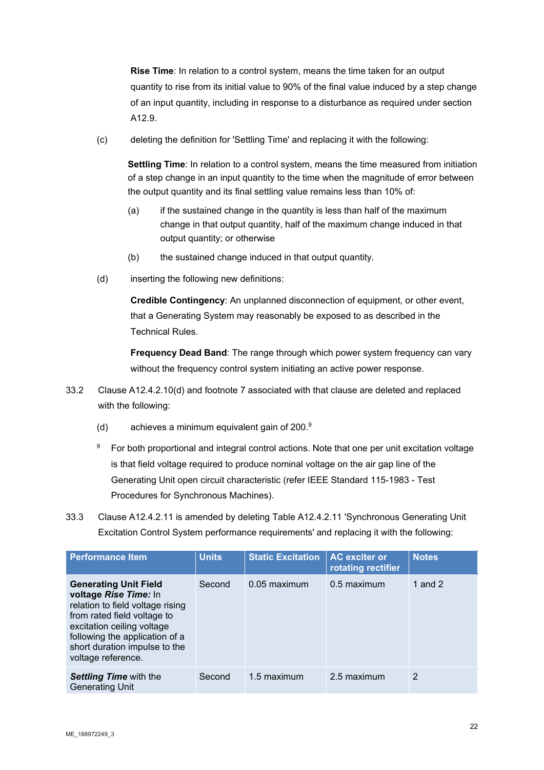**Rise Time**: In relation to a control system, means the time taken for an output quantity to rise from its initial value to 90% of the final value induced by a step change of an input quantity, including in response to a disturbance as required under section A12.9.

(c) deleting the definition for 'Settling Time' and replacing it with the following:

**Settling Time**: In relation to a control system, means the time measured from initiation of a step change in an input quantity to the time when the magnitude of error between the output quantity and its final settling value remains less than 10% of:

(a) if the sustained change in the quantity is less than half of the maximum change in that output quantity, half of the maximum change induced in that output quantity; or otherwise

(b) the sustained change induced in that output quantity.

(d) inserting the following new definitions:

**Credible Contingency**: An unplanned disconnection of equipment, or other event, that a Generating System may reasonably be exposed to as described in the Technical Rules.

**Frequency Dead Band**: The range through which power system frequency can vary without the frequency control system initiating an active power response.

33.2 Clause A12.4.2.10(d) and footnote 7 associated with that clause are deleted and replaced with the following:

(d) achieves a minimum equivalent gain of 200.[9]

[9] For both proportional and integral control actions. Note that one per unit excitation voltage is that field voltage required to produce nominal voltage on the air gap line of the Generating Unit open circuit characteristic (refer IEEE Standard 115-1983 - Test Procedures for Synchronous Machines).

33.3 Clause A12.4.2.11 is amended by deleting Table A12.4.2.11 'Synchronous Generating Unit Excitation Control System performance requirements' and replacing it with the following:

| Performance Item | Units | Static Excitation | AC exciter or rotating rectifier | Notes |
|---|---|---|---|---|
| **Generating Unit Field voltage *Rise Time:*** In relation to field voltage rising from rated field voltage to excitation ceiling voltage following the application of a short duration impulse to the voltage reference. | Second | 0.05 maximum | 0.5 maximum | 1 and 2 |
| ***Settling Time*** with the Generating Unit | Second | 1.5 maximum | 2.5 maximum | 2 |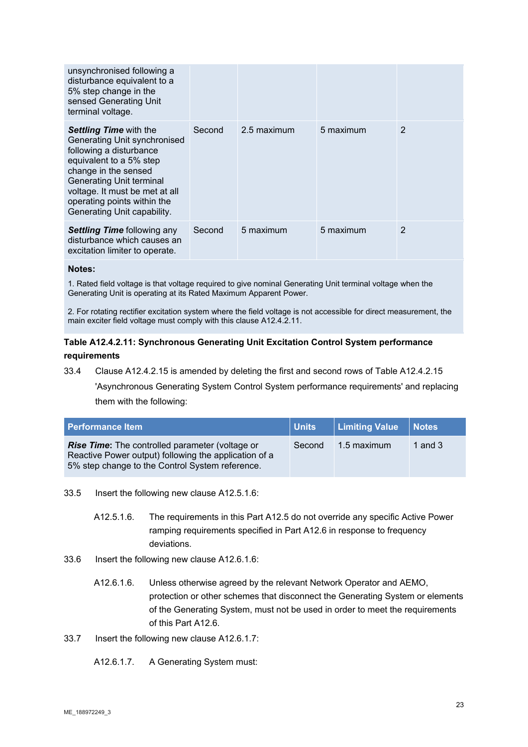| | | | | |
|---|---|---|---|---|
| unsynchronised following a disturbance equivalent to a 5% step change in the sensed Generating Unit terminal voltage. | | | | |
| ***Settling Time*** with the Generating Unit synchronised following a disturbance equivalent to a 5% step change in the sensed Generating Unit terminal voltage. It must be met at all operating points within the Generating Unit capability. | Second | 2.5 maximum | 5 maximum | 2 |
| ***Settling Time*** following any disturbance which causes an excitation limiter to operate. | Second | 5 maximum | 5 maximum | 2 |

**Notes:**

1. Rated field voltage is that voltage required to give nominal Generating Unit terminal voltage when the Generating Unit is operating at its Rated Maximum Apparent Power.

2. For rotating rectifier excitation system where the field voltage is not accessible for direct measurement, the main exciter field voltage must comply with this clause A12.4.2.11.

**Table A12.4.2.11: Synchronous Generating Unit Excitation Control System performance requirements**

33.4 Clause A12.4.2.15 is amended by deleting the first and second rows of Table A12.4.2.15 'Asynchronous Generating System Control System performance requirements' and replacing them with the following:

| Performance Item | Units | Limiting Value | Notes |
|---|---|---|---|
| ***Rise Time***: The controlled parameter (voltage or Reactive Power output) following the application of a 5% step change to the Control System reference. | Second | 1.5 maximum | 1 and 3 |

33.5 Insert the following new clause A12.5.1.6:

A12.5.1.6. The requirements in this Part A12.5 do not override any specific Active Power ramping requirements specified in Part A12.6 in response to frequency deviations.

33.6 Insert the following new clause A12.6.1.6:

A12.6.1.6. Unless otherwise agreed by the relevant Network Operator and AEMO, protection or other schemes that disconnect the Generating System or elements of the Generating System, must not be used in order to meet the requirements of this Part A12.6.

33.7 Insert the following new clause A12.6.1.7:

A12.6.1.7. A Generating System must: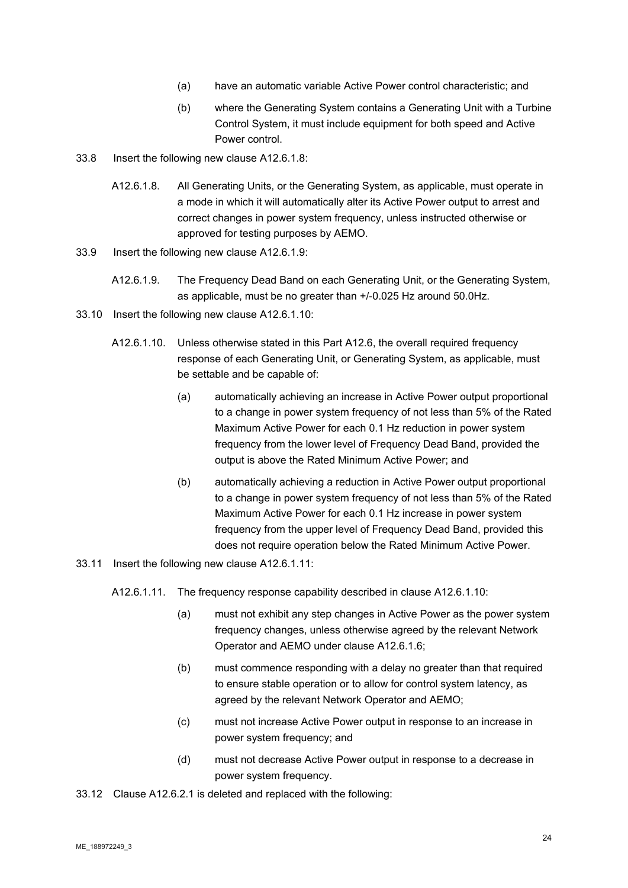(a) have an automatic variable Active Power control characteristic; and

(b) where the Generating System contains a Generating Unit with a Turbine Control System, it must include equipment for both speed and Active Power control.

33.8 Insert the following new clause A12.6.1.8:

A12.6.1.8. All Generating Units, or the Generating System, as applicable, must operate in a mode in which it will automatically alter its Active Power output to arrest and correct changes in power system frequency, unless instructed otherwise or approved for testing purposes by AEMO.

33.9 Insert the following new clause A12.6.1.9:

A12.6.1.9. The Frequency Dead Band on each Generating Unit, or the Generating System, as applicable, must be no greater than +/-0.025 Hz around 50.0Hz.

33.10 Insert the following new clause A12.6.1.10:

A12.6.1.10. Unless otherwise stated in this Part A12.6, the overall required frequency response of each Generating Unit, or Generating System, as applicable, must be settable and be capable of:

(a) automatically achieving an increase in Active Power output proportional to a change in power system frequency of not less than 5% of the Rated Maximum Active Power for each 0.1 Hz reduction in power system frequency from the lower level of Frequency Dead Band, provided the output is above the Rated Minimum Active Power; and

(b) automatically achieving a reduction in Active Power output proportional to a change in power system frequency of not less than 5% of the Rated Maximum Active Power for each 0.1 Hz increase in power system frequency from the upper level of Frequency Dead Band, provided this does not require operation below the Rated Minimum Active Power.

33.11 Insert the following new clause A12.6.1.11:

A12.6.1.11. The frequency response capability described in clause A12.6.1.10:

(a) must not exhibit any step changes in Active Power as the power system frequency changes, unless otherwise agreed by the relevant Network Operator and AEMO under clause A12.6.1.6;

(b) must commence responding with a delay no greater than that required to ensure stable operation or to allow for control system latency, as agreed by the relevant Network Operator and AEMO;

(c) must not increase Active Power output in response to an increase in power system frequency; and

(d) must not decrease Active Power output in response to a decrease in power system frequency.

33.12 Clause A12.6.2.1 is deleted and replaced with the following: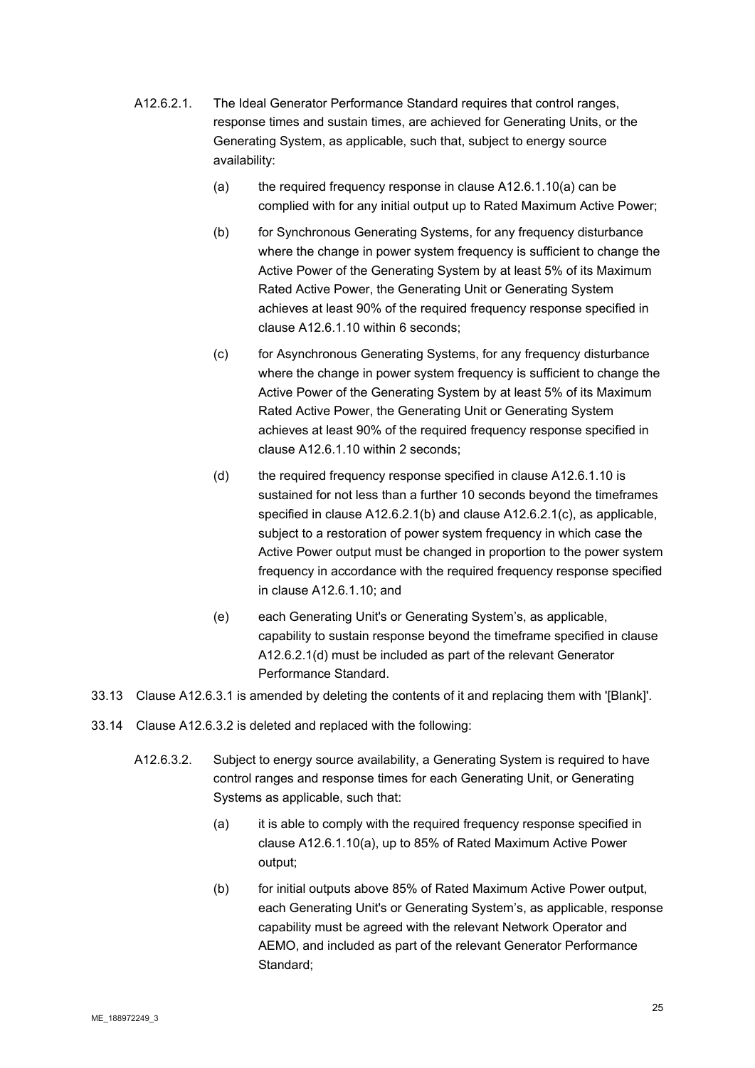A12.6.2.1. The Ideal Generator Performance Standard requires that control ranges, response times and sustain times, are achieved for Generating Units, or the Generating System, as applicable, such that, subject to energy source availability:

(a) the required frequency response in clause A12.6.1.10(a) can be complied with for any initial output up to Rated Maximum Active Power;

(b) for Synchronous Generating Systems, for any frequency disturbance where the change in power system frequency is sufficient to change the Active Power of the Generating System by at least 5% of its Maximum Rated Active Power, the Generating Unit or Generating System achieves at least 90% of the required frequency response specified in clause A12.6.1.10 within 6 seconds;

(c) for Asynchronous Generating Systems, for any frequency disturbance where the change in power system frequency is sufficient to change the Active Power of the Generating System by at least 5% of its Maximum Rated Active Power, the Generating Unit or Generating System achieves at least 90% of the required frequency response specified in clause A12.6.1.10 within 2 seconds;

(d) the required frequency response specified in clause A12.6.1.10 is sustained for not less than a further 10 seconds beyond the timeframes specified in clause A12.6.2.1(b) and clause A12.6.2.1(c), as applicable, subject to a restoration of power system frequency in which case the Active Power output must be changed in proportion to the power system frequency in accordance with the required frequency response specified in clause A12.6.1.10; and

(e) each Generating Unit's or Generating System's, as applicable, capability to sustain response beyond the timeframe specified in clause A12.6.2.1(d) must be included as part of the relevant Generator Performance Standard.

33.13 Clause A12.6.3.1 is amended by deleting the contents of it and replacing them with '[Blank]'.

33.14 Clause A12.6.3.2 is deleted and replaced with the following:

A12.6.3.2. Subject to energy source availability, a Generating System is required to have control ranges and response times for each Generating Unit, or Generating Systems as applicable, such that:

(a) it is able to comply with the required frequency response specified in clause A12.6.1.10(a), up to 85% of Rated Maximum Active Power output;

(b) for initial outputs above 85% of Rated Maximum Active Power output, each Generating Unit's or Generating System's, as applicable, response capability must be agreed with the relevant Network Operator and AEMO, and included as part of the relevant Generator Performance Standard;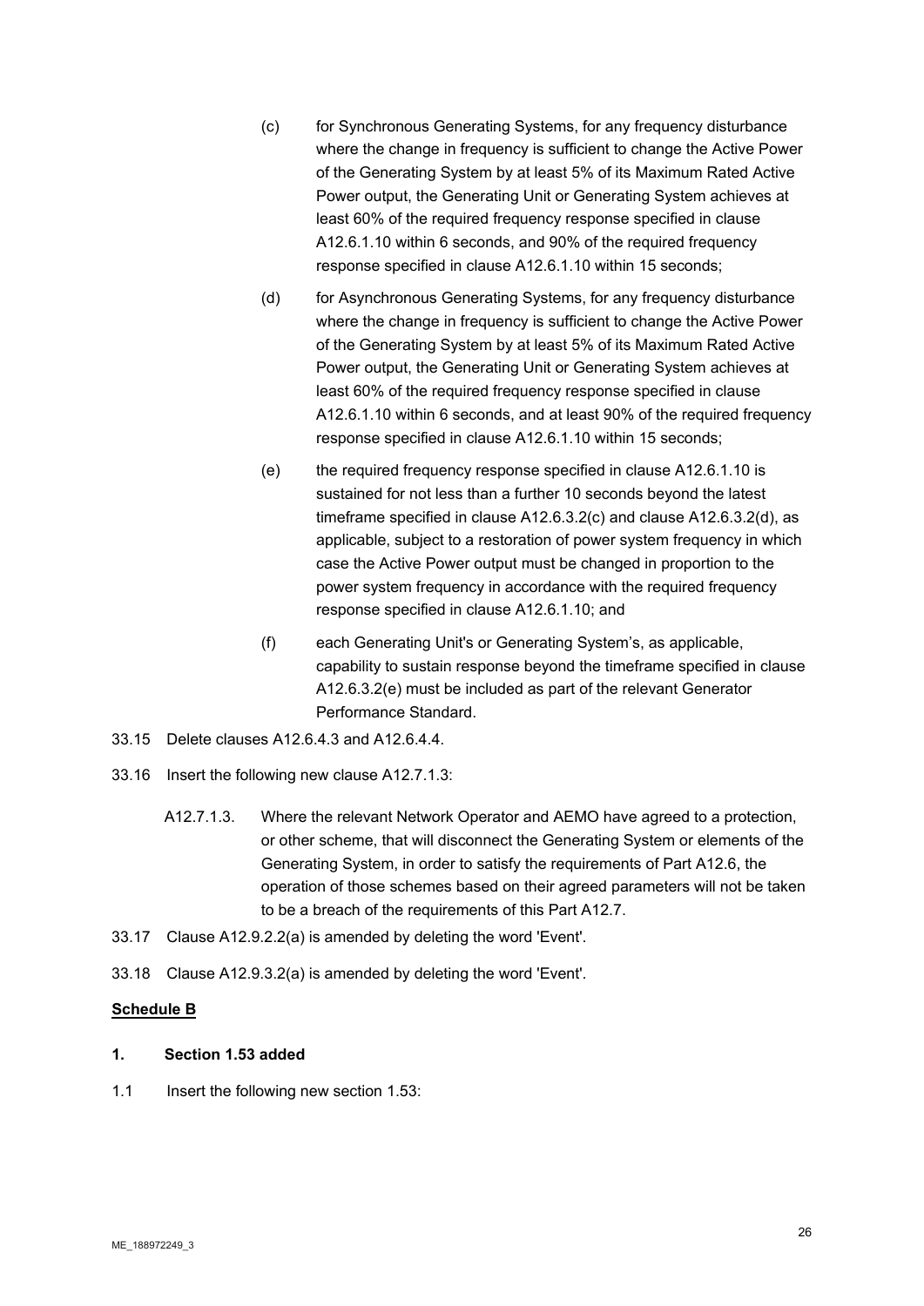(c) for Synchronous Generating Systems, for any frequency disturbance where the change in frequency is sufficient to change the Active Power of the Generating System by at least 5% of its Maximum Rated Active Power output, the Generating Unit or Generating System achieves at least 60% of the required frequency response specified in clause A12.6.1.10 within 6 seconds, and 90% of the required frequency response specified in clause A12.6.1.10 within 15 seconds;

(d) for Asynchronous Generating Systems, for any frequency disturbance where the change in frequency is sufficient to change the Active Power of the Generating System by at least 5% of its Maximum Rated Active Power output, the Generating Unit or Generating System achieves at least 60% of the required frequency response specified in clause A12.6.1.10 within 6 seconds, and at least 90% of the required frequency response specified in clause A12.6.1.10 within 15 seconds;

(e) the required frequency response specified in clause A12.6.1.10 is sustained for not less than a further 10 seconds beyond the latest timeframe specified in clause A12.6.3.2(c) and clause A12.6.3.2(d), as applicable, subject to a restoration of power system frequency in which case the Active Power output must be changed in proportion to the power system frequency in accordance with the required frequency response specified in clause A12.6.1.10; and

(f) each Generating Unit's or Generating System's, as applicable, capability to sustain response beyond the timeframe specified in clause A12.6.3.2(e) must be included as part of the relevant Generator Performance Standard.

33.15 Delete clauses A12.6.4.3 and A12.6.4.4.

33.16 Insert the following new clause A12.7.1.3:

A12.7.1.3. Where the relevant Network Operator and AEMO have agreed to a protection, or other scheme, that will disconnect the Generating System or elements of the Generating System, in order to satisfy the requirements of Part A12.6, the operation of those schemes based on their agreed parameters will not be taken to be a breach of the requirements of this Part A12.7.

33.17 Clause A12.9.2.2(a) is amended by deleting the word 'Event'.

33.18 Clause A12.9.3.2(a) is amended by deleting the word 'Event'.

**Schedule B**

**1. Section 1.53 added**

1.1 Insert the following new section 1.53: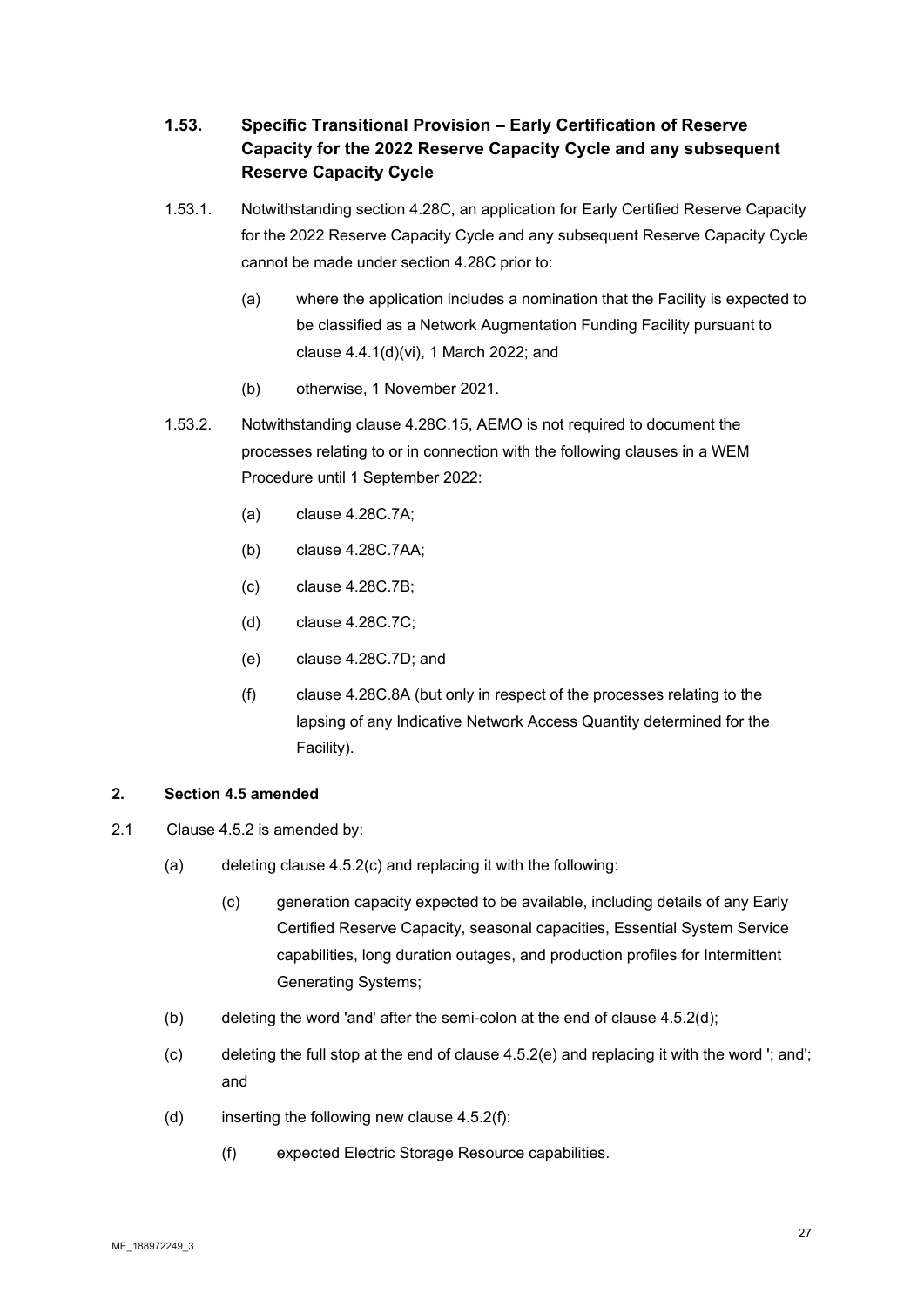### 1.53. Specific Transitional Provision – Early Certification of Reserve Capacity for the 2022 Reserve Capacity Cycle and any subsequent Reserve Capacity Cycle

1.53.1. Notwithstanding section 4.28C, an application for Early Certified Reserve Capacity for the 2022 Reserve Capacity Cycle and any subsequent Reserve Capacity Cycle cannot be made under section 4.28C prior to:

(a) where the application includes a nomination that the Facility is expected to be classified as a Network Augmentation Funding Facility pursuant to clause 4.4.1(d)(vi), 1 March 2022; and

(b) otherwise, 1 November 2021.

1.53.2. Notwithstanding clause 4.28C.15, AEMO is not required to document the processes relating to or in connection with the following clauses in a WEM Procedure until 1 September 2022:

(a) clause 4.28C.7A;

(b) clause 4.28C.7AA;

(c) clause 4.28C.7B;

(d) clause 4.28C.7C;

(e) clause 4.28C.7D; and

(f) clause 4.28C.8A (but only in respect of the processes relating to the lapsing of any Indicative Network Access Quantity determined for the Facility).

**2. Section 4.5 amended**

2.1 Clause 4.5.2 is amended by:

(a) deleting clause 4.5.2(c) and replacing it with the following:

> (c) generation capacity expected to be available, including details of any Early Certified Reserve Capacity, seasonal capacities, Essential System Service capabilities, long duration outages, and production profiles for Intermittent Generating Systems;

(b) deleting the word 'and' after the semi-colon at the end of clause 4.5.2(d);

(c) deleting the full stop at the end of clause 4.5.2(e) and replacing it with the word '; and'; and

(d) inserting the following new clause 4.5.2(f):

> (f) expected Electric Storage Resource capabilities.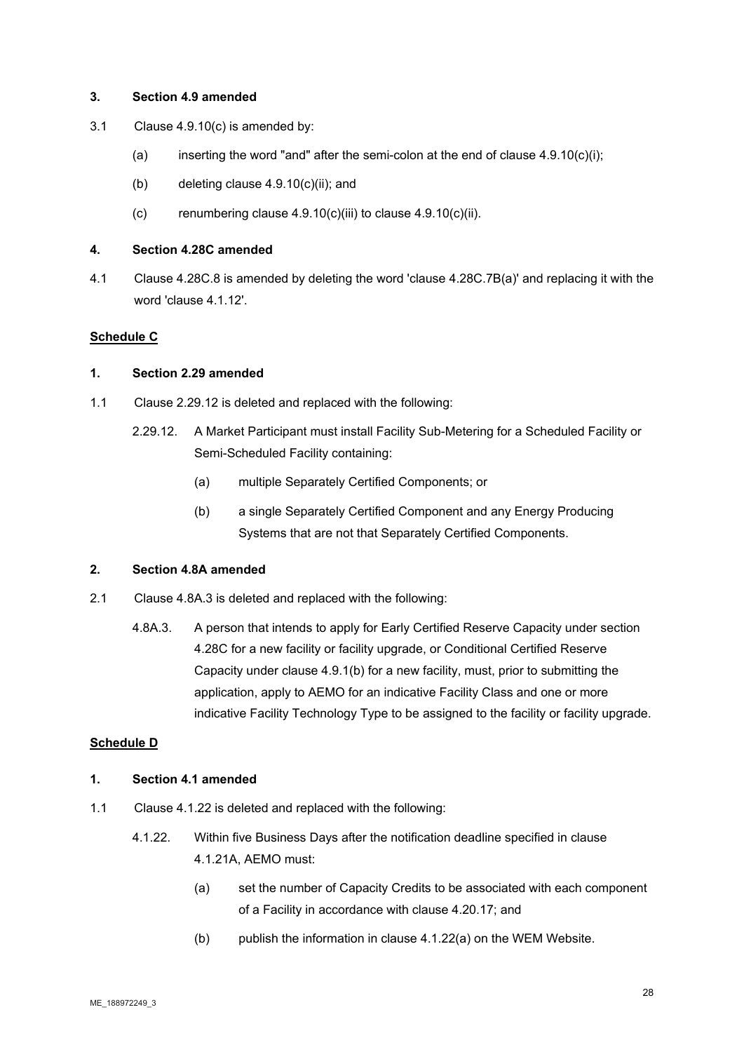**3. Section 4.9 amended**

3.1 Clause 4.9.10(c) is amended by:

(a) inserting the word "and" after the semi-colon at the end of clause 4.9.10(c)(i);

(b) deleting clause 4.9.10(c)(ii); and

(c) renumbering clause 4.9.10(c)(iii) to clause 4.9.10(c)(ii).

**4. Section 4.28C amended**

4.1 Clause 4.28C.8 is amended by deleting the word 'clause 4.28C.7B(a)' and replacing it with the word 'clause 4.1.12'.

**Schedule C**

**1. Section 2.29 amended**

1.1 Clause 2.29.12 is deleted and replaced with the following:

2.29.12. A Market Participant must install Facility Sub-Metering for a Scheduled Facility or Semi-Scheduled Facility containing:

(a) multiple Separately Certified Components; or

(b) a single Separately Certified Component and any Energy Producing Systems that are not that Separately Certified Components.

**2. Section 4.8A amended**

2.1 Clause 4.8A.3 is deleted and replaced with the following:

4.8A.3. A person that intends to apply for Early Certified Reserve Capacity under section 4.28C for a new facility or facility upgrade, or Conditional Certified Reserve Capacity under clause 4.9.1(b) for a new facility, must, prior to submitting the application, apply to AEMO for an indicative Facility Class and one or more indicative Facility Technology Type to be assigned to the facility or facility upgrade.

**Schedule D**

**1. Section 4.1 amended**

1.1 Clause 4.1.22 is deleted and replaced with the following:

4.1.22. Within five Business Days after the notification deadline specified in clause 4.1.21A, AEMO must:

(a) set the number of Capacity Credits to be associated with each component of a Facility in accordance with clause 4.20.17; and

(b) publish the information in clause 4.1.22(a) on the WEM Website.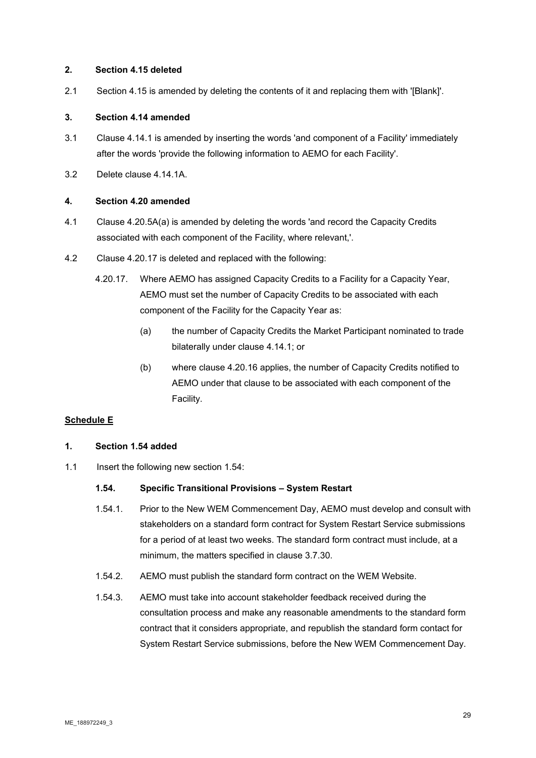**2. Section 4.15 deleted**

2.1 Section 4.15 is amended by deleting the contents of it and replacing them with '[Blank]'.

**3. Section 4.14 amended**

3.1 Clause 4.14.1 is amended by inserting the words 'and component of a Facility' immediately after the words 'provide the following information to AEMO for each Facility'.

3.2 Delete clause 4.14.1A.

**4. Section 4.20 amended**

4.1 Clause 4.20.5A(a) is amended by deleting the words 'and record the Capacity Credits associated with each component of the Facility, where relevant,'.

4.2 Clause 4.20.17 is deleted and replaced with the following:

4.20.17. Where AEMO has assigned Capacity Credits to a Facility for a Capacity Year, AEMO must set the number of Capacity Credits to be associated with each component of the Facility for the Capacity Year as:

(a) the number of Capacity Credits the Market Participant nominated to trade bilaterally under clause 4.14.1; or

(b) where clause 4.20.16 applies, the number of Capacity Credits notified to AEMO under that clause to be associated with each component of the Facility.

**<u>Schedule E</u>**

**1. Section 1.54 added**

1.1 Insert the following new section 1.54:

**1.54. Specific Transitional Provisions – System Restart**

1.54.1. Prior to the New WEM Commencement Day, AEMO must develop and consult with stakeholders on a standard form contract for System Restart Service submissions for a period of at least two weeks. The standard form contract must include, at a minimum, the matters specified in clause 3.7.30.

1.54.2. AEMO must publish the standard form contract on the WEM Website.

1.54.3. AEMO must take into account stakeholder feedback received during the consultation process and make any reasonable amendments to the standard form contract that it considers appropriate, and republish the standard form contact for System Restart Service submissions, before the New WEM Commencement Day.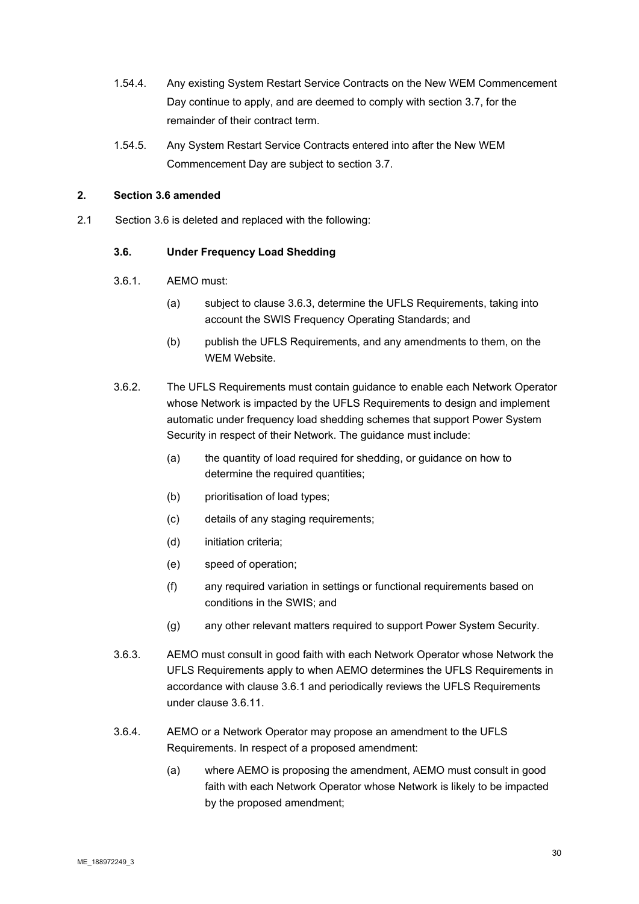1.54.4. Any existing System Restart Service Contracts on the New WEM Commencement Day continue to apply, and are deemed to comply with section 3.7, for the remainder of their contract term.

1.54.5. Any System Restart Service Contracts entered into after the New WEM Commencement Day are subject to section 3.7.

**2. Section 3.6 amended**

2.1 Section 3.6 is deleted and replaced with the following:

**3.6. Under Frequency Load Shedding**

3.6.1. AEMO must:

(a) subject to clause 3.6.3, determine the UFLS Requirements, taking into account the SWIS Frequency Operating Standards; and

(b) publish the UFLS Requirements, and any amendments to them, on the WEM Website.

3.6.2. The UFLS Requirements must contain guidance to enable each Network Operator whose Network is impacted by the UFLS Requirements to design and implement automatic under frequency load shedding schemes that support Power System Security in respect of their Network. The guidance must include:

(a) the quantity of load required for shedding, or guidance on how to determine the required quantities;

(b) prioritisation of load types;

(c) details of any staging requirements;

(d) initiation criteria;

(e) speed of operation;

(f) any required variation in settings or functional requirements based on conditions in the SWIS; and

(g) any other relevant matters required to support Power System Security.

3.6.3. AEMO must consult in good faith with each Network Operator whose Network the UFLS Requirements apply to when AEMO determines the UFLS Requirements in accordance with clause 3.6.1 and periodically reviews the UFLS Requirements under clause 3.6.11.

3.6.4. AEMO or a Network Operator may propose an amendment to the UFLS Requirements. In respect of a proposed amendment:

(a) where AEMO is proposing the amendment, AEMO must consult in good faith with each Network Operator whose Network is likely to be impacted by the proposed amendment;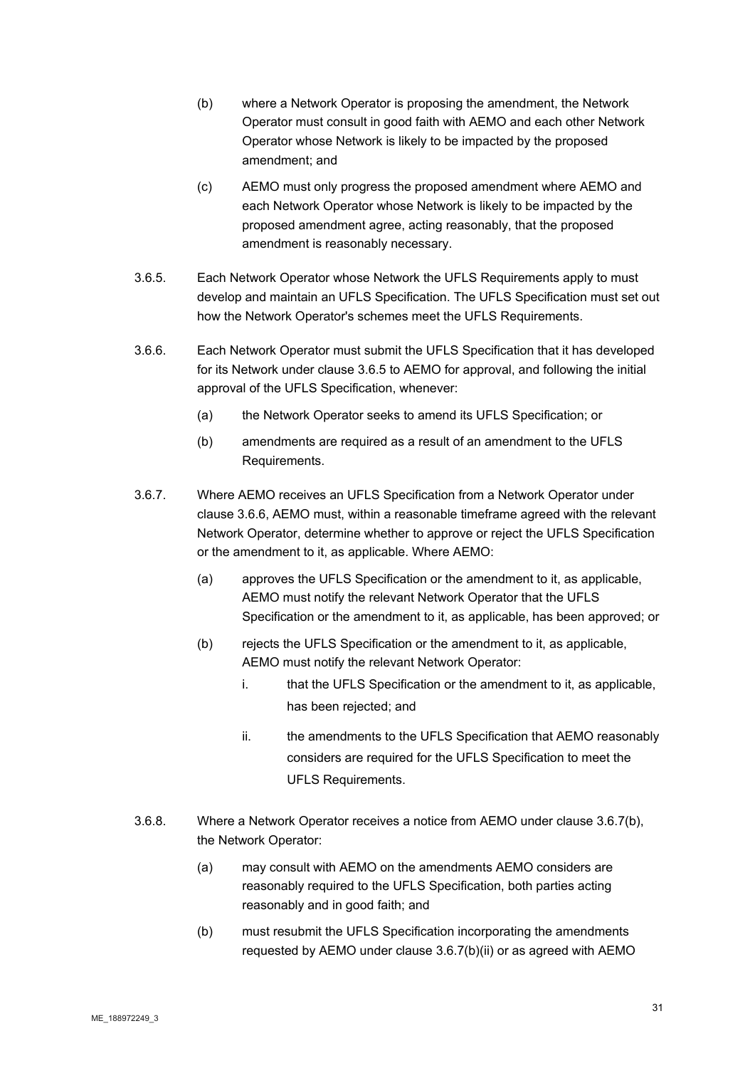(b) where a Network Operator is proposing the amendment, the Network Operator must consult in good faith with AEMO and each other Network Operator whose Network is likely to be impacted by the proposed amendment; and

(c) AEMO must only progress the proposed amendment where AEMO and each Network Operator whose Network is likely to be impacted by the proposed amendment agree, acting reasonably, that the proposed amendment is reasonably necessary.

3.6.5. Each Network Operator whose Network the UFLS Requirements apply to must develop and maintain an UFLS Specification. The UFLS Specification must set out how the Network Operator's schemes meet the UFLS Requirements.

3.6.6. Each Network Operator must submit the UFLS Specification that it has developed for its Network under clause 3.6.5 to AEMO for approval, and following the initial approval of the UFLS Specification, whenever:

(a) the Network Operator seeks to amend its UFLS Specification; or

(b) amendments are required as a result of an amendment to the UFLS Requirements.

3.6.7. Where AEMO receives an UFLS Specification from a Network Operator under clause 3.6.6, AEMO must, within a reasonable timeframe agreed with the relevant Network Operator, determine whether to approve or reject the UFLS Specification or the amendment to it, as applicable. Where AEMO:

(a) approves the UFLS Specification or the amendment to it, as applicable, AEMO must notify the relevant Network Operator that the UFLS Specification or the amendment to it, as applicable, has been approved; or

(b) rejects the UFLS Specification or the amendment to it, as applicable, AEMO must notify the relevant Network Operator:

i. that the UFLS Specification or the amendment to it, as applicable, has been rejected; and

ii. the amendments to the UFLS Specification that AEMO reasonably considers are required for the UFLS Specification to meet the UFLS Requirements.

3.6.8. Where a Network Operator receives a notice from AEMO under clause 3.6.7(b), the Network Operator:

(a) may consult with AEMO on the amendments AEMO considers are reasonably required to the UFLS Specification, both parties acting reasonably and in good faith; and

(b) must resubmit the UFLS Specification incorporating the amendments requested by AEMO under clause 3.6.7(b)(ii) or as agreed with AEMO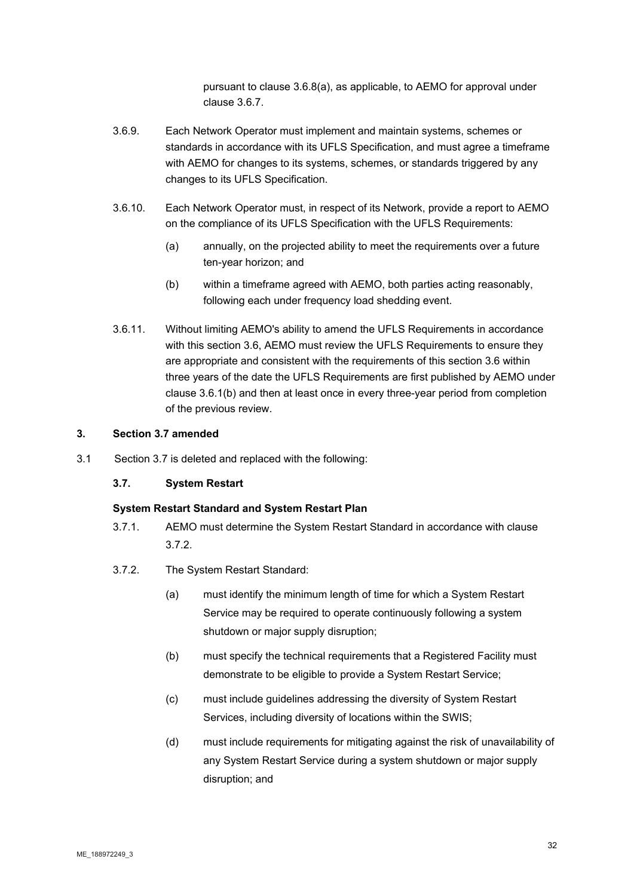pursuant to clause 3.6.8(a), as applicable, to AEMO for approval under clause 3.6.7.

3.6.9. Each Network Operator must implement and maintain systems, schemes or standards in accordance with its UFLS Specification, and must agree a timeframe with AEMO for changes to its systems, schemes, or standards triggered by any changes to its UFLS Specification.

3.6.10. Each Network Operator must, in respect of its Network, provide a report to AEMO on the compliance of its UFLS Specification with the UFLS Requirements:

(a) annually, on the projected ability to meet the requirements over a future ten-year horizon; and

(b) within a timeframe agreed with AEMO, both parties acting reasonably, following each under frequency load shedding event.

3.6.11. Without limiting AEMO's ability to amend the UFLS Requirements in accordance with this section 3.6, AEMO must review the UFLS Requirements to ensure they are appropriate and consistent with the requirements of this section 3.6 within three years of the date the UFLS Requirements are first published by AEMO under clause 3.6.1(b) and then at least once in every three-year period from completion of the previous review.

**3. Section 3.7 amended**

3.1 Section 3.7 is deleted and replaced with the following:

**3.7. System Restart**

**System Restart Standard and System Restart Plan**

3.7.1. AEMO must determine the System Restart Standard in accordance with clause 3.7.2.

3.7.2. The System Restart Standard:

(a) must identify the minimum length of time for which a System Restart Service may be required to operate continuously following a system shutdown or major supply disruption;

(b) must specify the technical requirements that a Registered Facility must demonstrate to be eligible to provide a System Restart Service;

(c) must include guidelines addressing the diversity of System Restart Services, including diversity of locations within the SWIS;

(d) must include requirements for mitigating against the risk of unavailability of any System Restart Service during a system shutdown or major supply disruption; and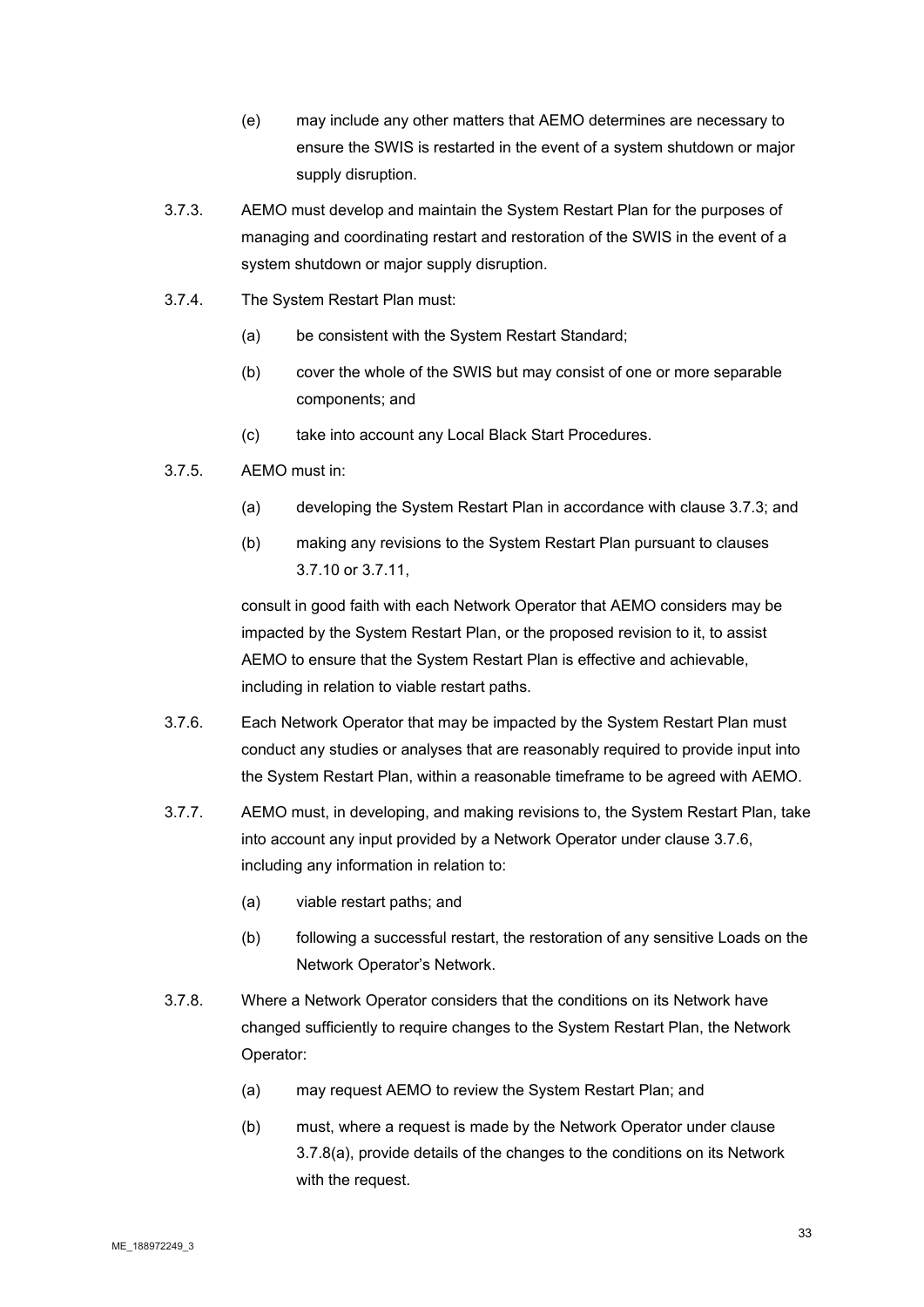(e) may include any other matters that AEMO determines are necessary to ensure the SWIS is restarted in the event of a system shutdown or major supply disruption.

3.7.3. AEMO must develop and maintain the System Restart Plan for the purposes of managing and coordinating restart and restoration of the SWIS in the event of a system shutdown or major supply disruption.

3.7.4. The System Restart Plan must:

(a) be consistent with the System Restart Standard;

(b) cover the whole of the SWIS but may consist of one or more separable components; and

(c) take into account any Local Black Start Procedures.

3.7.5. AEMO must in:

(a) developing the System Restart Plan in accordance with clause 3.7.3; and

(b) making any revisions to the System Restart Plan pursuant to clauses 3.7.10 or 3.7.11,

consult in good faith with each Network Operator that AEMO considers may be impacted by the System Restart Plan, or the proposed revision to it, to assist AEMO to ensure that the System Restart Plan is effective and achievable, including in relation to viable restart paths.

3.7.6. Each Network Operator that may be impacted by the System Restart Plan must conduct any studies or analyses that are reasonably required to provide input into the System Restart Plan, within a reasonable timeframe to be agreed with AEMO.

3.7.7. AEMO must, in developing, and making revisions to, the System Restart Plan, take into account any input provided by a Network Operator under clause 3.7.6, including any information in relation to:

(a) viable restart paths; and

(b) following a successful restart, the restoration of any sensitive Loads on the Network Operator's Network.

3.7.8. Where a Network Operator considers that the conditions on its Network have changed sufficiently to require changes to the System Restart Plan, the Network Operator:

(a) may request AEMO to review the System Restart Plan; and

(b) must, where a request is made by the Network Operator under clause 3.7.8(a), provide details of the changes to the conditions on its Network with the request.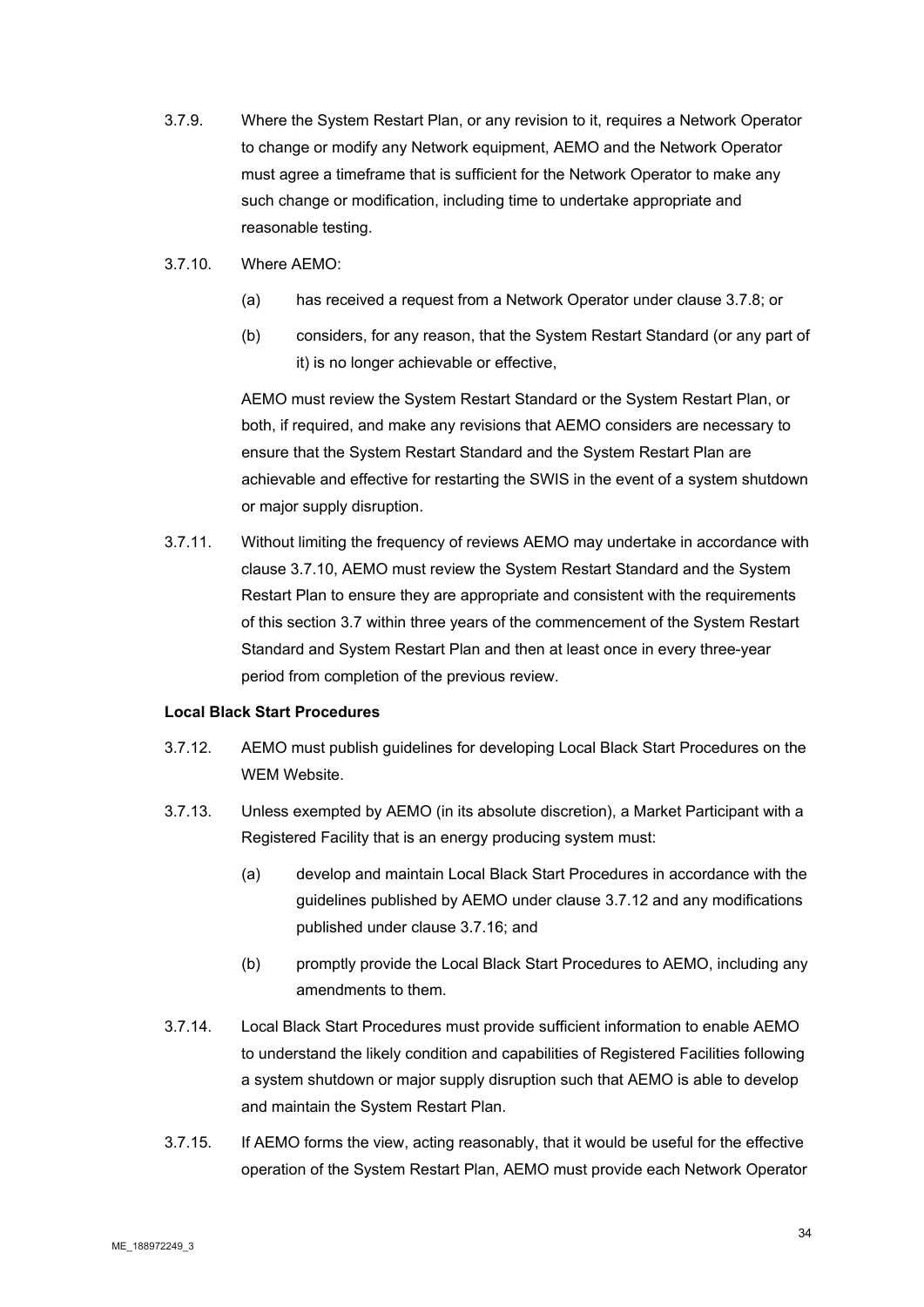3.7.9. Where the System Restart Plan, or any revision to it, requires a Network Operator to change or modify any Network equipment, AEMO and the Network Operator must agree a timeframe that is sufficient for the Network Operator to make any such change or modification, including time to undertake appropriate and reasonable testing.

3.7.10. Where AEMO:

(a) has received a request from a Network Operator under clause 3.7.8; or

(b) considers, for any reason, that the System Restart Standard (or any part of it) is no longer achievable or effective,

AEMO must review the System Restart Standard or the System Restart Plan, or both, if required, and make any revisions that AEMO considers are necessary to ensure that the System Restart Standard and the System Restart Plan are achievable and effective for restarting the SWIS in the event of a system shutdown or major supply disruption.

3.7.11. Without limiting the frequency of reviews AEMO may undertake in accordance with clause 3.7.10, AEMO must review the System Restart Standard and the System Restart Plan to ensure they are appropriate and consistent with the requirements of this section 3.7 within three years of the commencement of the System Restart Standard and System Restart Plan and then at least once in every three-year period from completion of the previous review.

**Local Black Start Procedures**

3.7.12. AEMO must publish guidelines for developing Local Black Start Procedures on the WEM Website.

3.7.13. Unless exempted by AEMO (in its absolute discretion), a Market Participant with a Registered Facility that is an energy producing system must:

(a) develop and maintain Local Black Start Procedures in accordance with the guidelines published by AEMO under clause 3.7.12 and any modifications published under clause 3.7.16; and

(b) promptly provide the Local Black Start Procedures to AEMO, including any amendments to them.

3.7.14. Local Black Start Procedures must provide sufficient information to enable AEMO to understand the likely condition and capabilities of Registered Facilities following a system shutdown or major supply disruption such that AEMO is able to develop and maintain the System Restart Plan.

3.7.15. If AEMO forms the view, acting reasonably, that it would be useful for the effective operation of the System Restart Plan, AEMO must provide each Network Operator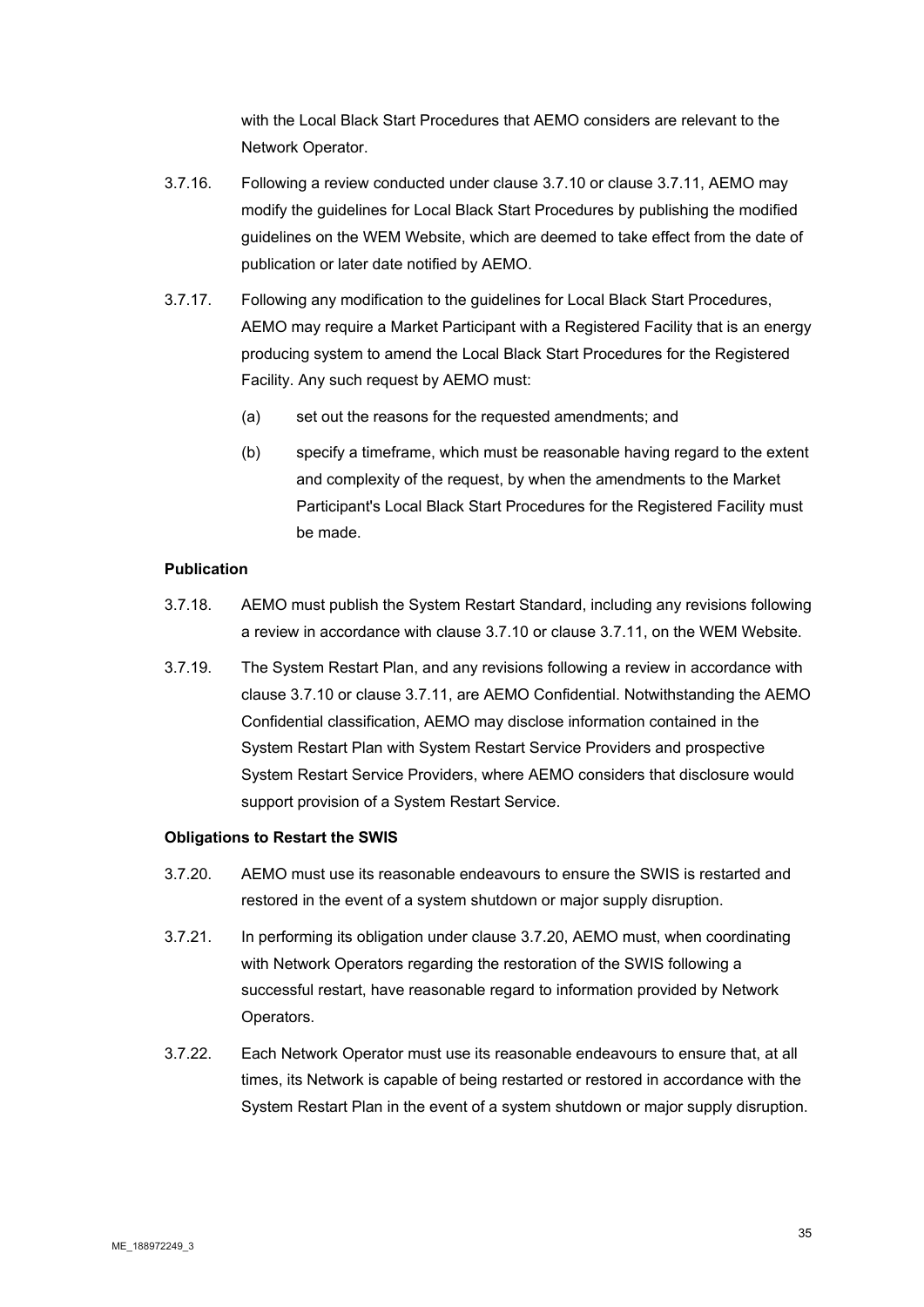with the Local Black Start Procedures that AEMO considers are relevant to the Network Operator.

3.7.16. Following a review conducted under clause 3.7.10 or clause 3.7.11, AEMO may modify the guidelines for Local Black Start Procedures by publishing the modified guidelines on the WEM Website, which are deemed to take effect from the date of publication or later date notified by AEMO.

3.7.17. Following any modification to the guidelines for Local Black Start Procedures, AEMO may require a Market Participant with a Registered Facility that is an energy producing system to amend the Local Black Start Procedures for the Registered Facility. Any such request by AEMO must:

(a) set out the reasons for the requested amendments; and

(b) specify a timeframe, which must be reasonable having regard to the extent and complexity of the request, by when the amendments to the Market Participant's Local Black Start Procedures for the Registered Facility must be made.

**Publication**

3.7.18. AEMO must publish the System Restart Standard, including any revisions following a review in accordance with clause 3.7.10 or clause 3.7.11, on the WEM Website.

3.7.19. The System Restart Plan, and any revisions following a review in accordance with clause 3.7.10 or clause 3.7.11, are AEMO Confidential. Notwithstanding the AEMO Confidential classification, AEMO may disclose information contained in the System Restart Plan with System Restart Service Providers and prospective System Restart Service Providers, where AEMO considers that disclosure would support provision of a System Restart Service.

**Obligations to Restart the SWIS**

3.7.20. AEMO must use its reasonable endeavours to ensure the SWIS is restarted and restored in the event of a system shutdown or major supply disruption.

3.7.21. In performing its obligation under clause 3.7.20, AEMO must, when coordinating with Network Operators regarding the restoration of the SWIS following a successful restart, have reasonable regard to information provided by Network Operators.

3.7.22. Each Network Operator must use its reasonable endeavours to ensure that, at all times, its Network is capable of being restarted or restored in accordance with the System Restart Plan in the event of a system shutdown or major supply disruption.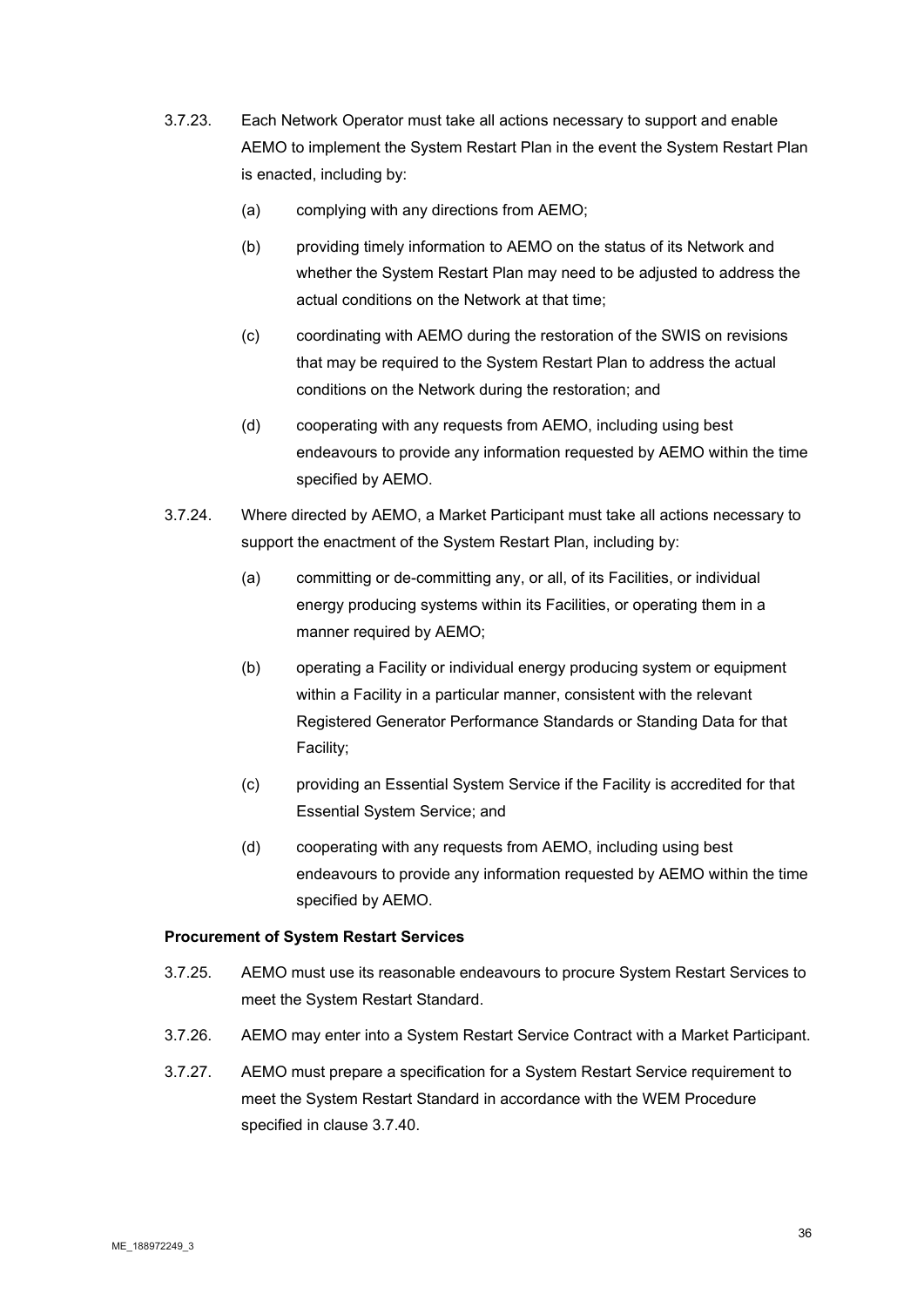3.7.23. Each Network Operator must take all actions necessary to support and enable AEMO to implement the System Restart Plan in the event the System Restart Plan is enacted, including by:

(a) complying with any directions from AEMO;

(b) providing timely information to AEMO on the status of its Network and whether the System Restart Plan may need to be adjusted to address the actual conditions on the Network at that time;

(c) coordinating with AEMO during the restoration of the SWIS on revisions that may be required to the System Restart Plan to address the actual conditions on the Network during the restoration; and

(d) cooperating with any requests from AEMO, including using best endeavours to provide any information requested by AEMO within the time specified by AEMO.

3.7.24. Where directed by AEMO, a Market Participant must take all actions necessary to support the enactment of the System Restart Plan, including by:

(a) committing or de-committing any, or all, of its Facilities, or individual energy producing systems within its Facilities, or operating them in a manner required by AEMO;

(b) operating a Facility or individual energy producing system or equipment within a Facility in a particular manner, consistent with the relevant Registered Generator Performance Standards or Standing Data for that Facility;

(c) providing an Essential System Service if the Facility is accredited for that Essential System Service; and

(d) cooperating with any requests from AEMO, including using best endeavours to provide any information requested by AEMO within the time specified by AEMO.

**Procurement of System Restart Services**

3.7.25. AEMO must use its reasonable endeavours to procure System Restart Services to meet the System Restart Standard.

3.7.26. AEMO may enter into a System Restart Service Contract with a Market Participant.

3.7.27. AEMO must prepare a specification for a System Restart Service requirement to meet the System Restart Standard in accordance with the WEM Procedure specified in clause 3.7.40.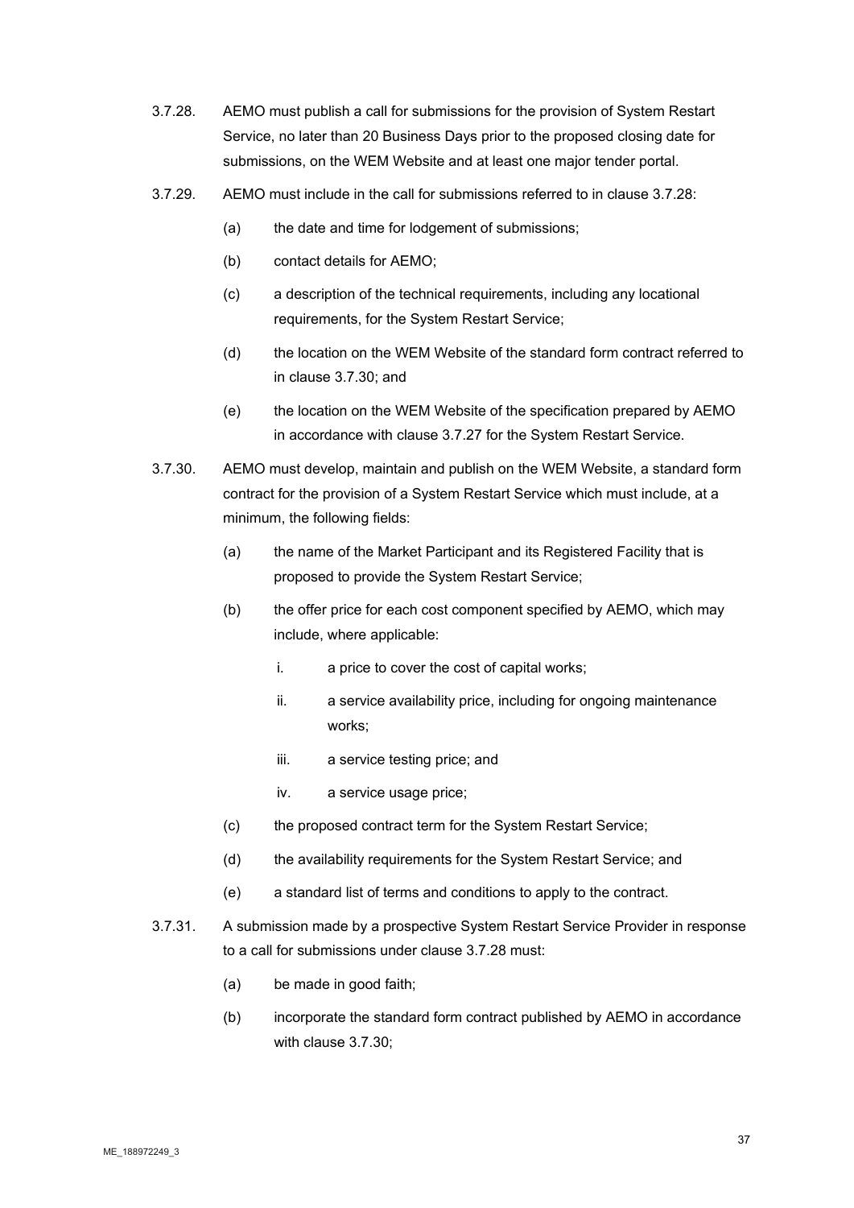3.7.28. AEMO must publish a call for submissions for the provision of System Restart Service, no later than 20 Business Days prior to the proposed closing date for submissions, on the WEM Website and at least one major tender portal.

3.7.29. AEMO must include in the call for submissions referred to in clause 3.7.28:

(a) the date and time for lodgement of submissions;

(b) contact details for AEMO;

(c) a description of the technical requirements, including any locational requirements, for the System Restart Service;

(d) the location on the WEM Website of the standard form contract referred to in clause 3.7.30; and

(e) the location on the WEM Website of the specification prepared by AEMO in accordance with clause 3.7.27 for the System Restart Service.

3.7.30. AEMO must develop, maintain and publish on the WEM Website, a standard form contract for the provision of a System Restart Service which must include, at a minimum, the following fields:

(a) the name of the Market Participant and its Registered Facility that is proposed to provide the System Restart Service;

(b) the offer price for each cost component specified by AEMO, which may include, where applicable:

i. a price to cover the cost of capital works;

ii. a service availability price, including for ongoing maintenance works;

iii. a service testing price; and

iv. a service usage price;

(c) the proposed contract term for the System Restart Service;

(d) the availability requirements for the System Restart Service; and

(e) a standard list of terms and conditions to apply to the contract.

3.7.31. A submission made by a prospective System Restart Service Provider in response to a call for submissions under clause 3.7.28 must:

(a) be made in good faith;

(b) incorporate the standard form contract published by AEMO in accordance with clause 3.7.30;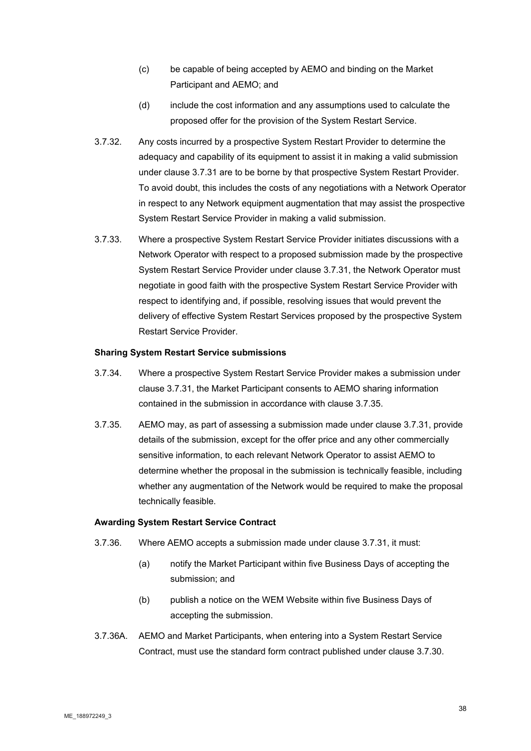(c) be capable of being accepted by AEMO and binding on the Market Participant and AEMO; and

(d) include the cost information and any assumptions used to calculate the proposed offer for the provision of the System Restart Service.

3.7.32. Any costs incurred by a prospective System Restart Provider to determine the adequacy and capability of its equipment to assist it in making a valid submission under clause 3.7.31 are to be borne by that prospective System Restart Provider. To avoid doubt, this includes the costs of any negotiations with a Network Operator in respect to any Network equipment augmentation that may assist the prospective System Restart Service Provider in making a valid submission.

3.7.33. Where a prospective System Restart Service Provider initiates discussions with a Network Operator with respect to a proposed submission made by the prospective System Restart Service Provider under clause 3.7.31, the Network Operator must negotiate in good faith with the prospective System Restart Service Provider with respect to identifying and, if possible, resolving issues that would prevent the delivery of effective System Restart Services proposed by the prospective System Restart Service Provider.

**Sharing System Restart Service submissions**

3.7.34. Where a prospective System Restart Service Provider makes a submission under clause 3.7.31, the Market Participant consents to AEMO sharing information contained in the submission in accordance with clause 3.7.35.

3.7.35. AEMO may, as part of assessing a submission made under clause 3.7.31, provide details of the submission, except for the offer price and any other commercially sensitive information, to each relevant Network Operator to assist AEMO to determine whether the proposal in the submission is technically feasible, including whether any augmentation of the Network would be required to make the proposal technically feasible.

**Awarding System Restart Service Contract**

3.7.36. Where AEMO accepts a submission made under clause 3.7.31, it must:

(a) notify the Market Participant within five Business Days of accepting the submission; and

(b) publish a notice on the WEM Website within five Business Days of accepting the submission.

3.7.36A. AEMO and Market Participants, when entering into a System Restart Service Contract, must use the standard form contract published under clause 3.7.30.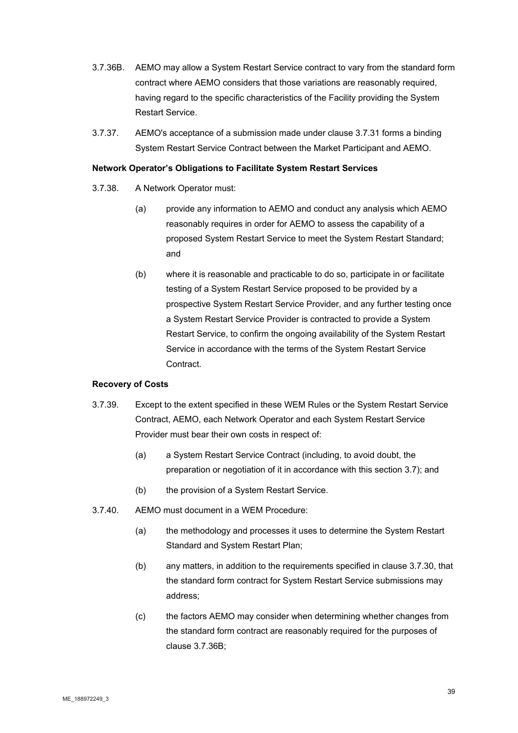3.7.36B. AEMO may allow a System Restart Service contract to vary from the standard form contract where AEMO considers that those variations are reasonably required, having regard to the specific characteristics of the Facility providing the System Restart Service.

3.7.37. AEMO's acceptance of a submission made under clause 3.7.31 forms a binding System Restart Service Contract between the Market Participant and AEMO.

**Network Operator's Obligations to Facilitate System Restart Services**

3.7.38. A Network Operator must:

(a) provide any information to AEMO and conduct any analysis which AEMO reasonably requires in order for AEMO to assess the capability of a proposed System Restart Service to meet the System Restart Standard; and

(b) where it is reasonable and practicable to do so, participate in or facilitate testing of a System Restart Service proposed to be provided by a prospective System Restart Service Provider, and any further testing once a System Restart Service Provider is contracted to provide a System Restart Service, to confirm the ongoing availability of the System Restart Service in accordance with the terms of the System Restart Service Contract.

**Recovery of Costs**

3.7.39. Except to the extent specified in these WEM Rules or the System Restart Service Contract, AEMO, each Network Operator and each System Restart Service Provider must bear their own costs in respect of:

(a) a System Restart Service Contract (including, to avoid doubt, the preparation or negotiation of it in accordance with this section 3.7); and

(b) the provision of a System Restart Service.

3.7.40. AEMO must document in a WEM Procedure:

(a) the methodology and processes it uses to determine the System Restart Standard and System Restart Plan;

(b) any matters, in addition to the requirements specified in clause 3.7.30, that the standard form contract for System Restart Service submissions may address;

(c) the factors AEMO may consider when determining whether changes from the standard form contract are reasonably required for the purposes of clause 3.7.36B;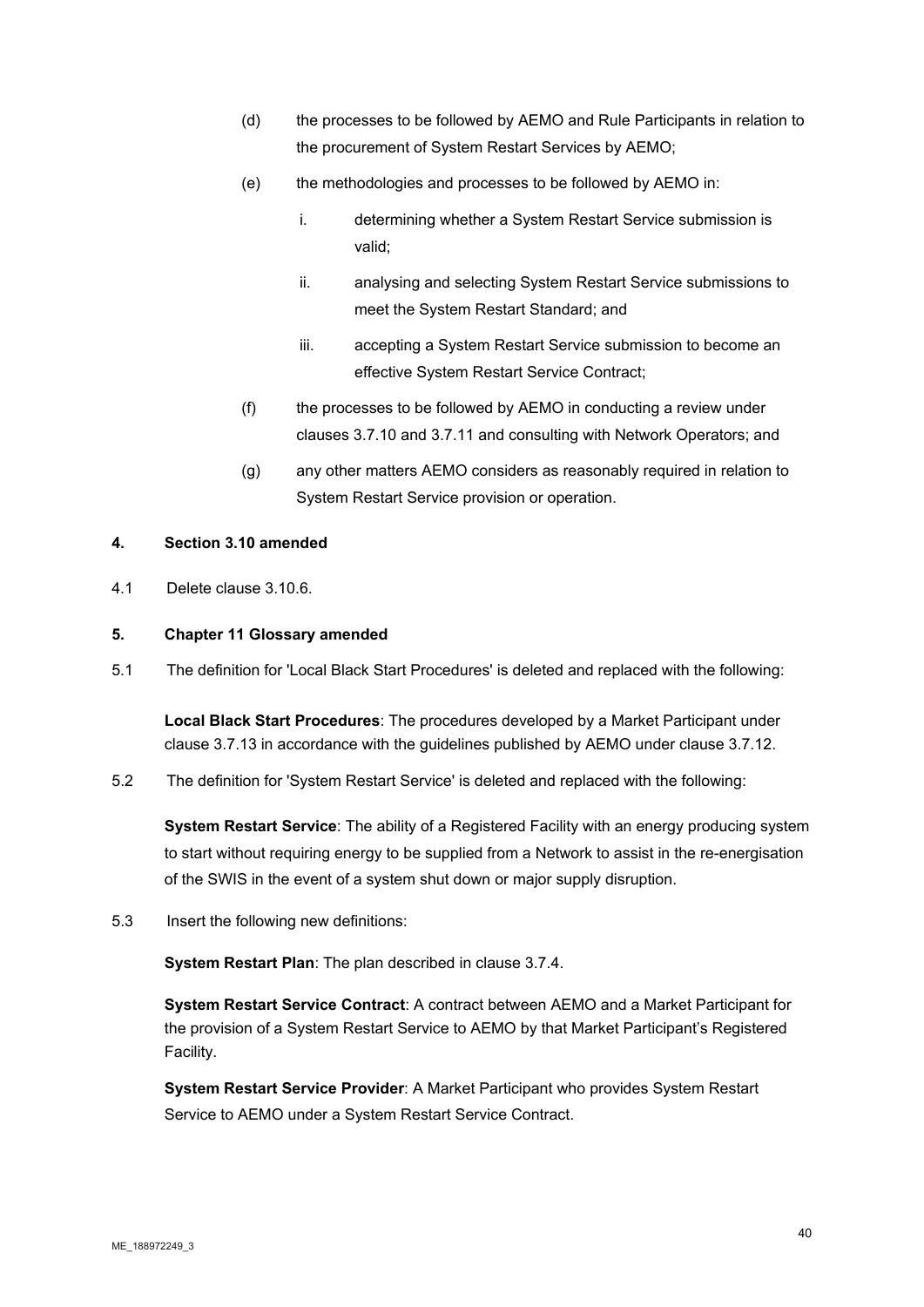(d) the processes to be followed by AEMO and Rule Participants in relation to the procurement of System Restart Services by AEMO;

(e) the methodologies and processes to be followed by AEMO in:

i. determining whether a System Restart Service submission is valid;

ii. analysing and selecting System Restart Service submissions to meet the System Restart Standard; and

iii. accepting a System Restart Service submission to become an effective System Restart Service Contract;

(f) the processes to be followed by AEMO in conducting a review under clauses 3.7.10 and 3.7.11 and consulting with Network Operators; and

(g) any other matters AEMO considers as reasonably required in relation to System Restart Service provision or operation.

**4. Section 3.10 amended**

4.1 Delete clause 3.10.6.

**5. Chapter 11 Glossary amended**

5.1 The definition for 'Local Black Start Procedures' is deleted and replaced with the following:

**Local Black Start Procedures**: The procedures developed by a Market Participant under clause 3.7.13 in accordance with the guidelines published by AEMO under clause 3.7.12.

5.2 The definition for 'System Restart Service' is deleted and replaced with the following:

**System Restart Service**: The ability of a Registered Facility with an energy producing system to start without requiring energy to be supplied from a Network to assist in the re-energisation of the SWIS in the event of a system shut down or major supply disruption.

5.3 Insert the following new definitions:

**System Restart Plan**: The plan described in clause 3.7.4.

**System Restart Service Contract**: A contract between AEMO and a Market Participant for the provision of a System Restart Service to AEMO by that Market Participant's Registered Facility.

**System Restart Service Provider**: A Market Participant who provides System Restart Service to AEMO under a System Restart Service Contract.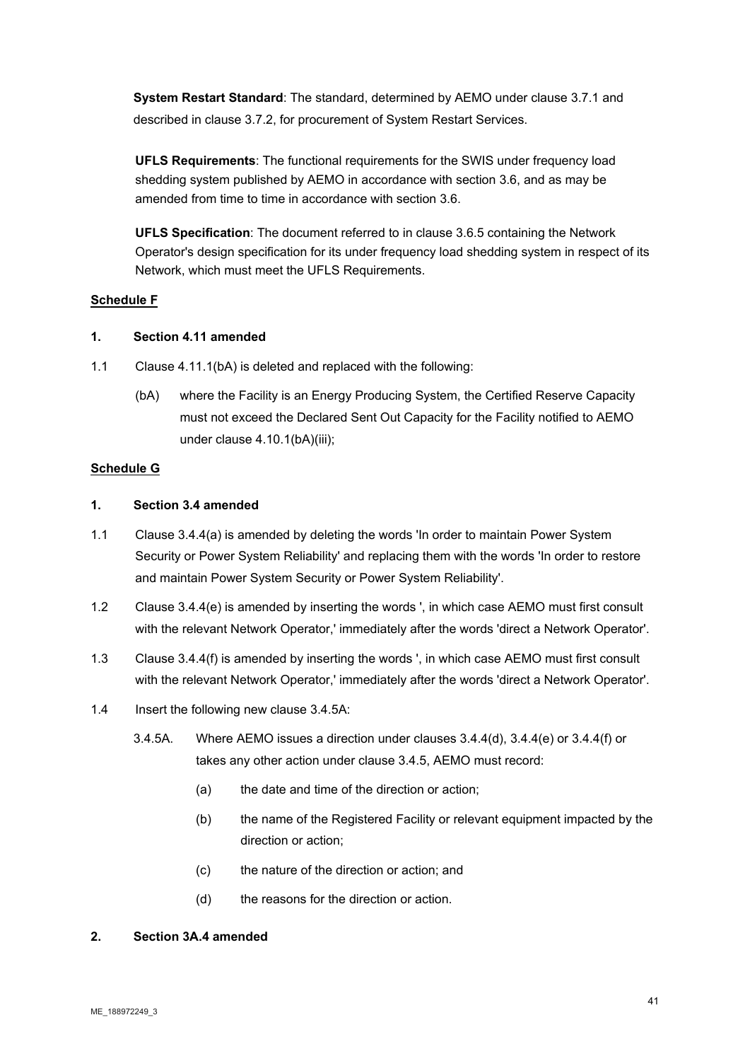**System Restart Standard**: The standard, determined by AEMO under clause 3.7.1 and described in clause 3.7.2, for procurement of System Restart Services.

**UFLS Requirements**: The functional requirements for the SWIS under frequency load shedding system published by AEMO in accordance with section 3.6, and as may be amended from time to time in accordance with section 3.6.

**UFLS Specification**: The document referred to in clause 3.6.5 containing the Network Operator's design specification for its under frequency load shedding system in respect of its Network, which must meet the UFLS Requirements.

**Schedule F**

**1. Section 4.11 amended**

1.1 Clause 4.11.1(bA) is deleted and replaced with the following:

(bA) where the Facility is an Energy Producing System, the Certified Reserve Capacity must not exceed the Declared Sent Out Capacity for the Facility notified to AEMO under clause 4.10.1(bA)(iii);

**Schedule G**

**1. Section 3.4 amended**

1.1 Clause 3.4.4(a) is amended by deleting the words 'In order to maintain Power System Security or Power System Reliability' and replacing them with the words 'In order to restore and maintain Power System Security or Power System Reliability'.

1.2 Clause 3.4.4(e) is amended by inserting the words ', in which case AEMO must first consult with the relevant Network Operator,' immediately after the words 'direct a Network Operator'.

1.3 Clause 3.4.4(f) is amended by inserting the words ', in which case AEMO must first consult with the relevant Network Operator,' immediately after the words 'direct a Network Operator'.

1.4 Insert the following new clause 3.4.5A:

3.4.5A. Where AEMO issues a direction under clauses 3.4.4(d), 3.4.4(e) or 3.4.4(f) or takes any other action under clause 3.4.5, AEMO must record:

(a) the date and time of the direction or action;

(b) the name of the Registered Facility or relevant equipment impacted by the direction or action;

(c) the nature of the direction or action; and

(d) the reasons for the direction or action.

**2. Section 3A.4 amended**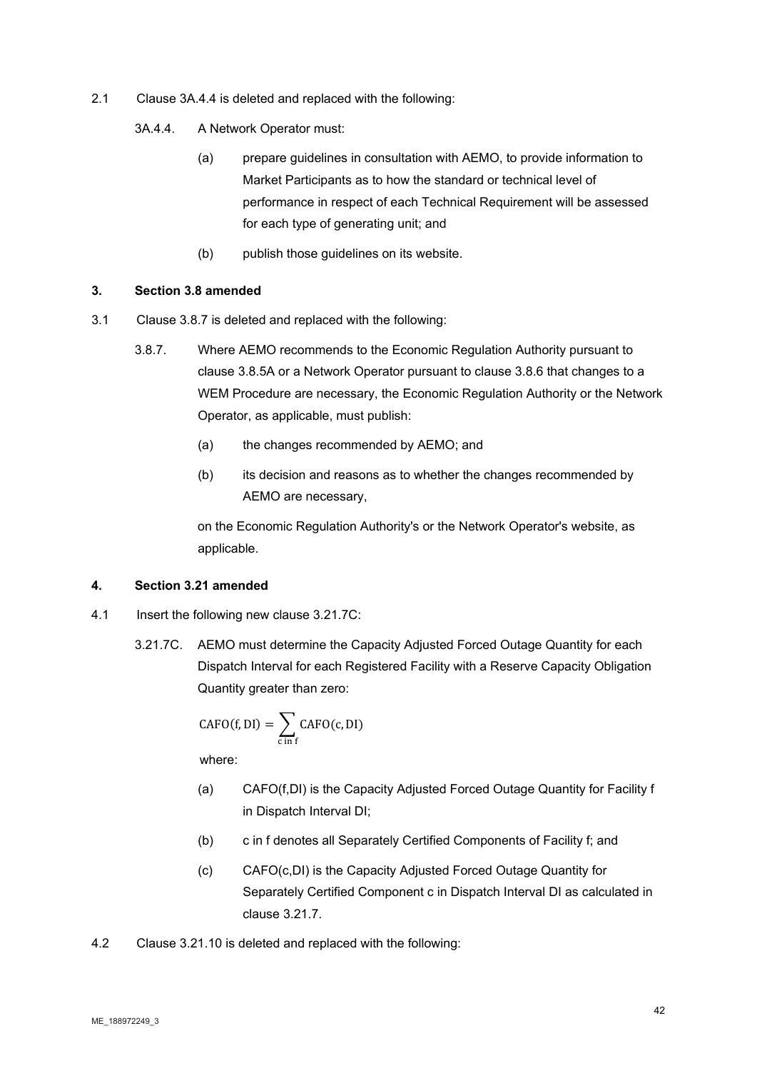2.1 Clause 3A.4.4 is deleted and replaced with the following:

3A.4.4. A Network Operator must:

(a) prepare guidelines in consultation with AEMO, to provide information to Market Participants as to how the standard or technical level of performance in respect of each Technical Requirement will be assessed for each type of generating unit; and

(b) publish those guidelines on its website.

**3. Section 3.8 amended**

3.1 Clause 3.8.7 is deleted and replaced with the following:

3.8.7. Where AEMO recommends to the Economic Regulation Authority pursuant to clause 3.8.5A or a Network Operator pursuant to clause 3.8.6 that changes to a WEM Procedure are necessary, the Economic Regulation Authority or the Network Operator, as applicable, must publish:

(a) the changes recommended by AEMO; and

(b) its decision and reasons as to whether the changes recommended by AEMO are necessary,

on the Economic Regulation Authority's or the Network Operator's website, as applicable.

**4. Section 3.21 amended**

4.1 Insert the following new clause 3.21.7C:

3.21.7C. AEMO must determine the Capacity Adjusted Forced Outage Quantity for each Dispatch Interval for each Registered Facility with a Reserve Capacity Obligation Quantity greater than zero:

$$\mathrm{CAFO(f, DI)} = \sum_{\mathrm{c\ in\ f}} \mathrm{CAFO(c, DI)}$$

where:

(a) CAFO(f,DI) is the Capacity Adjusted Forced Outage Quantity for Facility f in Dispatch Interval DI;

(b) c in f denotes all Separately Certified Components of Facility f; and

(c) CAFO(c,DI) is the Capacity Adjusted Forced Outage Quantity for Separately Certified Component c in Dispatch Interval DI as calculated in clause 3.21.7.

4.2 Clause 3.21.10 is deleted and replaced with the following: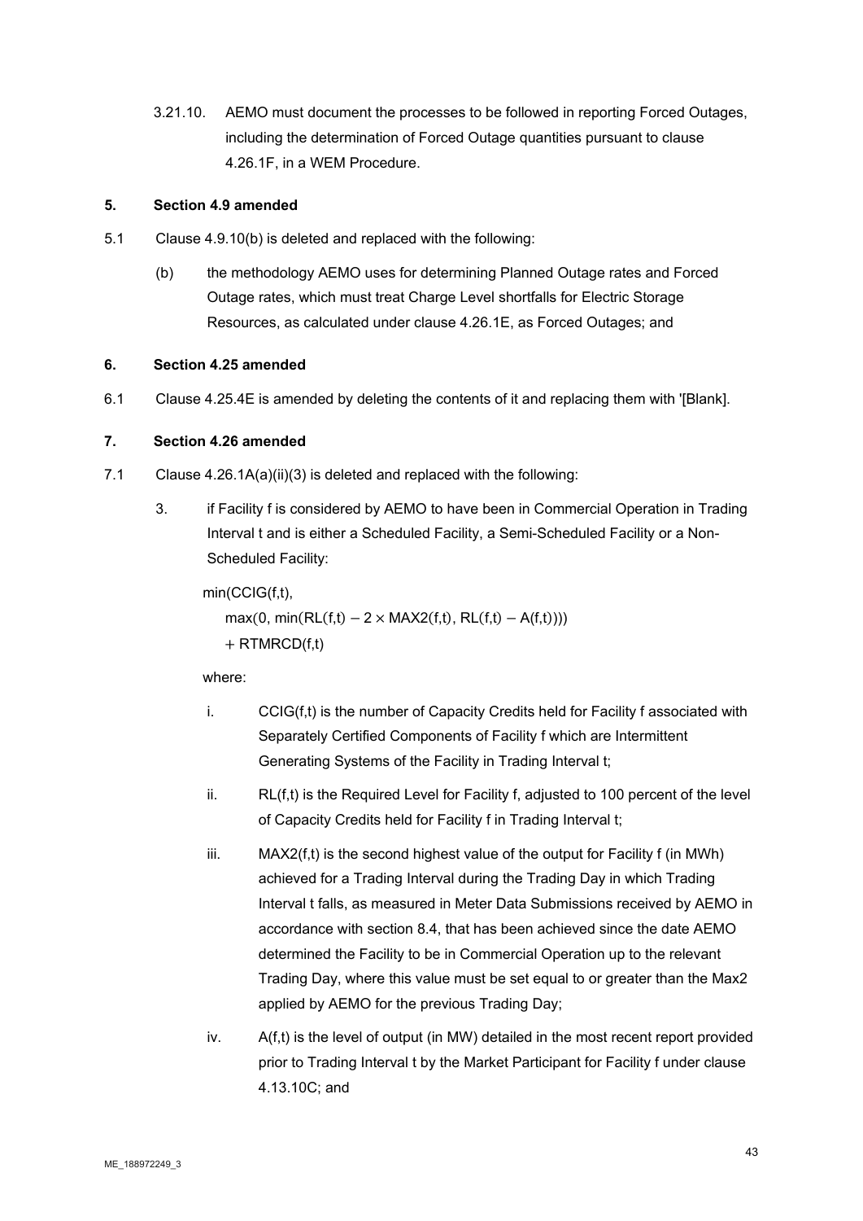3.21.10. AEMO must document the processes to be followed in reporting Forced Outages, including the determination of Forced Outage quantities pursuant to clause 4.26.1F, in a WEM Procedure.

**5. Section 4.9 amended**

5.1 Clause 4.9.10(b) is deleted and replaced with the following:

(b) the methodology AEMO uses for determining Planned Outage rates and Forced Outage rates, which must treat Charge Level shortfalls for Electric Storage Resources, as calculated under clause 4.26.1E, as Forced Outages; and

**6. Section 4.25 amended**

6.1 Clause 4.25.4E is amended by deleting the contents of it and replacing them with '[Blank].

**7. Section 4.26 amended**

7.1 Clause 4.26.1A(a)(ii)(3) is deleted and replaced with the following:

3. if Facility f is considered by AEMO to have been in Commercial Operation in Trading Interval t and is either a Scheduled Facility, a Semi-Scheduled Facility or a Non-Scheduled Facility:

$$\min(CCIG(f,t), \max(0, \min(RL(f,t) - 2 \times MAX2(f,t), RL(f,t) - A(f,t))) + RTMRCD(f,t)$$

where:

i. CCIG(f,t) is the number of Capacity Credits held for Facility f associated with Separately Certified Components of Facility f which are Intermittent Generating Systems of the Facility in Trading Interval t;

ii. RL(f,t) is the Required Level for Facility f, adjusted to 100 percent of the level of Capacity Credits held for Facility f in Trading Interval t;

iii. MAX2(f,t) is the second highest value of the output for Facility f (in MWh) achieved for a Trading Interval during the Trading Day in which Trading Interval t falls, as measured in Meter Data Submissions received by AEMO in accordance with section 8.4, that has been achieved since the date AEMO determined the Facility to be in Commercial Operation up to the relevant Trading Day, where this value must be set equal to or greater than the Max2 applied by AEMO for the previous Trading Day;

iv. A(f,t) is the level of output (in MW) detailed in the most recent report provided prior to Trading Interval t by the Market Participant for Facility f under clause 4.13.10C; and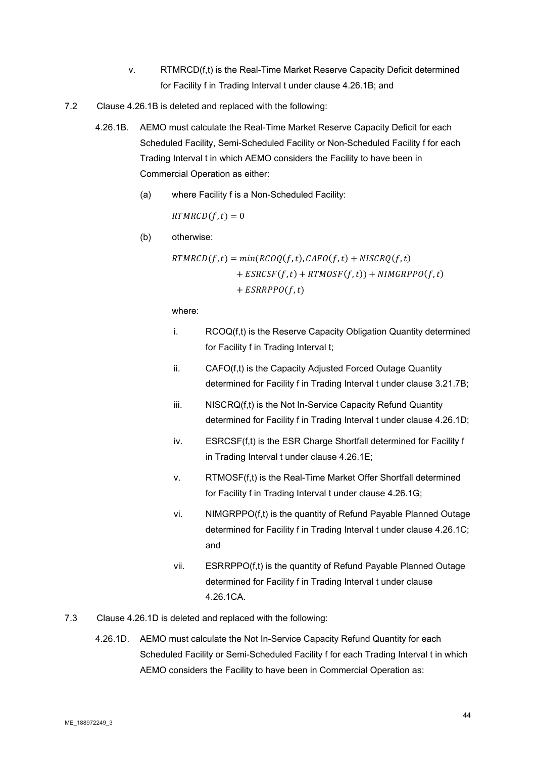v. RTMRCD(f,t) is the Real-Time Market Reserve Capacity Deficit determined for Facility f in Trading Interval t under clause 4.26.1B; and

7.2 Clause 4.26.1B is deleted and replaced with the following:

4.26.1B. AEMO must calculate the Real-Time Market Reserve Capacity Deficit for each Scheduled Facility, Semi-Scheduled Facility or Non-Scheduled Facility f for each Trading Interval t in which AEMO considers the Facility to have been in Commercial Operation as either:

(a) where Facility f is a Non-Scheduled Facility:

$$RTMRCD(f,t) = 0$$

(b) otherwise:

$$RTMRCD(f,t) = min(RCOQ(f,t), CAFO(f,t) + NISCRQ(f,t) + ESRCSF(f,t) + RTMOSF(f,t)) + NIMGRPPO(f,t) + ESRRPPO(f,t)$$

where:

i. RCOQ(f,t) is the Reserve Capacity Obligation Quantity determined for Facility f in Trading Interval t;

ii. CAFO(f,t) is the Capacity Adjusted Forced Outage Quantity determined for Facility f in Trading Interval t under clause 3.21.7B;

iii. NISCRQ(f,t) is the Not In-Service Capacity Refund Quantity determined for Facility f in Trading Interval t under clause 4.26.1D;

iv. ESRCSF(f,t) is the ESR Charge Shortfall determined for Facility f in Trading Interval t under clause 4.26.1E;

v. RTMOSF(f,t) is the Real-Time Market Offer Shortfall determined for Facility f in Trading Interval t under clause 4.26.1G;

vi. NIMGRPPO(f,t) is the quantity of Refund Payable Planned Outage determined for Facility f in Trading Interval t under clause 4.26.1C; and

vii. ESRRPPO(f,t) is the quantity of Refund Payable Planned Outage determined for Facility f in Trading Interval t under clause 4.26.1CA.

7.3 Clause 4.26.1D is deleted and replaced with the following:

4.26.1D. AEMO must calculate the Not In-Service Capacity Refund Quantity for each Scheduled Facility or Semi-Scheduled Facility f for each Trading Interval t in which AEMO considers the Facility to have been in Commercial Operation as: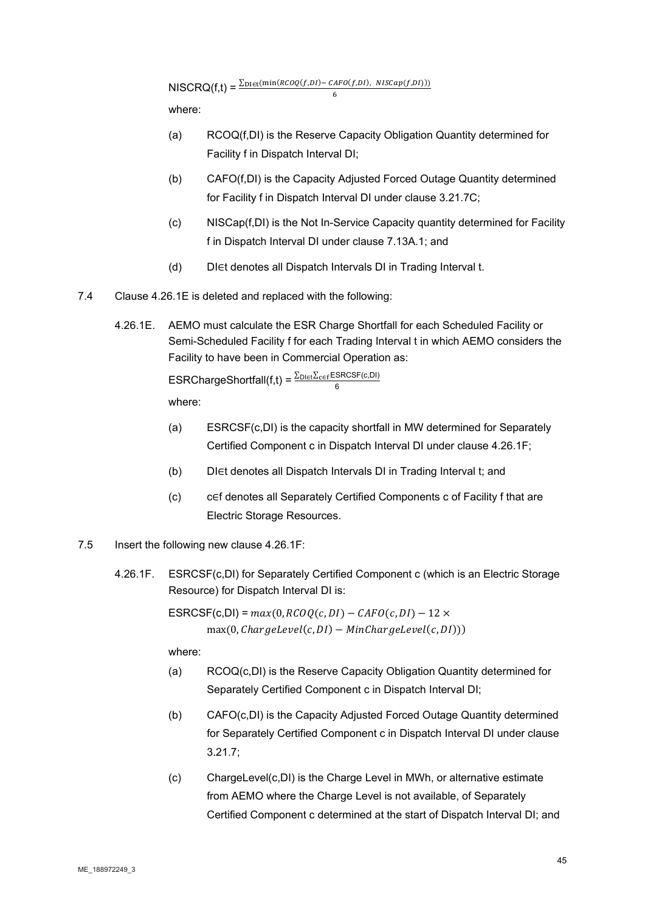$$\text{NISCRQ(f,t)} = \frac{\sum_{DI \in t}(\min(RCOQ(f,DI) - CAFO(f,DI),\ NISCap(f,DI)))}{6}$$

where:

(a) RCOQ(f,DI) is the Reserve Capacity Obligation Quantity determined for Facility f in Dispatch Interval DI;

(b) CAFO(f,DI) is the Capacity Adjusted Forced Outage Quantity determined for Facility f in Dispatch Interval DI under clause 3.21.7C;

(c) NISCap(f,DI) is the Not In-Service Capacity quantity determined for Facility f in Dispatch Interval DI under clause 7.13A.1; and

(d) DI∈t denotes all Dispatch Intervals DI in Trading Interval t.

7.4 Clause 4.26.1E is deleted and replaced with the following:

4.26.1E. AEMO must calculate the ESR Charge Shortfall for each Scheduled Facility or Semi-Scheduled Facility f for each Trading Interval t in which AEMO considers the Facility to have been in Commercial Operation as:

$$\text{ESRChargeShortfall(f,t)} = \frac{\sum_{DI \in t}\sum_{c \in f} \text{ESRCSF(c,DI)}}{6}$$

where:

(a) ESRCSF(c,DI) is the capacity shortfall in MW determined for Separately Certified Component c in Dispatch Interval DI under clause 4.26.1F;

(b) DI∈t denotes all Dispatch Intervals DI in Trading Interval t; and

(c) c∈f denotes all Separately Certified Components c of Facility f that are Electric Storage Resources.

7.5 Insert the following new clause 4.26.1F:

4.26.1F. ESRCSF(c,DI) for Separately Certified Component c (which is an Electric Storage Resource) for Dispatch Interval DI is:

$$\text{ESRCSF(c,DI)} = max(0, RCOQ(c,DI) - CAFO(c,DI) - 12 \times \max(0, ChargeLevel(c,DI) - MinChargeLevel(c,DI)))$$

where:

(a) RCOQ(c,DI) is the Reserve Capacity Obligation Quantity determined for Separately Certified Component c in Dispatch Interval DI;

(b) CAFO(c,DI) is the Capacity Adjusted Forced Outage Quantity determined for Separately Certified Component c in Dispatch Interval DI under clause 3.21.7;

(c) ChargeLevel(c,DI) is the Charge Level in MWh, or alternative estimate from AEMO where the Charge Level is not available, of Separately Certified Component c determined at the start of Dispatch Interval DI; and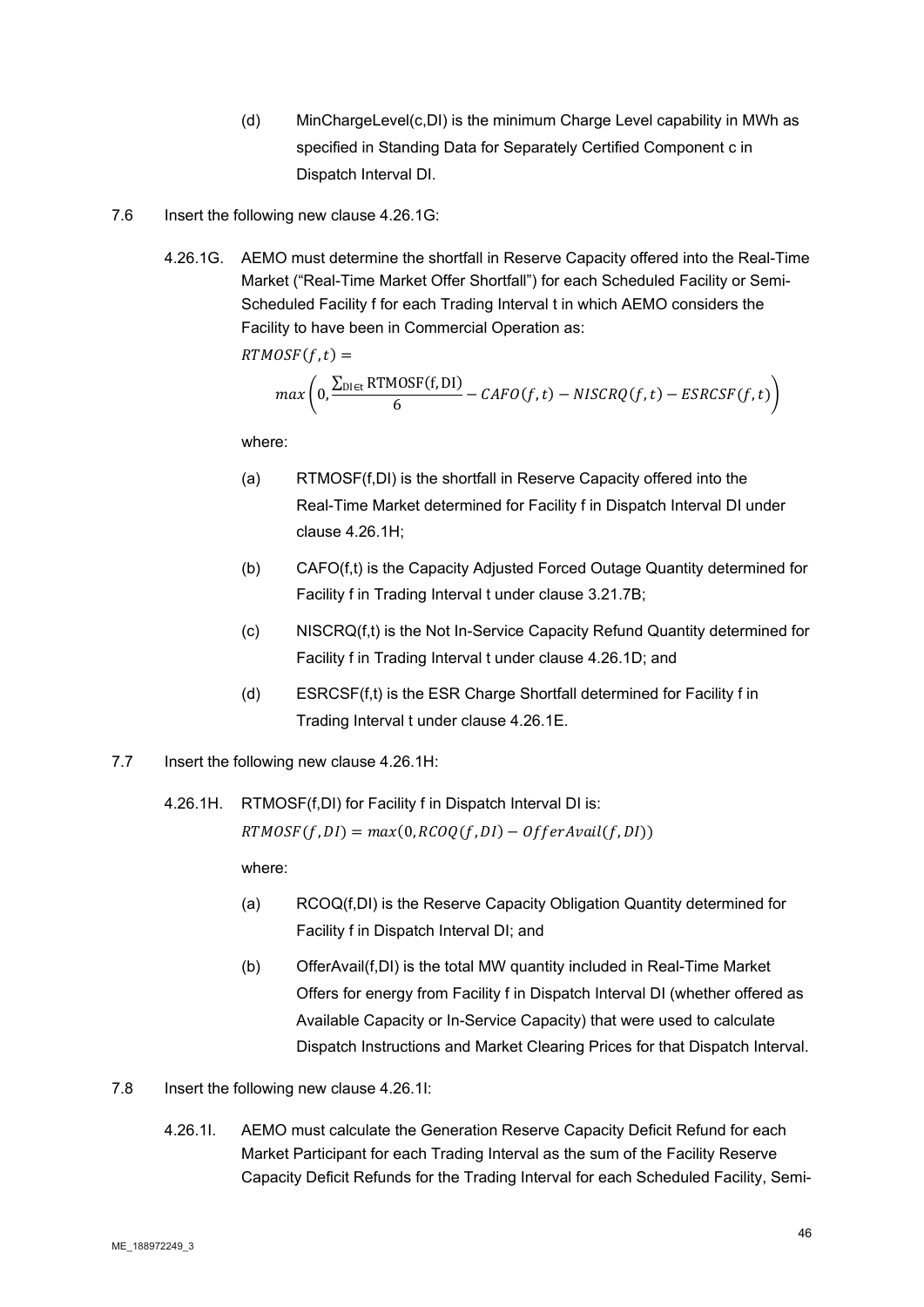(d) MinChargeLevel(c,DI) is the minimum Charge Level capability in MWh as specified in Standing Data for Separately Certified Component c in Dispatch Interval DI.

7.6 Insert the following new clause 4.26.1G:

4.26.1G. AEMO must determine the shortfall in Reserve Capacity offered into the Real-Time Market ("Real-Time Market Offer Shortfall") for each Scheduled Facility or Semi-Scheduled Facility f for each Trading Interval t in which AEMO considers the Facility to have been in Commercial Operation as:

$$RTMOSF(f,t) = max\left(0, \frac{\sum_{DI \in t} \text{RTMOSF(f, DI)}}{6} - CAFO(f,t) - NISCRQ(f,t) - ESRCSF(f,t)\right)$$

where:

(a) RTMOSF(f,DI) is the shortfall in Reserve Capacity offered into the Real-Time Market determined for Facility f in Dispatch Interval DI under clause 4.26.1H;

(b) CAFO(f,t) is the Capacity Adjusted Forced Outage Quantity determined for Facility f in Trading Interval t under clause 3.21.7B;

(c) NISCRQ(f,t) is the Not In-Service Capacity Refund Quantity determined for Facility f in Trading Interval t under clause 4.26.1D; and

(d) ESRCSF(f,t) is the ESR Charge Shortfall determined for Facility f in Trading Interval t under clause 4.26.1E.

7.7 Insert the following new clause 4.26.1H:

4.26.1H. RTMOSF(f,DI) for Facility f in Dispatch Interval DI is:

$$RTMOSF(f,DI) = max(0, RCOQ(f,DI) - OfferAvail(f,DI))$$

where:

(a) RCOQ(f,DI) is the Reserve Capacity Obligation Quantity determined for Facility f in Dispatch Interval DI; and

(b) OfferAvail(f,DI) is the total MW quantity included in Real-Time Market Offers for energy from Facility f in Dispatch Interval DI (whether offered as Available Capacity or In-Service Capacity) that were used to calculate Dispatch Instructions and Market Clearing Prices for that Dispatch Interval.

7.8 Insert the following new clause 4.26.1I:

4.26.1I. AEMO must calculate the Generation Reserve Capacity Deficit Refund for each Market Participant for each Trading Interval as the sum of the Facility Reserve Capacity Deficit Refunds for the Trading Interval for each Scheduled Facility, Semi-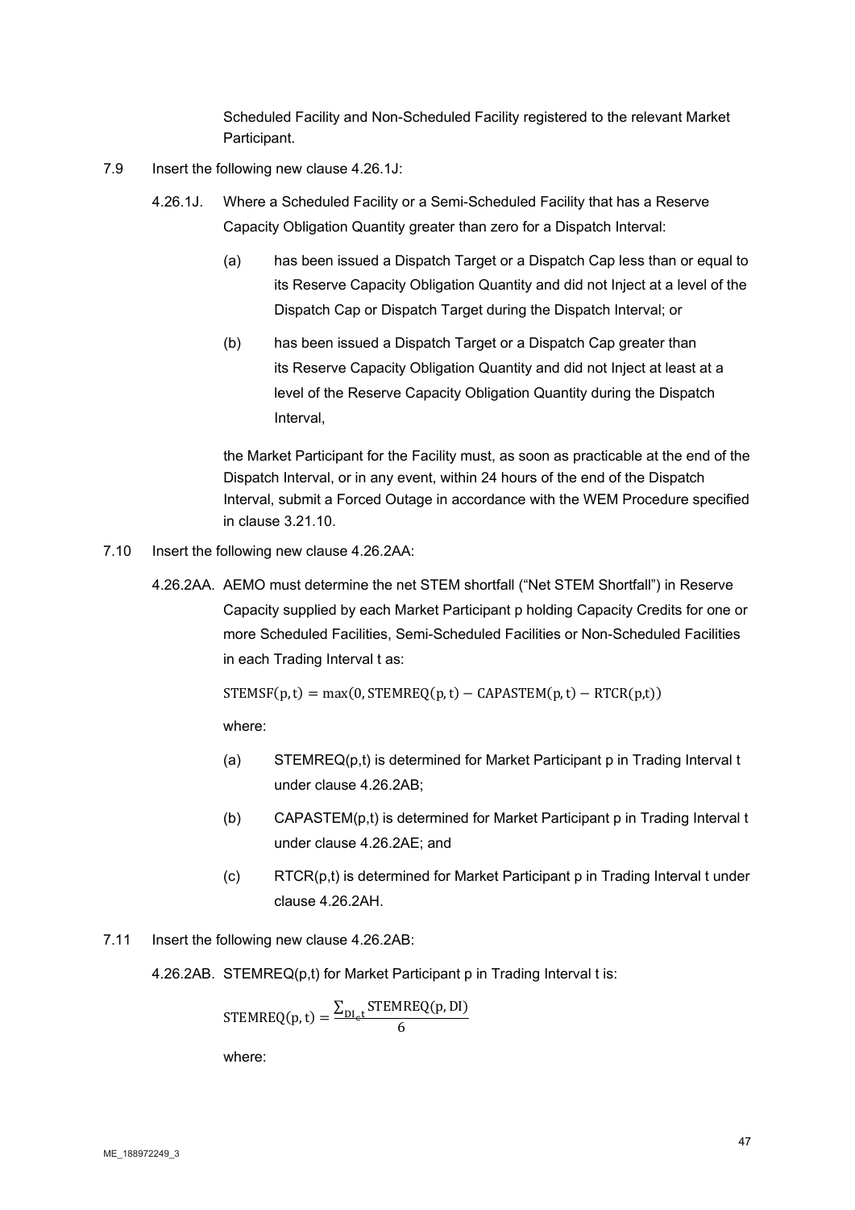Scheduled Facility and Non-Scheduled Facility registered to the relevant Market Participant.

7.9 Insert the following new clause 4.26.1J:

4.26.1J. Where a Scheduled Facility or a Semi-Scheduled Facility that has a Reserve Capacity Obligation Quantity greater than zero for a Dispatch Interval:

(a) has been issued a Dispatch Target or a Dispatch Cap less than or equal to its Reserve Capacity Obligation Quantity and did not Inject at a level of the Dispatch Cap or Dispatch Target during the Dispatch Interval; or

(b) has been issued a Dispatch Target or a Dispatch Cap greater than its Reserve Capacity Obligation Quantity and did not Inject at least at a level of the Reserve Capacity Obligation Quantity during the Dispatch Interval,

the Market Participant for the Facility must, as soon as practicable at the end of the Dispatch Interval, or in any event, within 24 hours of the end of the Dispatch Interval, submit a Forced Outage in accordance with the WEM Procedure specified in clause 3.21.10.

7.10 Insert the following new clause 4.26.2AA:

4.26.2AA. AEMO must determine the net STEM shortfall ("Net STEM Shortfall") in Reserve Capacity supplied by each Market Participant p holding Capacity Credits for one or more Scheduled Facilities, Semi-Scheduled Facilities or Non-Scheduled Facilities in each Trading Interval t as:

$$\mathrm{STEMSF(p, t) = max(0, STEMREQ(p, t) - CAPASTEM(p, t) - RTCR(p,t))}$$

where:

(a) STEMREQ(p,t) is determined for Market Participant p in Trading Interval t under clause 4.26.2AB;

(b) CAPASTEM(p,t) is determined for Market Participant p in Trading Interval t under clause 4.26.2AE; and

(c) RTCR(p,t) is determined for Market Participant p in Trading Interval t under clause 4.26.2AH.

7.11 Insert the following new clause 4.26.2AB:

4.26.2AB. STEMREQ(p,t) for Market Participant p in Trading Interval t is:

$$\mathrm{STEMREQ(p, t)} = \frac{\sum_{\mathrm{DI} \in \mathrm{t}} \mathrm{STEMREQ(p, DI)}}{6}$$

where: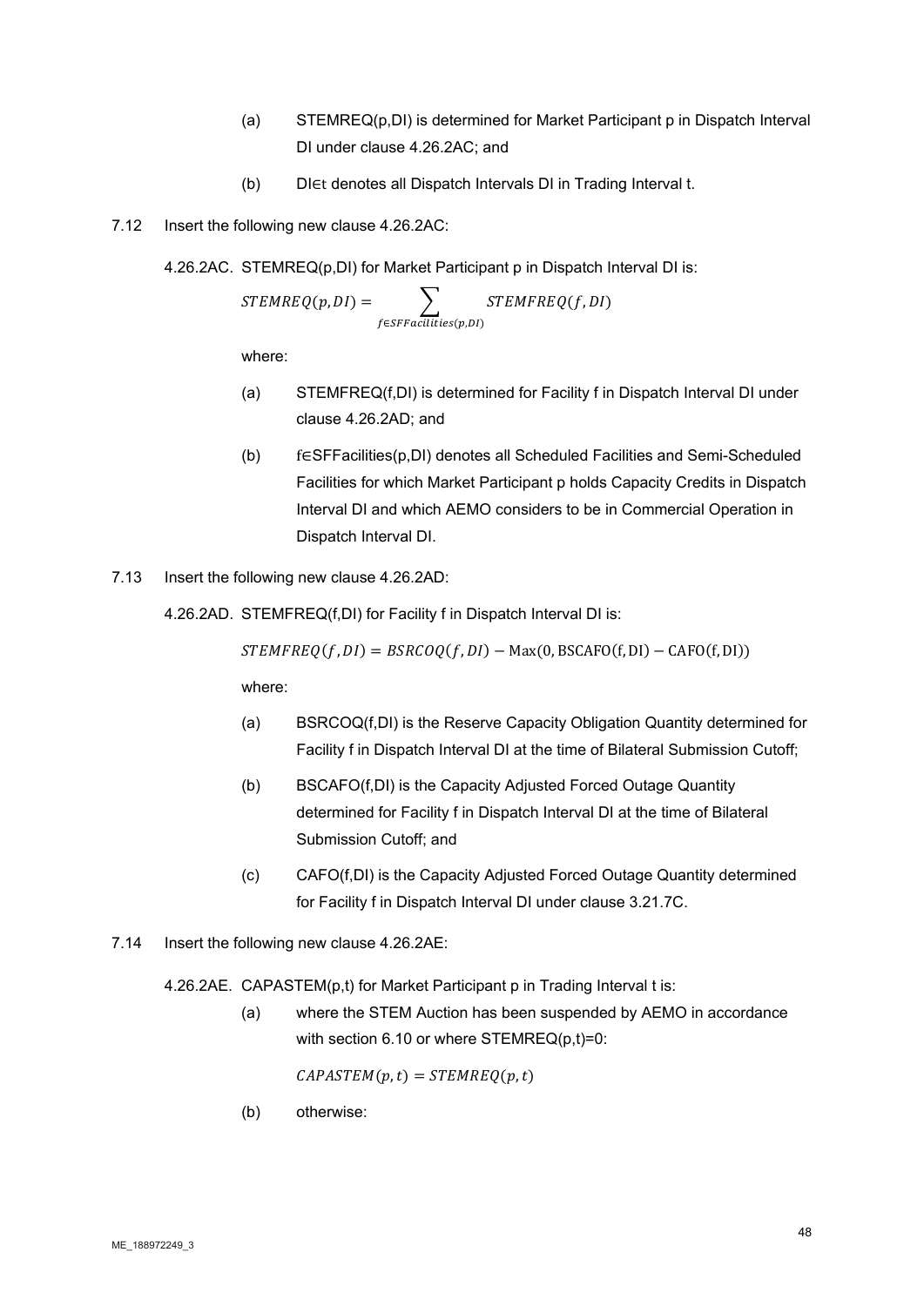(a) STEMREQ(p,DI) is determined for Market Participant p in Dispatch Interval DI under clause 4.26.2AC; and

(b) $DI \in t$ denotes all Dispatch Intervals DI in Trading Interval t.

7.12 Insert the following new clause 4.26.2AC:

4.26.2AC. STEMREQ(p,DI) for Market Participant p in Dispatch Interval DI is:

$$STEMREQ(p, DI) = \sum_{f \in SFFacilities(p,DI)} STEMFREQ(f, DI)$$

where:

(a) STEMFREQ(f,DI) is determined for Facility f in Dispatch Interval DI under clause 4.26.2AD; and

(b) $f \in SFFacilities(p,DI)$ denotes all Scheduled Facilities and Semi-Scheduled Facilities for which Market Participant p holds Capacity Credits in Dispatch Interval DI and which AEMO considers to be in Commercial Operation in Dispatch Interval DI.

7.13 Insert the following new clause 4.26.2AD:

4.26.2AD. STEMFREQ(f,DI) for Facility f in Dispatch Interval DI is:

$$STEMFREQ(f, DI) = BSRCOQ(f, DI) - \mathrm{Max}(0, \mathrm{BSCAFO(f, DI)} - \mathrm{CAFO(f, DI)})$$

where:

(a) BSRCOQ(f,DI) is the Reserve Capacity Obligation Quantity determined for Facility f in Dispatch Interval DI at the time of Bilateral Submission Cutoff;

(b) BSCAFO(f,DI) is the Capacity Adjusted Forced Outage Quantity determined for Facility f in Dispatch Interval DI at the time of Bilateral Submission Cutoff; and

(c) CAFO(f,DI) is the Capacity Adjusted Forced Outage Quantity determined for Facility f in Dispatch Interval DI under clause 3.21.7C.

7.14 Insert the following new clause 4.26.2AE:

4.26.2AE. CAPASTEM(p,t) for Market Participant p in Trading Interval t is:

(a) where the STEM Auction has been suspended by AEMO in accordance with section 6.10 or where STEMREQ(p,t)=0:

$$CAPASTEM(p, t) = STEMREQ(p, t)$$

(b) otherwise: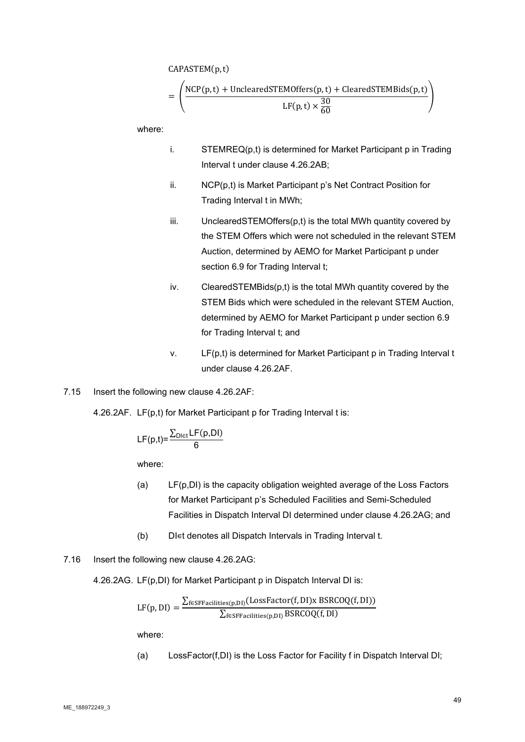$$\text{CAPASTEM}(p,t) = \left( \frac{\text{NCP}(p,t) + \text{UnclearedSTEMOffers}(p,t) + \text{ClearedSTEMBids}(p,t)}{\text{LF}(p,t) \times \frac{30}{60}} \right)$$

where:

i. STEMREQ(p,t) is determined for Market Participant p in Trading Interval t under clause 4.26.2AB;

ii. NCP(p,t) is Market Participant p's Net Contract Position for Trading Interval t in MWh;

iii. UnclearedSTEMOffers(p,t) is the total MWh quantity covered by the STEM Offers which were not scheduled in the relevant STEM Auction, determined by AEMO for Market Participant p under section 6.9 for Trading Interval t;

iv. ClearedSTEMBids(p,t) is the total MWh quantity covered by the STEM Bids which were scheduled in the relevant STEM Auction, determined by AEMO for Market Participant p under section 6.9 for Trading Interval t; and

v. LF(p,t) is determined for Market Participant p in Trading Interval t under clause 4.26.2AF.

7.15 Insert the following new clause 4.26.2AF:

4.26.2AF. LF(p,t) for Market Participant p for Trading Interval t is:

$$\text{LF}(p,t) = \frac{\sum_{\text{DI}\in t} \text{LF}(p,\text{DI})}{6}$$

where:

(a) LF(p,DI) is the capacity obligation weighted average of the Loss Factors for Market Participant p's Scheduled Facilities and Semi-Scheduled Facilities in Dispatch Interval DI determined under clause 4.26.2AG; and

(b) DI∈t denotes all Dispatch Intervals in Trading Interval t.

7.16 Insert the following new clause 4.26.2AG:

4.26.2AG. LF(p,DI) for Market Participant p in Dispatch Interval DI is:

$$\text{LF}(p,\text{DI}) = \frac{\sum_{f \in \text{SFFacilities}(p,\text{DI})} (\text{LossFactor}(f,\text{DI}) \text{x BSRCOQ}(f,\text{DI}))}{\sum_{f \in \text{SFFacilities}(p,\text{DI})} \text{BSRCOQ}(f,\text{DI})}$$

where:

(a) LossFactor(f,DI) is the Loss Factor for Facility f in Dispatch Interval DI;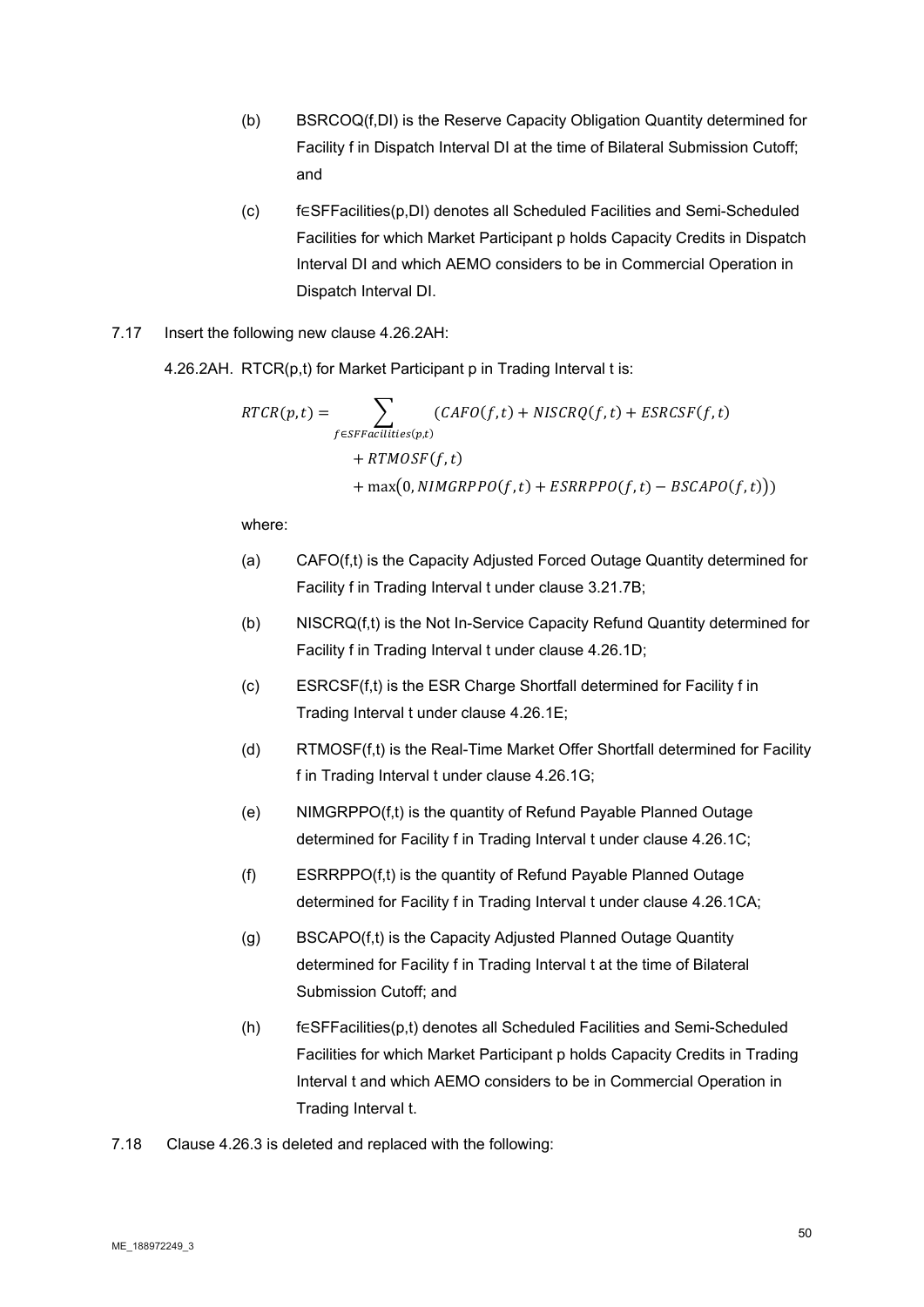(b) BSRCOQ(f,DI) is the Reserve Capacity Obligation Quantity determined for Facility f in Dispatch Interval DI at the time of Bilateral Submission Cutoff; and

(c) f∈SFFacilities(p,DI) denotes all Scheduled Facilities and Semi-Scheduled Facilities for which Market Participant p holds Capacity Credits in Dispatch Interval DI and which AEMO considers to be in Commercial Operation in Dispatch Interval DI.

7.17 Insert the following new clause 4.26.2AH:

4.26.2AH. RTCR(p,t) for Market Participant p in Trading Interval t is:

$$RTCR(p,t) = \sum_{f \in SFFacilities(p,t)} (CAFO(f,t) + NISCRQ(f,t) + ESRCSF(f,t) + RTMOSF(f,t) + \max(0, NIMGRPPO(f,t) + ESRRPPO(f,t) - BSCAPO(f,t)))$$

where:

(a) CAFO(f,t) is the Capacity Adjusted Forced Outage Quantity determined for Facility f in Trading Interval t under clause 3.21.7B;

(b) NISCRQ(f,t) is the Not In-Service Capacity Refund Quantity determined for Facility f in Trading Interval t under clause 4.26.1D;

(c) ESRCSF(f,t) is the ESR Charge Shortfall determined for Facility f in Trading Interval t under clause 4.26.1E;

(d) RTMOSF(f,t) is the Real-Time Market Offer Shortfall determined for Facility f in Trading Interval t under clause 4.26.1G;

(e) NIMGRPPO(f,t) is the quantity of Refund Payable Planned Outage determined for Facility f in Trading Interval t under clause 4.26.1C;

(f) ESRRPPO(f,t) is the quantity of Refund Payable Planned Outage determined for Facility f in Trading Interval t under clause 4.26.1CA;

(g) BSCAPO(f,t) is the Capacity Adjusted Planned Outage Quantity determined for Facility f in Trading Interval t at the time of Bilateral Submission Cutoff; and

(h) f∈SFFacilities(p,t) denotes all Scheduled Facilities and Semi-Scheduled Facilities for which Market Participant p holds Capacity Credits in Trading Interval t and which AEMO considers to be in Commercial Operation in Trading Interval t.

7.18 Clause 4.26.3 is deleted and replaced with the following: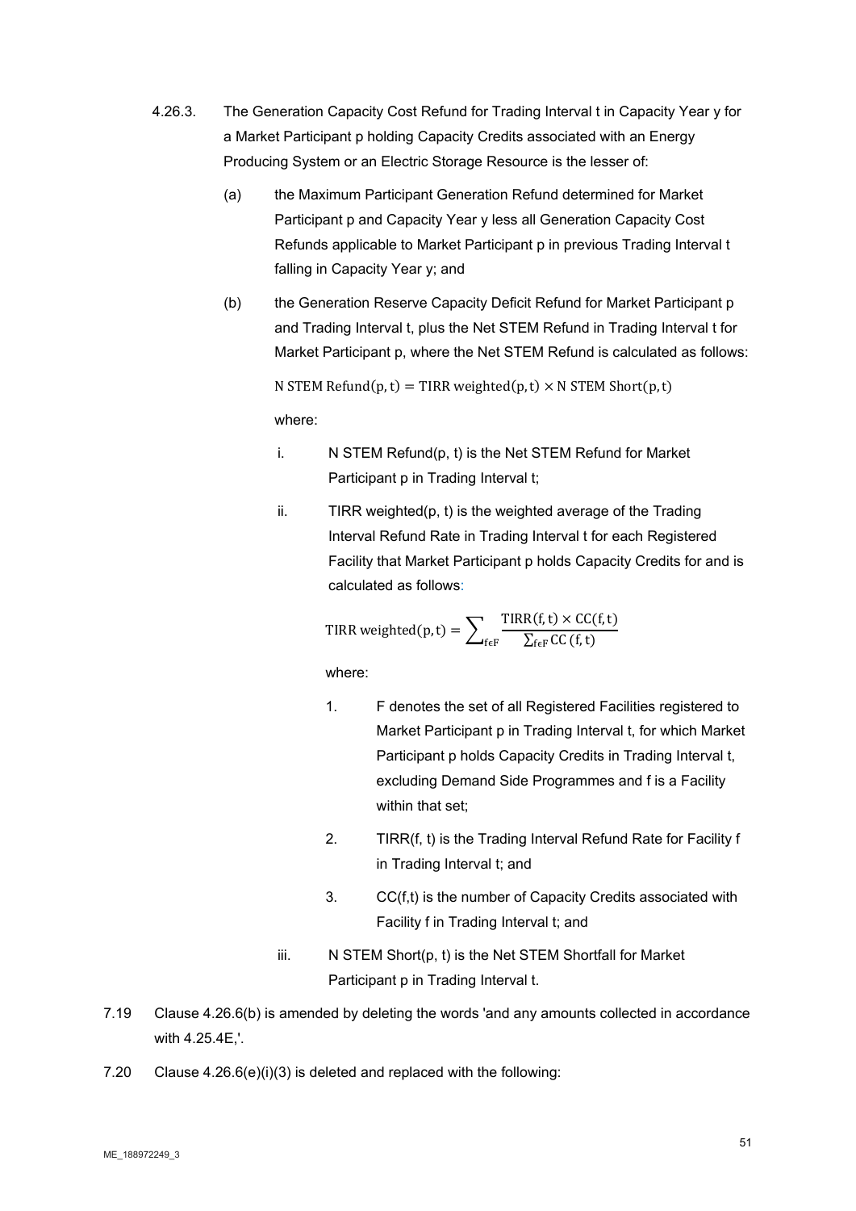4.26.3. The Generation Capacity Cost Refund for Trading Interval t in Capacity Year y for a Market Participant p holding Capacity Credits associated with an Energy Producing System or an Electric Storage Resource is the lesser of:

(a) the Maximum Participant Generation Refund determined for Market Participant p and Capacity Year y less all Generation Capacity Cost Refunds applicable to Market Participant p in previous Trading Interval t falling in Capacity Year y; and

(b) the Generation Reserve Capacity Deficit Refund for Market Participant p and Trading Interval t, plus the Net STEM Refund in Trading Interval t for Market Participant p, where the Net STEM Refund is calculated as follows:

$$\text{N STEM Refund}(\text{p}, \text{t}) = \text{TIRR weighted}(\text{p}, \text{t}) \times \text{N STEM Short}(\text{p}, \text{t})$$

where:

i. N STEM Refund(p, t) is the Net STEM Refund for Market Participant p in Trading Interval t;

ii. TIRR weighted(p, t) is the weighted average of the Trading Interval Refund Rate in Trading Interval t for each Registered Facility that Market Participant p holds Capacity Credits for and is calculated as follows:

$$\text{TIRR weighted}(\text{p}, \text{t}) = \sum\nolimits_{\text{f}\epsilon\text{F}} \frac{\text{TIRR}(\text{f}, \text{t}) \times \text{CC}(\text{f}, \text{t})}{\sum_{\text{f}\epsilon\text{F}} \text{CC}\,(\text{f}, \text{t})}$$

where:

1. F denotes the set of all Registered Facilities registered to Market Participant p in Trading Interval t, for which Market Participant p holds Capacity Credits in Trading Interval t, excluding Demand Side Programmes and f is a Facility within that set;

2. TIRR(f, t) is the Trading Interval Refund Rate for Facility f in Trading Interval t; and

3. CC(f,t) is the number of Capacity Credits associated with Facility f in Trading Interval t; and

iii. N STEM Short(p, t) is the Net STEM Shortfall for Market Participant p in Trading Interval t.

7.19 Clause 4.26.6(b) is amended by deleting the words 'and any amounts collected in accordance with 4.25.4E,'.

7.20 Clause 4.26.6(e)(i)(3) is deleted and replaced with the following: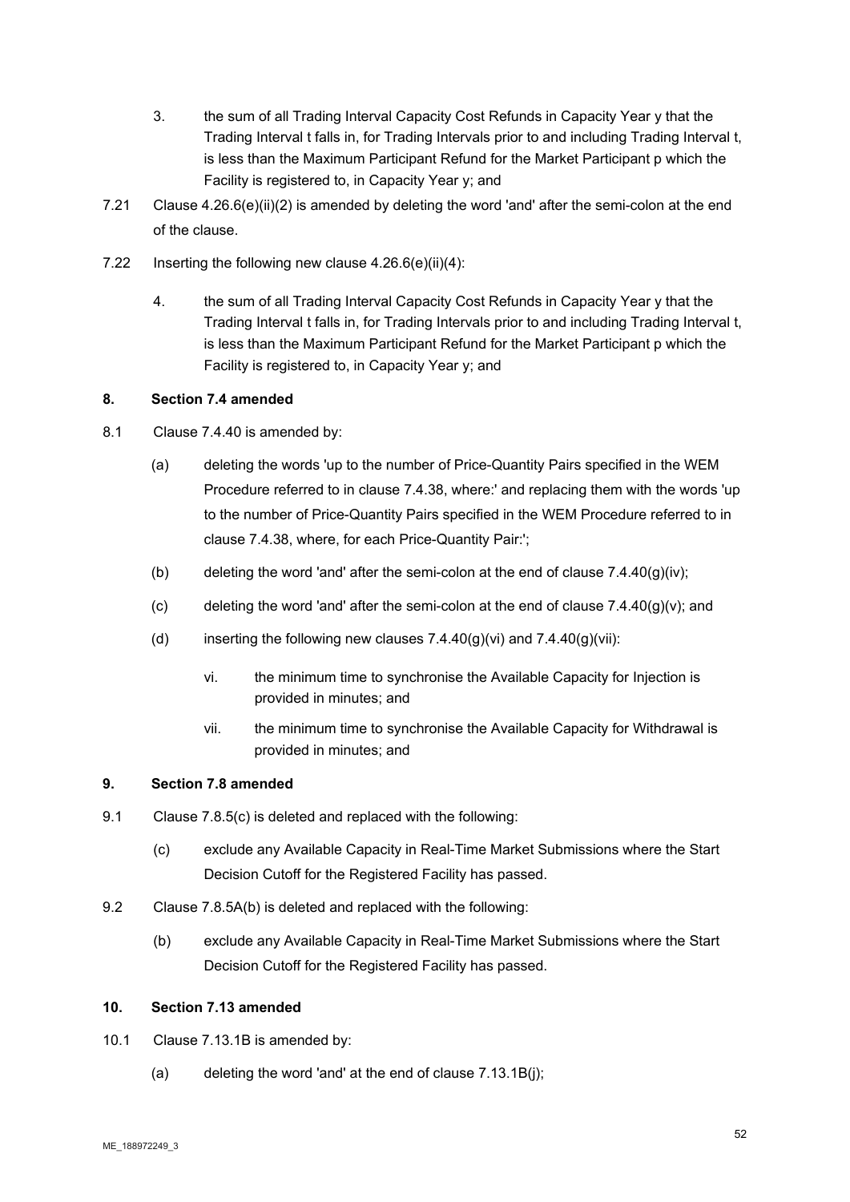3. the sum of all Trading Interval Capacity Cost Refunds in Capacity Year y that the Trading Interval t falls in, for Trading Intervals prior to and including Trading Interval t, is less than the Maximum Participant Refund for the Market Participant p which the Facility is registered to, in Capacity Year y; and

7.21 Clause 4.26.6(e)(ii)(2) is amended by deleting the word 'and' after the semi-colon at the end of the clause.

7.22 Inserting the following new clause 4.26.6(e)(ii)(4):

4. the sum of all Trading Interval Capacity Cost Refunds in Capacity Year y that the Trading Interval t falls in, for Trading Intervals prior to and including Trading Interval t, is less than the Maximum Participant Refund for the Market Participant p which the Facility is registered to, in Capacity Year y; and

**8. Section 7.4 amended**

8.1 Clause 7.4.40 is amended by:

(a) deleting the words 'up to the number of Price-Quantity Pairs specified in the WEM Procedure referred to in clause 7.4.38, where:' and replacing them with the words 'up to the number of Price-Quantity Pairs specified in the WEM Procedure referred to in clause 7.4.38, where, for each Price-Quantity Pair:';

(b) deleting the word 'and' after the semi-colon at the end of clause 7.4.40(g)(iv);

(c) deleting the word 'and' after the semi-colon at the end of clause 7.4.40(g)(v); and

(d) inserting the following new clauses 7.4.40(g)(vi) and 7.4.40(g)(vii):

vi. the minimum time to synchronise the Available Capacity for Injection is provided in minutes; and

vii. the minimum time to synchronise the Available Capacity for Withdrawal is provided in minutes; and

**9. Section 7.8 amended**

9.1 Clause 7.8.5(c) is deleted and replaced with the following:

(c) exclude any Available Capacity in Real-Time Market Submissions where the Start Decision Cutoff for the Registered Facility has passed.

9.2 Clause 7.8.5A(b) is deleted and replaced with the following:

(b) exclude any Available Capacity in Real-Time Market Submissions where the Start Decision Cutoff for the Registered Facility has passed.

**10. Section 7.13 amended**

10.1 Clause 7.13.1B is amended by:

(a) deleting the word 'and' at the end of clause 7.13.1B(j);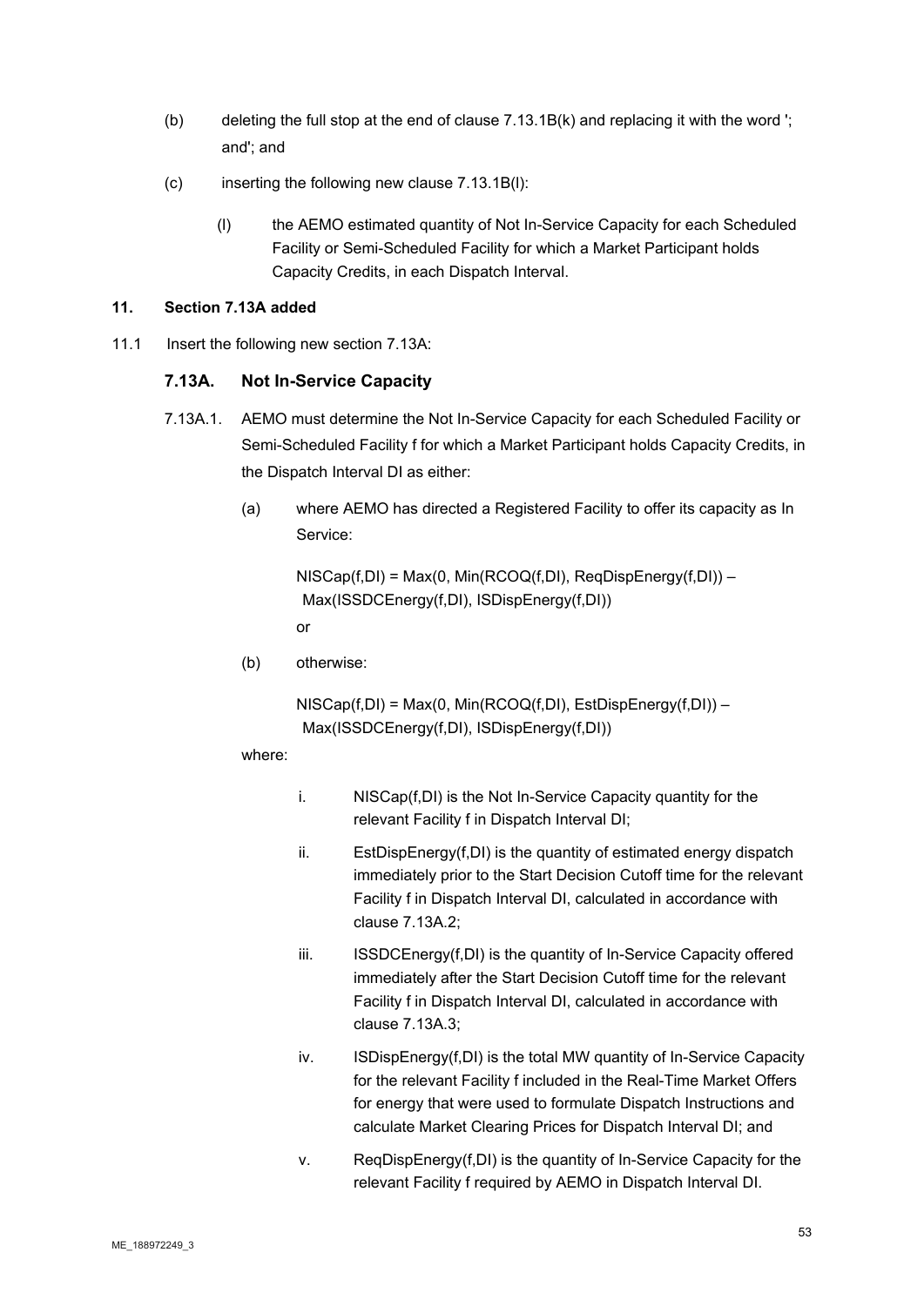(b) deleting the full stop at the end of clause 7.13.1B(k) and replacing it with the word '; and'; and

(c) inserting the following new clause 7.13.1B(l):

> (l) the AEMO estimated quantity of Not In-Service Capacity for each Scheduled Facility or Semi-Scheduled Facility for which a Market Participant holds Capacity Credits, in each Dispatch Interval.

**11. Section 7.13A added**

11.1 Insert the following new section 7.13A:

### 7.13A. Not In-Service Capacity

7.13A.1. AEMO must determine the Not In-Service Capacity for each Scheduled Facility or Semi-Scheduled Facility f for which a Market Participant holds Capacity Credits, in the Dispatch Interval DI as either:

(a) where AEMO has directed a Registered Facility to offer its capacity as In Service:

$$NISCap(f,DI) = Max(0, Min(RCOQ(f,DI), ReqDispEnergy(f,DI)) – Max(ISSDCEnergy(f,DI), ISDispEnergy(f,DI))$$

or

(b) otherwise:

$$NISCap(f,DI) = Max(0, Min(RCOQ(f,DI), EstDispEnergy(f,DI)) – Max(ISSDCEnergy(f,DI), ISDispEnergy(f,DI))$$

where:

i. NISCap(f,DI) is the Not In-Service Capacity quantity for the relevant Facility f in Dispatch Interval DI;

ii. EstDispEnergy(f,DI) is the quantity of estimated energy dispatch immediately prior to the Start Decision Cutoff time for the relevant Facility f in Dispatch Interval DI, calculated in accordance with clause 7.13A.2;

iii. ISSDCEnergy(f,DI) is the quantity of In-Service Capacity offered immediately after the Start Decision Cutoff time for the relevant Facility f in Dispatch Interval DI, calculated in accordance with clause 7.13A.3;

iv. ISDispEnergy(f,DI) is the total MW quantity of In-Service Capacity for the relevant Facility f included in the Real-Time Market Offers for energy that were used to formulate Dispatch Instructions and calculate Market Clearing Prices for Dispatch Interval DI; and

v. ReqDispEnergy(f,DI) is the quantity of In-Service Capacity for the relevant Facility f required by AEMO in Dispatch Interval DI.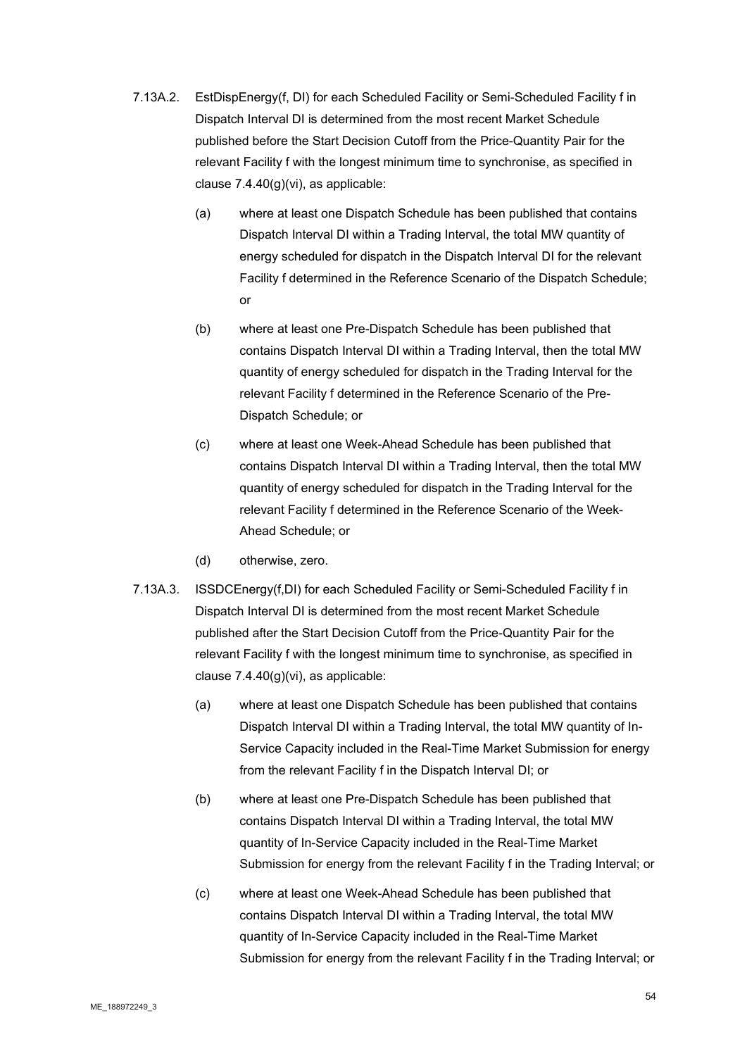7.13A.2. EstDispEnergy(f, DI) for each Scheduled Facility or Semi-Scheduled Facility f in Dispatch Interval DI is determined from the most recent Market Schedule published before the Start Decision Cutoff from the Price-Quantity Pair for the relevant Facility f with the longest minimum time to synchronise, as specified in clause 7.4.40(g)(vi), as applicable:

(a) where at least one Dispatch Schedule has been published that contains Dispatch Interval DI within a Trading Interval, the total MW quantity of energy scheduled for dispatch in the Dispatch Interval DI for the relevant Facility f determined in the Reference Scenario of the Dispatch Schedule; or

(b) where at least one Pre-Dispatch Schedule has been published that contains Dispatch Interval DI within a Trading Interval, then the total MW quantity of energy scheduled for dispatch in the Trading Interval for the relevant Facility f determined in the Reference Scenario of the Pre-Dispatch Schedule; or

(c) where at least one Week-Ahead Schedule has been published that contains Dispatch Interval DI within a Trading Interval, then the total MW quantity of energy scheduled for dispatch in the Trading Interval for the relevant Facility f determined in the Reference Scenario of the Week-Ahead Schedule; or

(d) otherwise, zero.

7.13A.3. ISSDCEnergy(f,DI) for each Scheduled Facility or Semi-Scheduled Facility f in Dispatch Interval DI is determined from the most recent Market Schedule published after the Start Decision Cutoff from the Price-Quantity Pair for the relevant Facility f with the longest minimum time to synchronise, as specified in clause 7.4.40(g)(vi), as applicable:

(a) where at least one Dispatch Schedule has been published that contains Dispatch Interval DI within a Trading Interval, the total MW quantity of In-Service Capacity included in the Real-Time Market Submission for energy from the relevant Facility f in the Dispatch Interval DI; or

(b) where at least one Pre-Dispatch Schedule has been published that contains Dispatch Interval DI within a Trading Interval, the total MW quantity of In-Service Capacity included in the Real-Time Market Submission for energy from the relevant Facility f in the Trading Interval; or

(c) where at least one Week-Ahead Schedule has been published that contains Dispatch Interval DI within a Trading Interval, the total MW quantity of In-Service Capacity included in the Real-Time Market Submission for energy from the relevant Facility f in the Trading Interval; or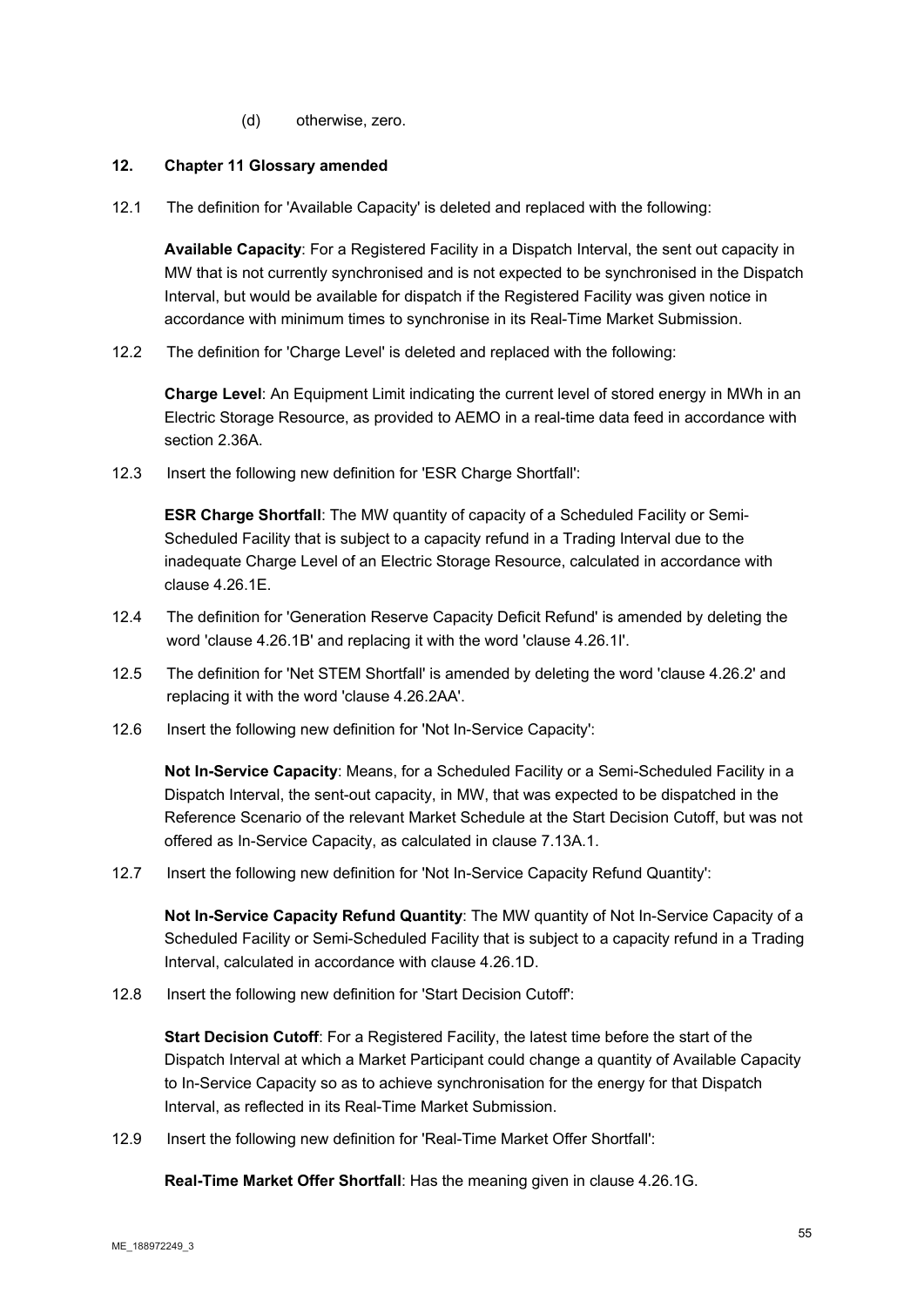(d) otherwise, zero.

## 12. Chapter 11 Glossary amended

12.1 The definition for 'Available Capacity' is deleted and replaced with the following:

**Available Capacity**: For a Registered Facility in a Dispatch Interval, the sent out capacity in MW that is not currently synchronised and is not expected to be synchronised in the Dispatch Interval, but would be available for dispatch if the Registered Facility was given notice in accordance with minimum times to synchronise in its Real-Time Market Submission.

12.2 The definition for 'Charge Level' is deleted and replaced with the following:

**Charge Level**: An Equipment Limit indicating the current level of stored energy in MWh in an Electric Storage Resource, as provided to AEMO in a real-time data feed in accordance with section 2.36A.

12.3 Insert the following new definition for 'ESR Charge Shortfall':

**ESR Charge Shortfall**: The MW quantity of capacity of a Scheduled Facility or Semi-Scheduled Facility that is subject to a capacity refund in a Trading Interval due to the inadequate Charge Level of an Electric Storage Resource, calculated in accordance with clause 4.26.1E.

12.4 The definition for 'Generation Reserve Capacity Deficit Refund' is amended by deleting the word 'clause 4.26.1B' and replacing it with the word 'clause 4.26.1I'.

12.5 The definition for 'Net STEM Shortfall' is amended by deleting the word 'clause 4.26.2' and replacing it with the word 'clause 4.26.2AA'.

12.6 Insert the following new definition for 'Not In-Service Capacity':

**Not In-Service Capacity**: Means, for a Scheduled Facility or a Semi-Scheduled Facility in a Dispatch Interval, the sent-out capacity, in MW, that was expected to be dispatched in the Reference Scenario of the relevant Market Schedule at the Start Decision Cutoff, but was not offered as In-Service Capacity, as calculated in clause 7.13A.1.

12.7 Insert the following new definition for 'Not In-Service Capacity Refund Quantity':

**Not In-Service Capacity Refund Quantity**: The MW quantity of Not In-Service Capacity of a Scheduled Facility or Semi-Scheduled Facility that is subject to a capacity refund in a Trading Interval, calculated in accordance with clause 4.26.1D.

12.8 Insert the following new definition for 'Start Decision Cutoff':

**Start Decision Cutoff**: For a Registered Facility, the latest time before the start of the Dispatch Interval at which a Market Participant could change a quantity of Available Capacity to In-Service Capacity so as to achieve synchronisation for the energy for that Dispatch Interval, as reflected in its Real-Time Market Submission.

12.9 Insert the following new definition for 'Real-Time Market Offer Shortfall':

**Real-Time Market Offer Shortfall**: Has the meaning given in clause 4.26.1G.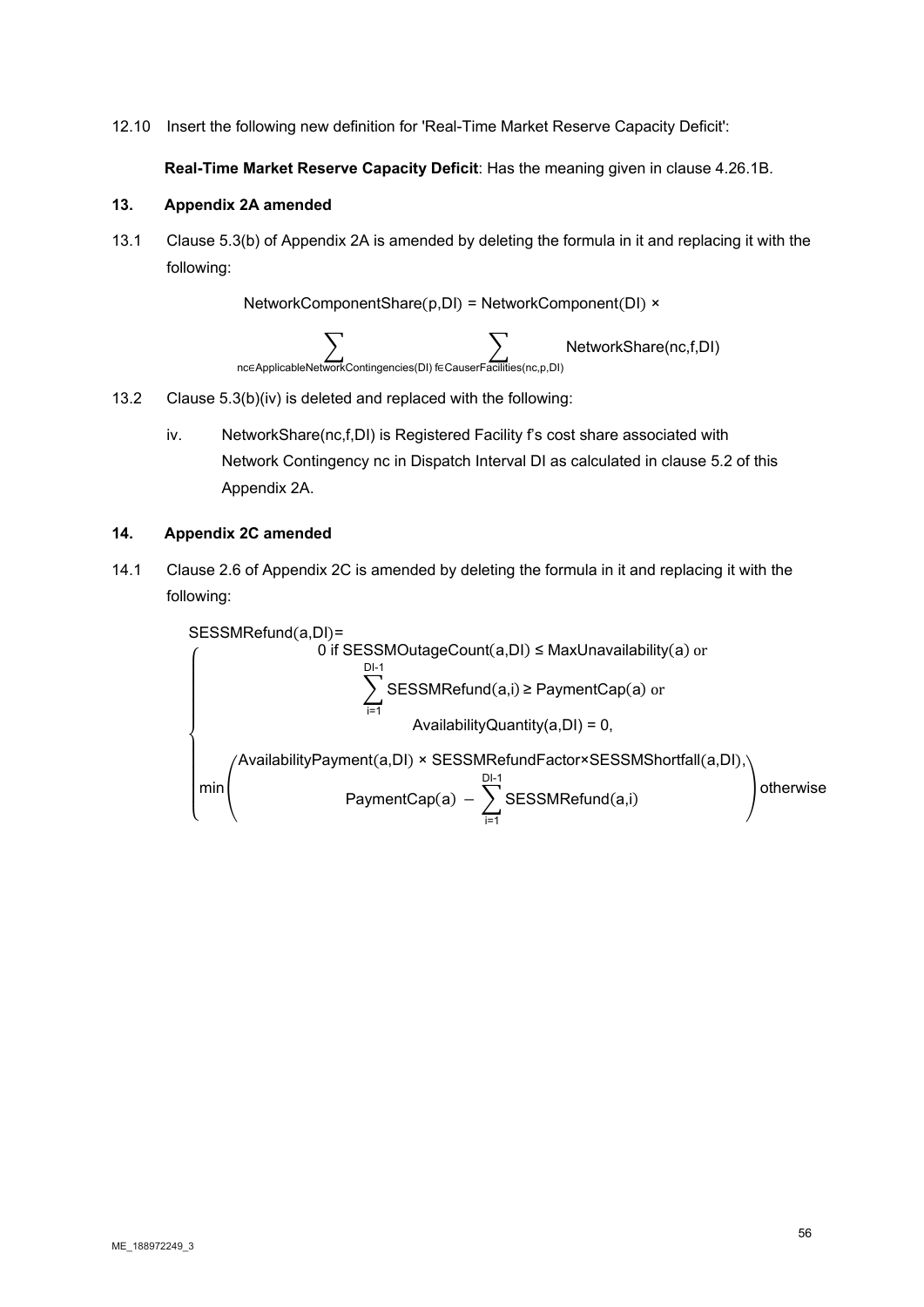12.10 Insert the following new definition for 'Real-Time Market Reserve Capacity Deficit':

**Real-Time Market Reserve Capacity Deficit**: Has the meaning given in clause 4.26.1B.

## 13. Appendix 2A amended

13.1 Clause 5.3(b) of Appendix 2A is amended by deleting the formula in it and replacing it with the following:

$$\text{NetworkComponentShare}(p,DI) = \text{NetworkComponent}(DI) \times \sum_{nc \in \text{ApplicableNetworkContingencies}(DI)} \sum_{f \in \text{CauserFacilities}(nc,p,DI)} \text{NetworkShare}(nc,f,DI)$$

13.2 Clause 5.3(b)(iv) is deleted and replaced with the following:

iv. NetworkShare(nc,f,DI) is Registered Facility f's cost share associated with Network Contingency nc in Dispatch Interval DI as calculated in clause 5.2 of this Appendix 2A.

## 14. Appendix 2C amended

14.1 Clause 2.6 of Appendix 2C is amended by deleting the formula in it and replacing it with the following:

$$\text{SESSMRefund}(a,DI) = \begin{cases} 0 \text{ if } \text{SESSMOutageCount}(a,DI) \leq \text{MaxUnavailability}(a) \text{ or} \\ \quad \sum_{i=1}^{DI-1} \text{SESSMRefund}(a,i) \geq \text{PaymentCap}(a) \text{ or} \\ \quad \text{AvailabilityQuantity}(a,DI) = 0, \\ \min\left(\begin{array}{c} \text{AvailabilityPayment}(a,DI) \times \text{SESSMRefundFactor} \times \text{SESSMShortfall}(a,DI), \\ \text{PaymentCap}(a) - \sum_{i=1}^{DI-1} \text{SESSMRefund}(a,i) \end{array}\right) \text{ otherwise} \end{cases}$$

ME_188972249_3